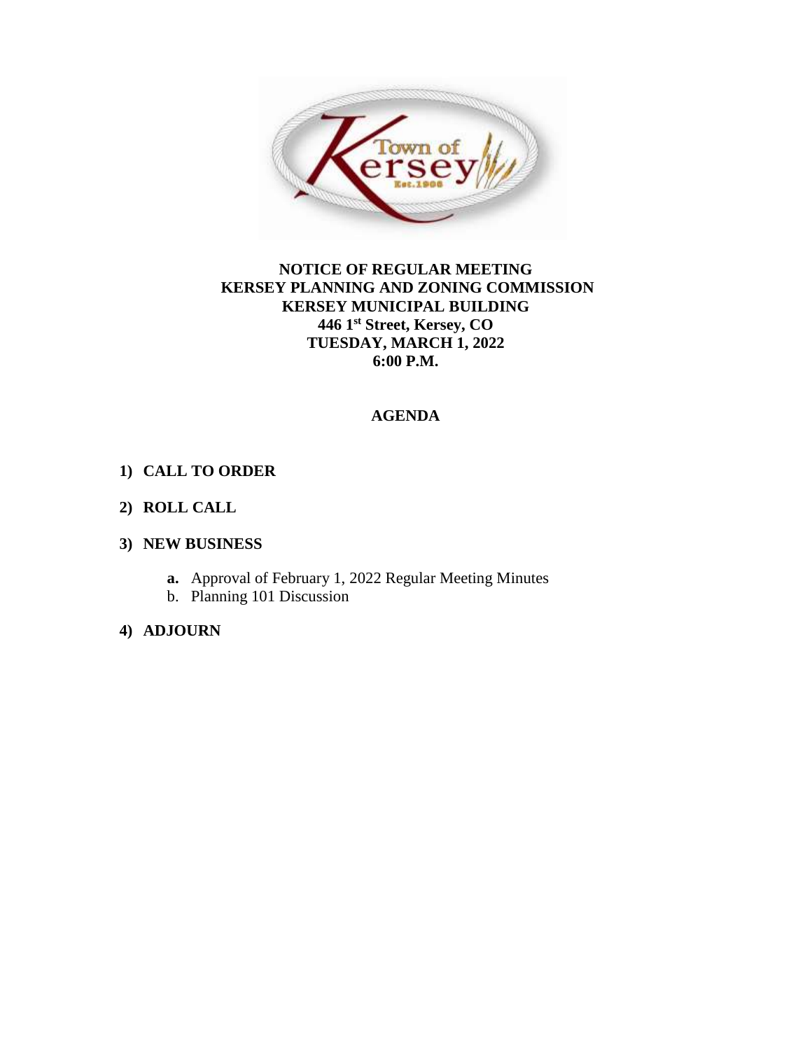**NOTICE OF REGULAR MEETING**
**KERSEY PLANNING AND ZONING COMMISSION**
**KERSEY MUNICIPAL BUILDING**
**446 1st Street, Kersey, CO**
**TUESDAY, MARCH 1, 2022**
**6:00 P.M.**

## AGENDA

1) **CALL TO ORDER**

2) **ROLL CALL**

3) **NEW BUSINESS**

   **a.** Approval of February 1, 2022 Regular Meeting Minutes
   b. Planning 101 Discussion

4) **ADJOURN**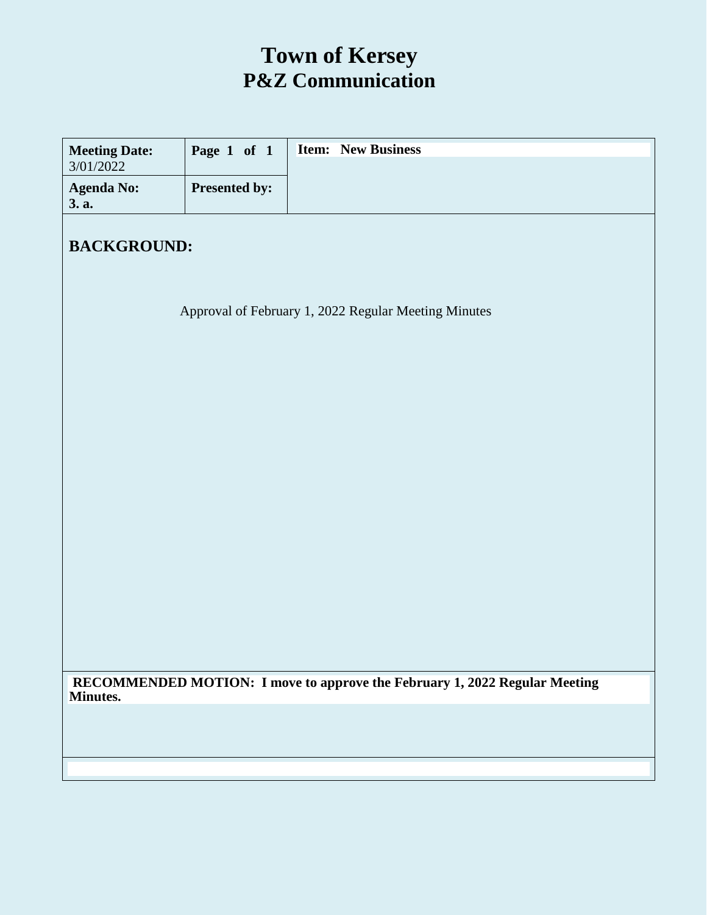# Town of Kersey
## P&Z Communication

| **Meeting Date:** 3/01/2022 | **Page 1 of 1** | **Item: New Business** |
|---|---|---|
| **Agenda No:** **3. a.** | **Presented by:** | |

### BACKGROUND:

Approval of February 1, 2022 Regular Meeting Minutes

**RECOMMENDED MOTION: I move to approve the February 1, 2022 Regular Meeting Minutes.**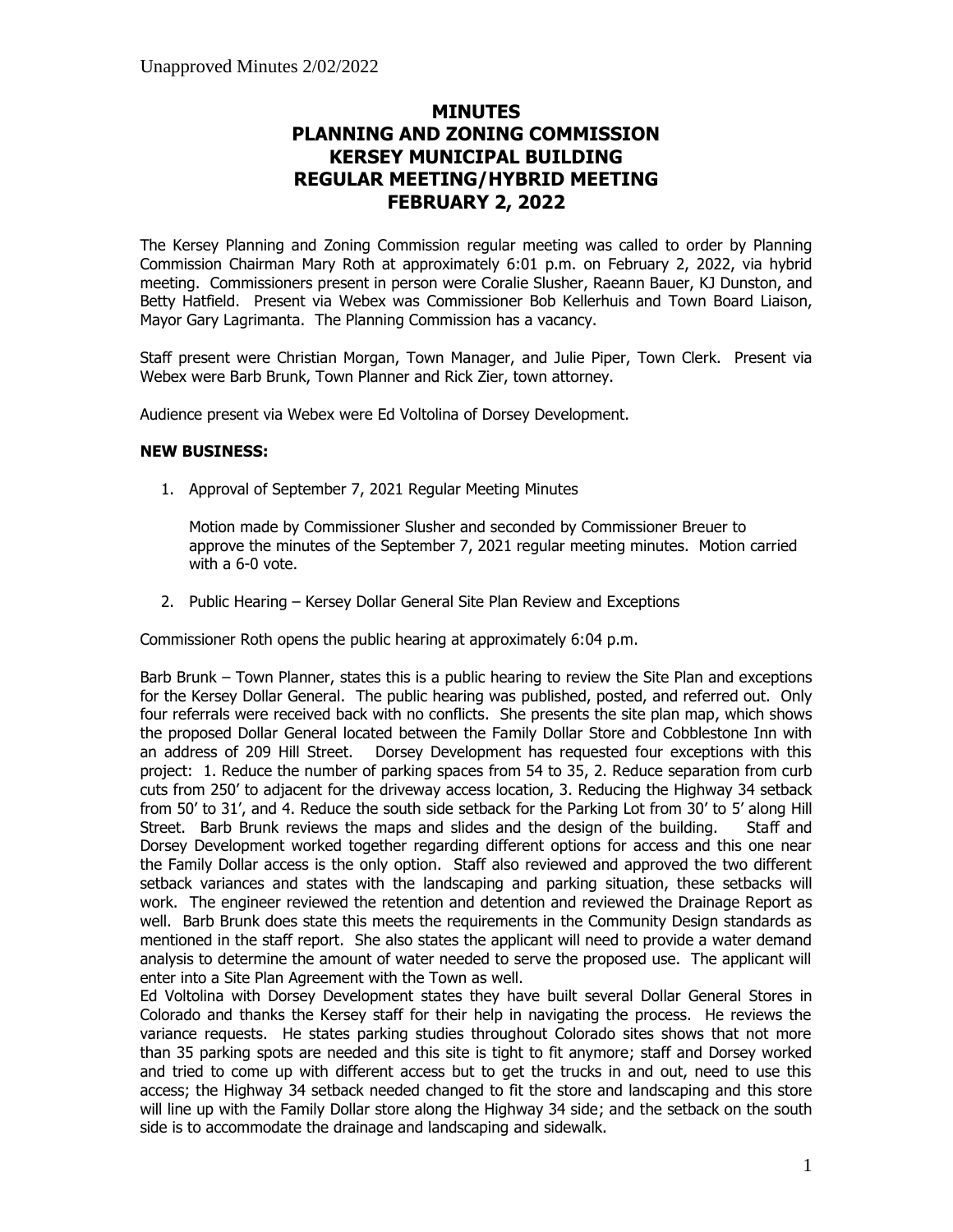Unapproved Minutes 2/02/2022

# MINUTES
# PLANNING AND ZONING COMMISSION
# KERSEY MUNICIPAL BUILDING
# REGULAR MEETING/HYBRID MEETING
# FEBRUARY 2, 2022

The Kersey Planning and Zoning Commission regular meeting was called to order by Planning Commission Chairman Mary Roth at approximately 6:01 p.m. on February 2, 2022, via hybrid meeting. Commissioners present in person were Coralie Slusher, Raeann Bauer, KJ Dunston, and Betty Hatfield. Present via Webex was Commissioner Bob Kellerhuis and Town Board Liaison, Mayor Gary Lagrimanta. The Planning Commission has a vacancy.

Staff present were Christian Morgan, Town Manager, and Julie Piper, Town Clerk. Present via Webex were Barb Brunk, Town Planner and Rick Zier, town attorney.

Audience present via Webex were Ed Voltolina of Dorsey Development.

**NEW BUSINESS:**

1. Approval of September 7, 2021 Regular Meeting Minutes

   Motion made by Commissioner Slusher and seconded by Commissioner Breuer to approve the minutes of the September 7, 2021 regular meeting minutes. Motion carried with a 6-0 vote.

2. Public Hearing – Kersey Dollar General Site Plan Review and Exceptions

Commissioner Roth opens the public hearing at approximately 6:04 p.m.

Barb Brunk – Town Planner, states this is a public hearing to review the Site Plan and exceptions for the Kersey Dollar General. The public hearing was published, posted, and referred out. Only four referrals were received back with no conflicts. She presents the site plan map, which shows the proposed Dollar General located between the Family Dollar Store and Cobblestone Inn with an address of 209 Hill Street. Dorsey Development has requested four exceptions with this project: 1. Reduce the number of parking spaces from 54 to 35, 2. Reduce separation from curb cuts from 250' to adjacent for the driveway access location, 3. Reducing the Highway 34 setback from 50' to 31', and 4. Reduce the south side setback for the Parking Lot from 30' to 5' along Hill Street. Barb Brunk reviews the maps and slides and the design of the building. Staff and Dorsey Development worked together regarding different options for access and this one near the Family Dollar access is the only option. Staff also reviewed and approved the two different setback variances and states with the landscaping and parking situation, these setbacks will work. The engineer reviewed the retention and detention and reviewed the Drainage Report as well. Barb Brunk does state this meets the requirements in the Community Design standards as mentioned in the staff report. She also states the applicant will need to provide a water demand analysis to determine the amount of water needed to serve the proposed use. The applicant will enter into a Site Plan Agreement with the Town as well.

Ed Voltolina with Dorsey Development states they have built several Dollar General Stores in Colorado and thanks the Kersey staff for their help in navigating the process. He reviews the variance requests. He states parking studies throughout Colorado sites shows that not more than 35 parking spots are needed and this site is tight to fit anymore; staff and Dorsey worked and tried to come up with different access but to get the trucks in and out, need to use this access; the Highway 34 setback needed changed to fit the store and landscaping and this store will line up with the Family Dollar store along the Highway 34 side; and the setback on the south side is to accommodate the drainage and landscaping and sidewalk.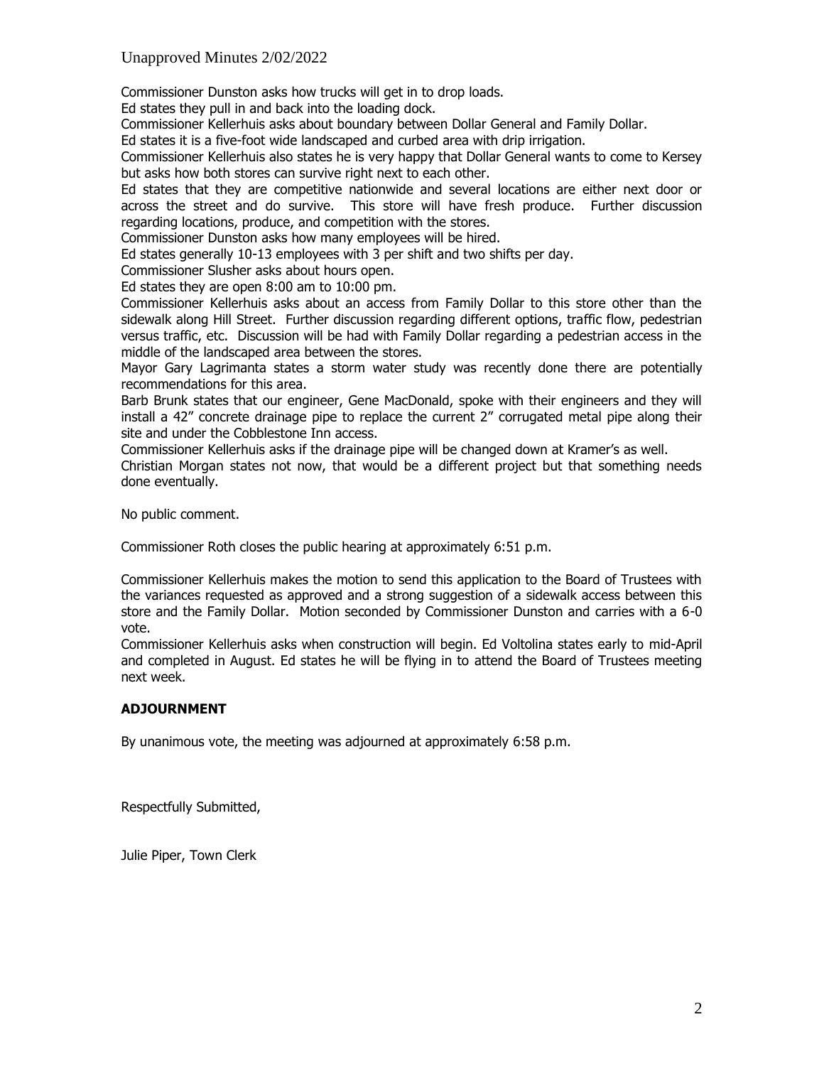Commissioner Dunston asks how trucks will get in to drop loads.

Ed states they pull in and back into the loading dock.

Commissioner Kellerhuis asks about boundary between Dollar General and Family Dollar.

Ed states it is a five-foot wide landscaped and curbed area with drip irrigation.

Commissioner Kellerhuis also states he is very happy that Dollar General wants to come to Kersey but asks how both stores can survive right next to each other.

Ed states that they are competitive nationwide and several locations are either next door or across the street and do survive. This store will have fresh produce. Further discussion regarding locations, produce, and competition with the stores.

Commissioner Dunston asks how many employees will be hired.

Ed states generally 10-13 employees with 3 per shift and two shifts per day.

Commissioner Slusher asks about hours open.

Ed states they are open 8:00 am to 10:00 pm.

Commissioner Kellerhuis asks about an access from Family Dollar to this store other than the sidewalk along Hill Street. Further discussion regarding different options, traffic flow, pedestrian versus traffic, etc. Discussion will be had with Family Dollar regarding a pedestrian access in the middle of the landscaped area between the stores.

Mayor Gary Lagrimanta states a storm water study was recently done there are potentially recommendations for this area.

Barb Brunk states that our engineer, Gene MacDonald, spoke with their engineers and they will install a 42" concrete drainage pipe to replace the current 2" corrugated metal pipe along their site and under the Cobblestone Inn access.

Commissioner Kellerhuis asks if the drainage pipe will be changed down at Kramer's as well.

Christian Morgan states not now, that would be a different project but that something needs done eventually.

No public comment.

Commissioner Roth closes the public hearing at approximately 6:51 p.m.

Commissioner Kellerhuis makes the motion to send this application to the Board of Trustees with the variances requested as approved and a strong suggestion of a sidewalk access between this store and the Family Dollar. Motion seconded by Commissioner Dunston and carries with a 6-0 vote.

Commissioner Kellerhuis asks when construction will begin. Ed Voltolina states early to mid-April and completed in August. Ed states he will be flying in to attend the Board of Trustees meeting next week.

**ADJOURNMENT**

By unanimous vote, the meeting was adjourned at approximately 6:58 p.m.

Respectfully Submitted,

Julie Piper, Town Clerk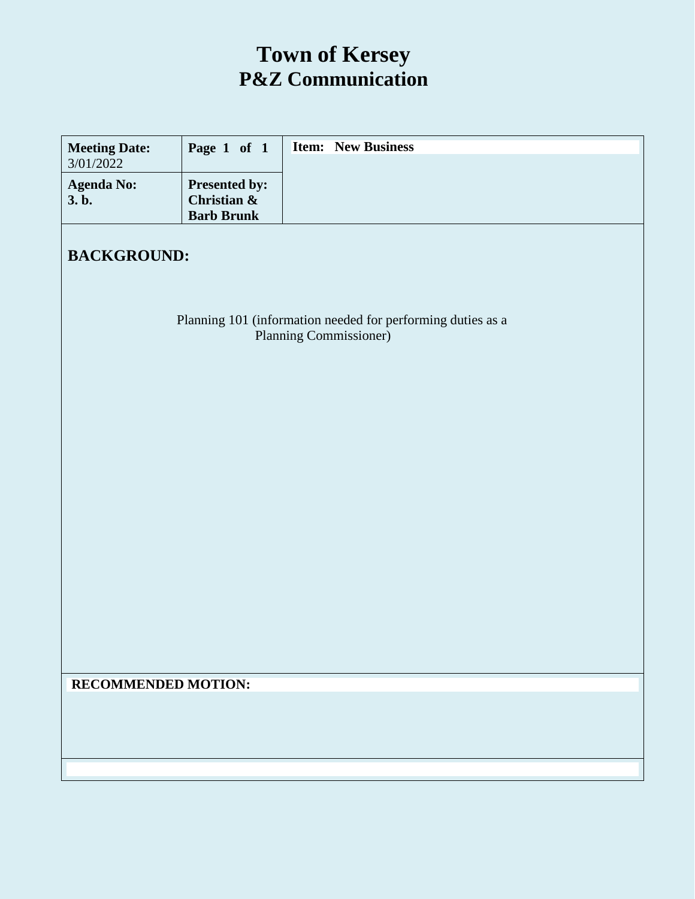# Town of Kersey
## P&Z Communication

| **Meeting Date:** 3/01/2022 | **Page 1 of 1** | **Item: New Business** |
|---|---|---|
| **Agenda No: 3. b.** | **Presented by: Christian & Barb Brunk** | |

## BACKGROUND:

Planning 101 (information needed for performing duties as a Planning Commissioner)

**RECOMMENDED MOTION:**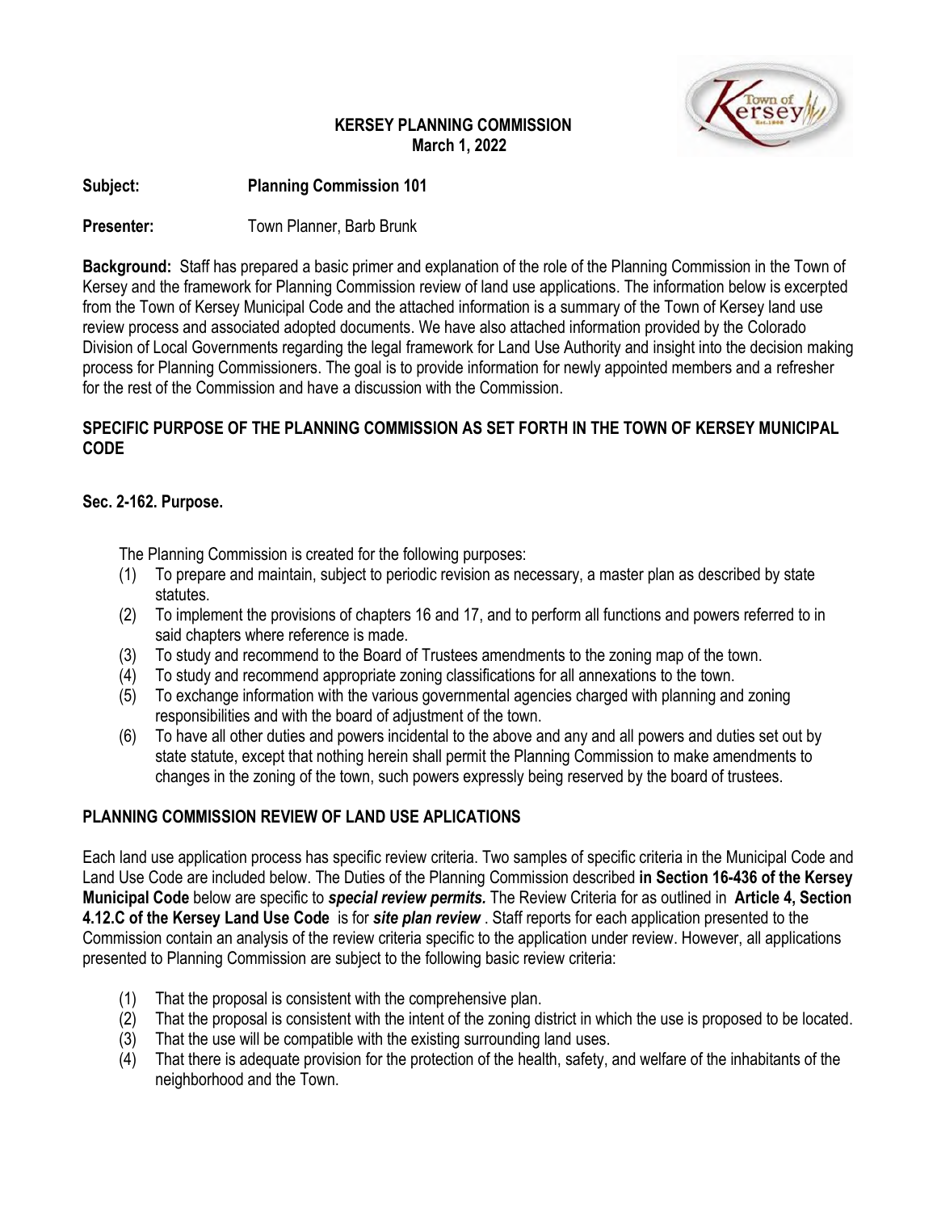**KERSEY PLANNING COMMISSION**
**March 1, 2022**

**Subject:** **Planning Commission 101**

**Presenter:** Town Planner, Barb Brunk

**Background:** Staff has prepared a basic primer and explanation of the role of the Planning Commission in the Town of Kersey and the framework for Planning Commission review of land use applications. The information below is excerpted from the Town of Kersey Municipal Code and the attached information is a summary of the Town of Kersey land use review process and associated adopted documents. We have also attached information provided by the Colorado Division of Local Governments regarding the legal framework for Land Use Authority and insight into the decision making process for Planning Commissioners. The goal is to provide information for newly appointed members and a refresher for the rest of the Commission and have a discussion with the Commission.

## SPECIFIC PURPOSE OF THE PLANNING COMMISSION AS SET FORTH IN THE TOWN OF KERSEY MUNICIPAL CODE

### Sec. 2-162. Purpose.

The Planning Commission is created for the following purposes:

1. To prepare and maintain, subject to periodic revision as necessary, a master plan as described by state statutes.
2. To implement the provisions of chapters 16 and 17, and to perform all functions and powers referred to in said chapters where reference is made.
3. To study and recommend to the Board of Trustees amendments to the zoning map of the town.
4. To study and recommend appropriate zoning classifications for all annexations to the town.
5. To exchange information with the various governmental agencies charged with planning and zoning responsibilities and with the board of adjustment of the town.
6. To have all other duties and powers incidental to the above and any and all powers and duties set out by state statute, except that nothing herein shall permit the Planning Commission to make amendments to changes in the zoning of the town, such powers expressly being reserved by the board of trustees.

## PLANNING COMMISSION REVIEW OF LAND USE APLICATIONS

Each land use application process has specific review criteria. Two samples of specific criteria in the Municipal Code and Land Use Code are included below. The Duties of the Planning Commission described **in Section 16-436 of the Kersey Municipal Code** below are specific to ***special review permits.*** The Review Criteria for as outlined in **Article 4, Section 4.12.C of the Kersey Land Use Code** is for ***site plan review*** . Staff reports for each application presented to the Commission contain an analysis of the review criteria specific to the application under review. However, all applications presented to Planning Commission are subject to the following basic review criteria:

1. That the proposal is consistent with the comprehensive plan.
2. That the proposal is consistent with the intent of the zoning district in which the use is proposed to be located.
3. That the use will be compatible with the existing surrounding land uses.
4. That there is adequate provision for the protection of the health, safety, and welfare of the inhabitants of the neighborhood and the Town.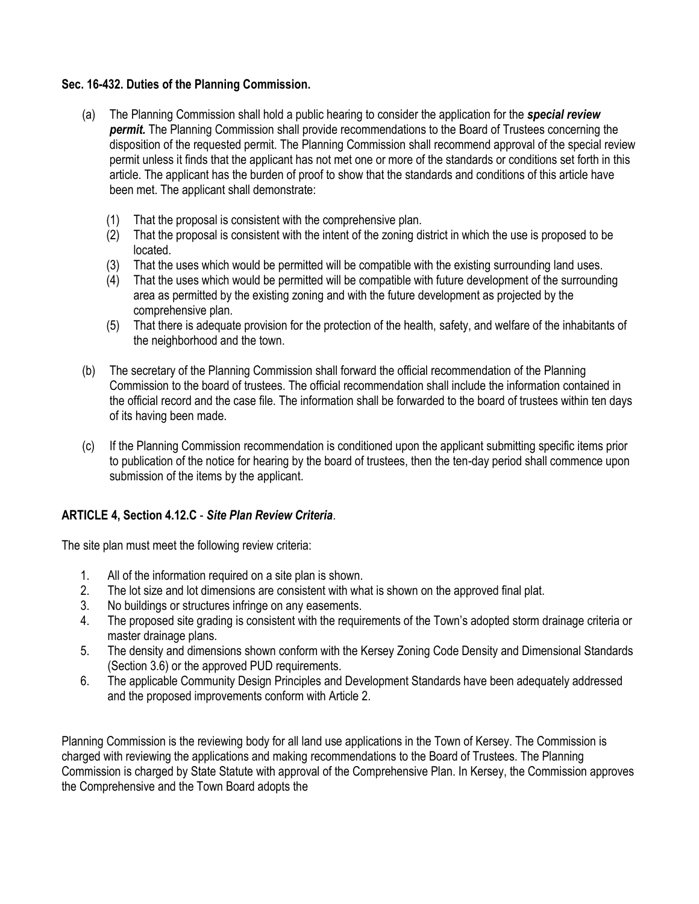**Sec. 16-432. Duties of the Planning Commission.**

(a) The Planning Commission shall hold a public hearing to consider the application for the ***special review permit.*** The Planning Commission shall provide recommendations to the Board of Trustees concerning the disposition of the requested permit. The Planning Commission shall recommend approval of the special review permit unless it finds that the applicant has not met one or more of the standards or conditions set forth in this article. The applicant has the burden of proof to show that the standards and conditions of this article have been met. The applicant shall demonstrate:

   (1) That the proposal is consistent with the comprehensive plan.
   (2) That the proposal is consistent with the intent of the zoning district in which the use is proposed to be located.
   (3) That the uses which would be permitted will be compatible with the existing surrounding land uses.
   (4) That the uses which would be permitted will be compatible with future development of the surrounding area as permitted by the existing zoning and with the future development as projected by the comprehensive plan.
   (5) That there is adequate provision for the protection of the health, safety, and welfare of the inhabitants of the neighborhood and the town.

(b) The secretary of the Planning Commission shall forward the official recommendation of the Planning Commission to the board of trustees. The official recommendation shall include the information contained in the official record and the case file. The information shall be forwarded to the board of trustees within ten days of its having been made.

(c) If the Planning Commission recommendation is conditioned upon the applicant submitting specific items prior to publication of the notice for hearing by the board of trustees, then the ten-day period shall commence upon submission of the items by the applicant.

**ARTICLE 4, Section 4.12.C** - ***Site Plan Review Criteria***.

The site plan must meet the following review criteria:

1. All of the information required on a site plan is shown.
2. The lot size and lot dimensions are consistent with what is shown on the approved final plat.
3. No buildings or structures infringe on any easements.
4. The proposed site grading is consistent with the requirements of the Town's adopted storm drainage criteria or master drainage plans.
5. The density and dimensions shown conform with the Kersey Zoning Code Density and Dimensional Standards (Section 3.6) or the approved PUD requirements.
6. The applicable Community Design Principles and Development Standards have been adequately addressed and the proposed improvements conform with Article 2.

Planning Commission is the reviewing body for all land use applications in the Town of Kersey. The Commission is charged with reviewing the applications and making recommendations to the Board of Trustees. The Planning Commission is charged by State Statute with approval of the Comprehensive Plan. In Kersey, the Commission approves the Comprehensive and the Town Board adopts the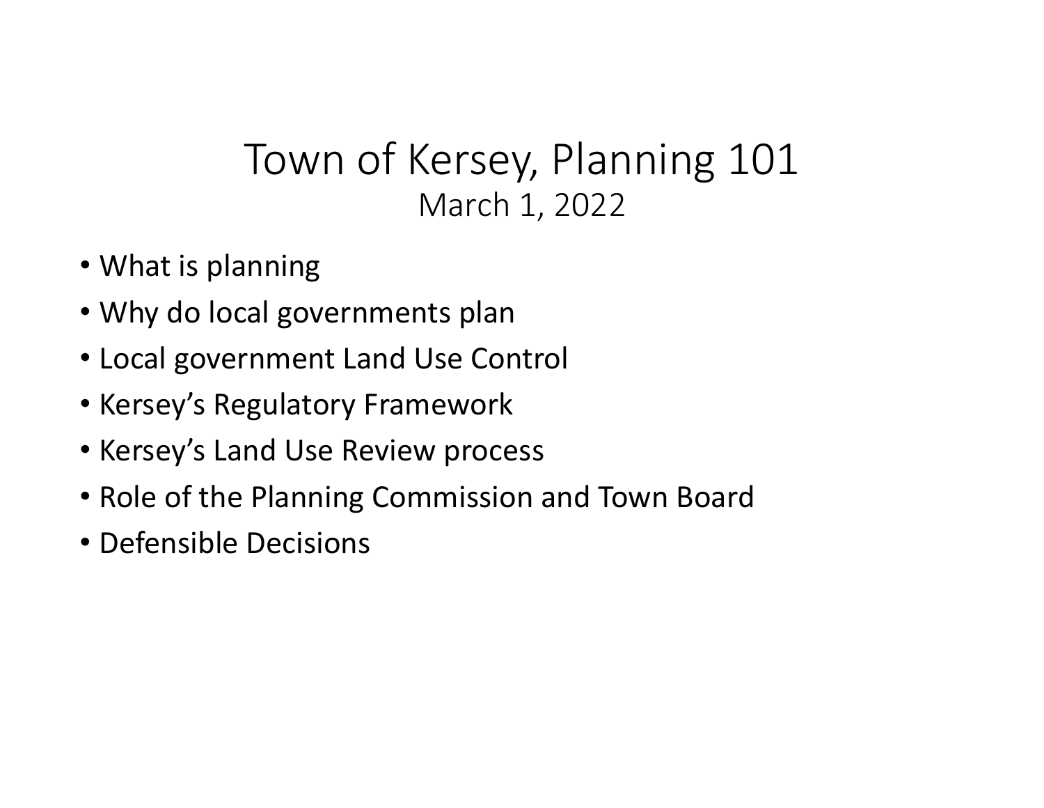# Town of Kersey, Planning 101

March 1, 2022

- What is planning
- Why do local governments plan
- Local government Land Use Control
- Kersey's Regulatory Framework
- Kersey's Land Use Review process
- Role of the Planning Commission and Town Board
- Defensible Decisions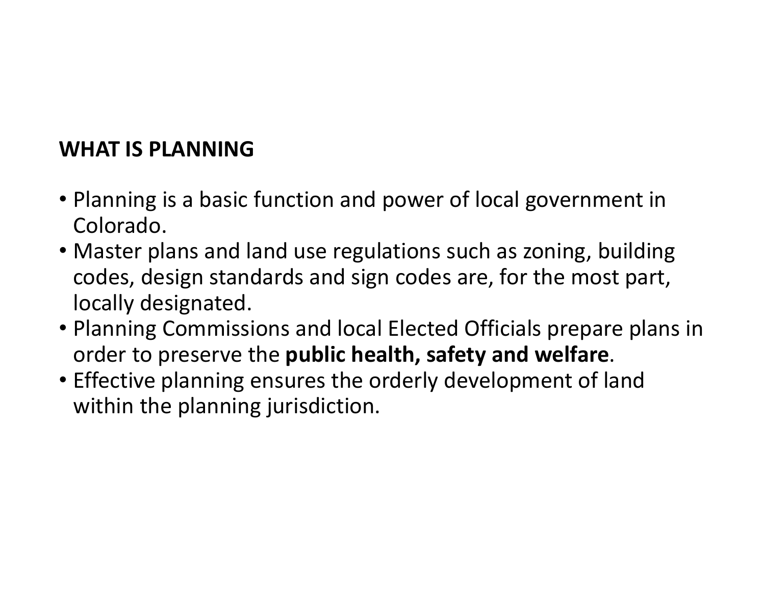## WHAT IS PLANNING

- Planning is a basic function and power of local government in Colorado.
- Master plans and land use regulations such as zoning, building codes, design standards and sign codes are, for the most part, locally designated.
- Planning Commissions and local Elected Officials prepare plans in order to preserve the **public health, safety and welfare**.
- Effective planning ensures the orderly development of land within the planning jurisdiction.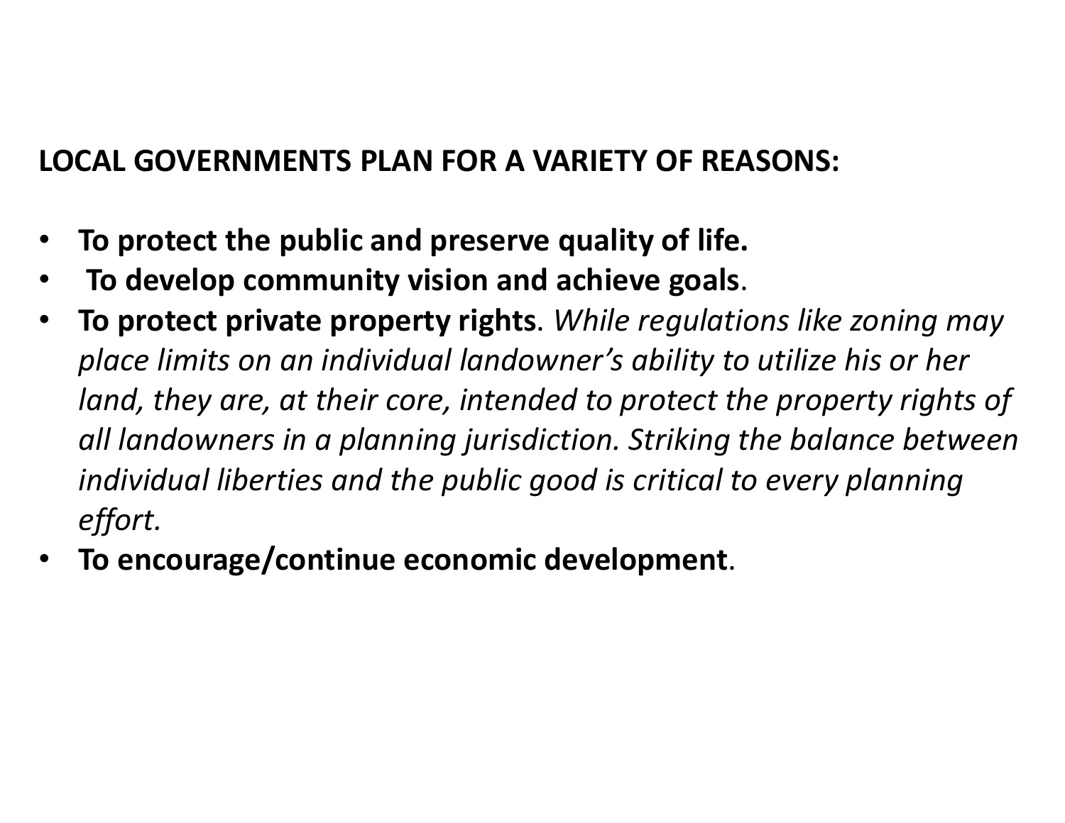**LOCAL GOVERNMENTS PLAN FOR A VARIETY OF REASONS:**

- **To protect the public and preserve quality of life.**
- **To develop community vision and achieve goals**.
- **To protect private property rights**. *While regulations like zoning may place limits on an individual landowner's ability to utilize his or her land, they are, at their core, intended to protect the property rights of all landowners in a planning jurisdiction. Striking the balance between individual liberties and the public good is critical to every planning effort.*
- **To encourage/continue economic development**.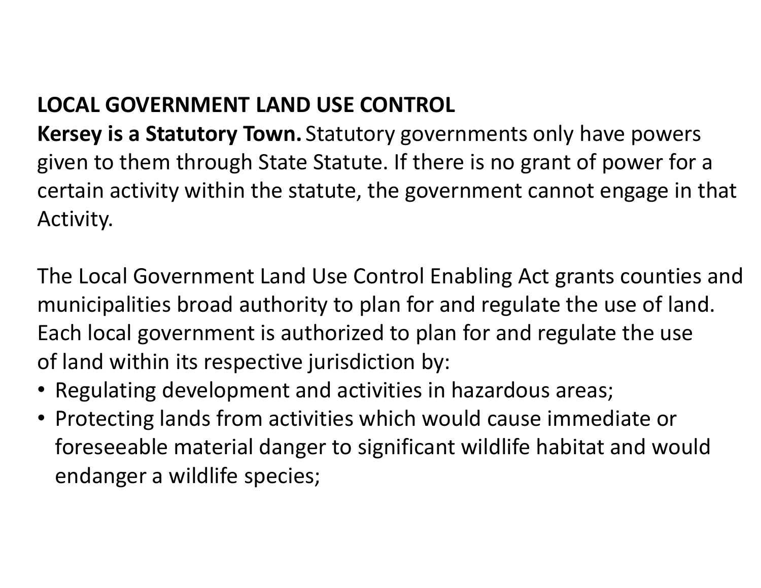**LOCAL GOVERNMENT LAND USE CONTROL**

**Kersey is a Statutory Town.** Statutory governments only have powers given to them through State Statute. If there is no grant of power for a certain activity within the statute, the government cannot engage in that Activity.

The Local Government Land Use Control Enabling Act grants counties and municipalities broad authority to plan for and regulate the use of land. Each local government is authorized to plan for and regulate the use of land within its respective jurisdiction by:

- Regulating development and activities in hazardous areas;
- Protecting lands from activities which would cause immediate or foreseeable material danger to significant wildlife habitat and would endanger a wildlife species;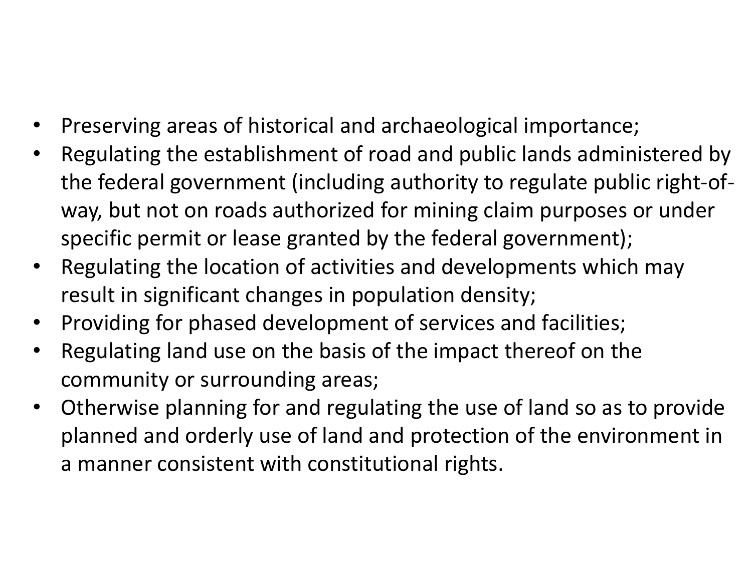- Preserving areas of historical and archaeological importance;
- Regulating the establishment of road and public lands administered by the federal government (including authority to regulate public right-of-way, but not on roads authorized for mining claim purposes or under specific permit or lease granted by the federal government);
- Regulating the location of activities and developments which may result in significant changes in population density;
- Providing for phased development of services and facilities;
- Regulating land use on the basis of the impact thereof on the community or surrounding areas;
- Otherwise planning for and regulating the use of land so as to provide planned and orderly use of land and protection of the environment in a manner consistent with constitutional rights.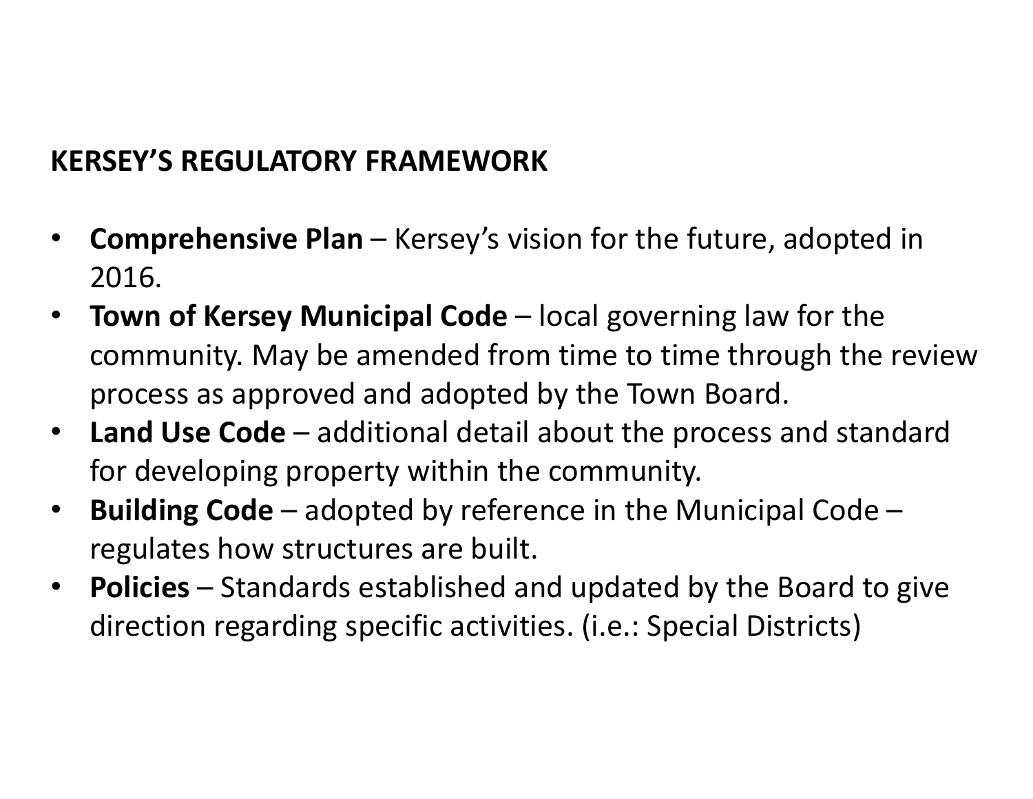## KERSEY'S REGULATORY FRAMEWORK

- **Comprehensive Plan** – Kersey's vision for the future, adopted in 2016.
- **Town of Kersey Municipal Code** – local governing law for the community. May be amended from time to time through the review process as approved and adopted by the Town Board.
- **Land Use Code** – additional detail about the process and standard for developing property within the community.
- **Building Code** – adopted by reference in the Municipal Code – regulates how structures are built.
- **Policies** – Standards established and updated by the Board to give direction regarding specific activities. (i.e.: Special Districts)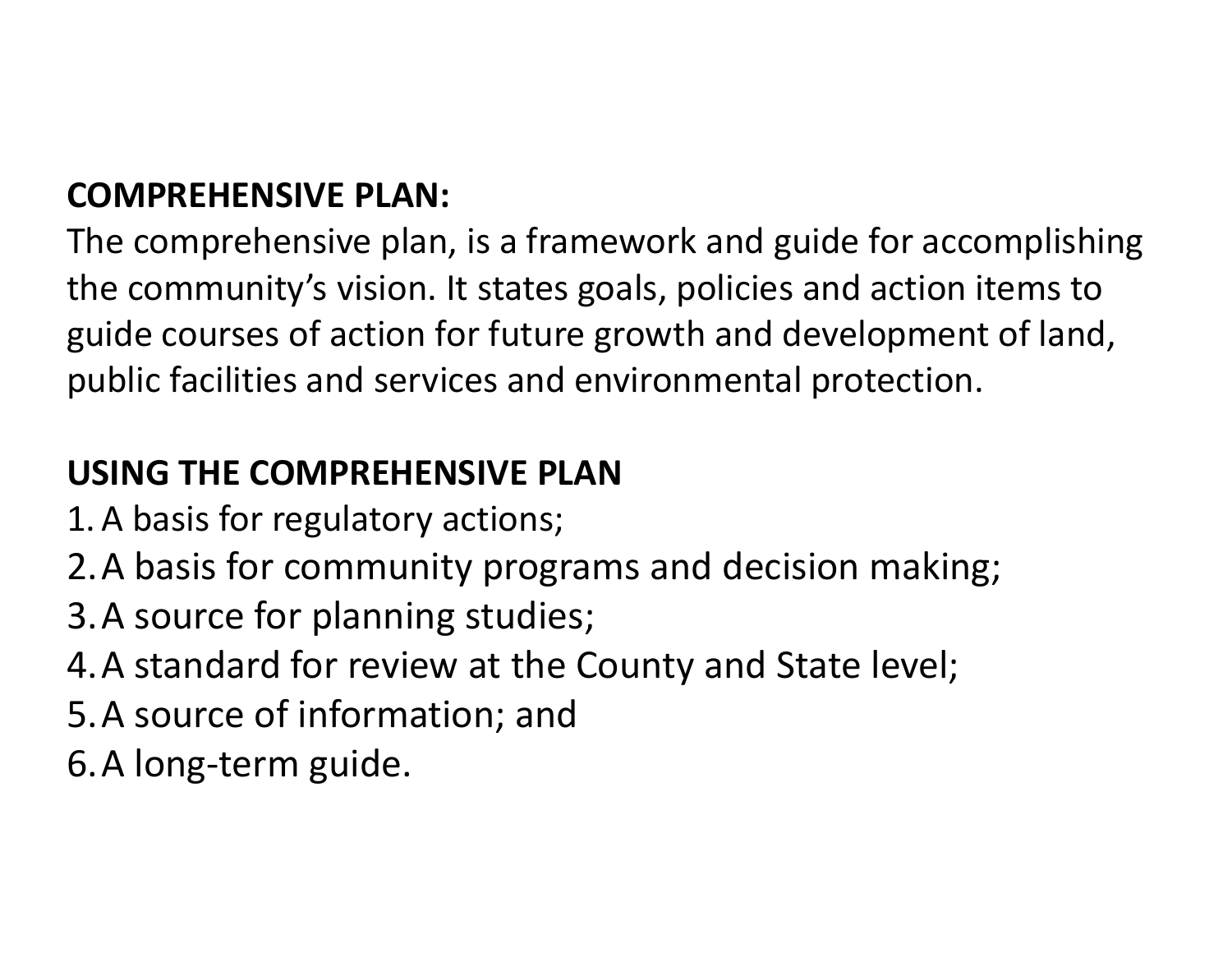**COMPREHENSIVE PLAN:**
The comprehensive plan, is a framework and guide for accomplishing the community's vision. It states goals, policies and action items to guide courses of action for future growth and development of land, public facilities and services and environmental protection.

**USING THE COMPREHENSIVE PLAN**

1. A basis for regulatory actions;
2. A basis for community programs and decision making;
3. A source for planning studies;
4. A standard for review at the County and State level;
5. A source of information; and
6. A long-term guide.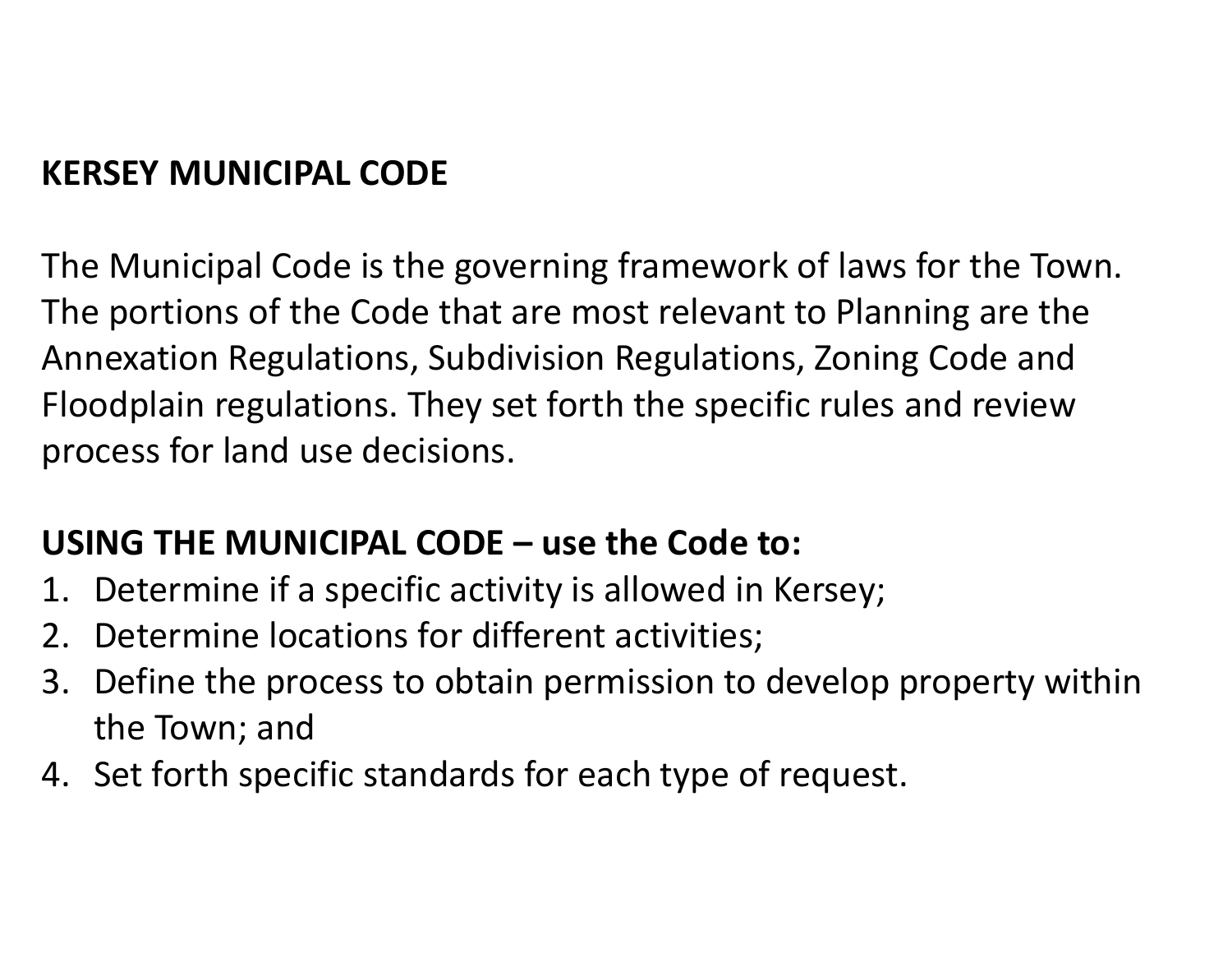**KERSEY MUNICIPAL CODE**

The Municipal Code is the governing framework of laws for the Town. The portions of the Code that are most relevant to Planning are the Annexation Regulations, Subdivision Regulations, Zoning Code and Floodplain regulations. They set forth the specific rules and review process for land use decisions.

**USING THE MUNICIPAL CODE – use the Code to:**

1. Determine if a specific activity is allowed in Kersey;
2. Determine locations for different activities;
3. Define the process to obtain permission to develop property within the Town; and
4. Set forth specific standards for each type of request.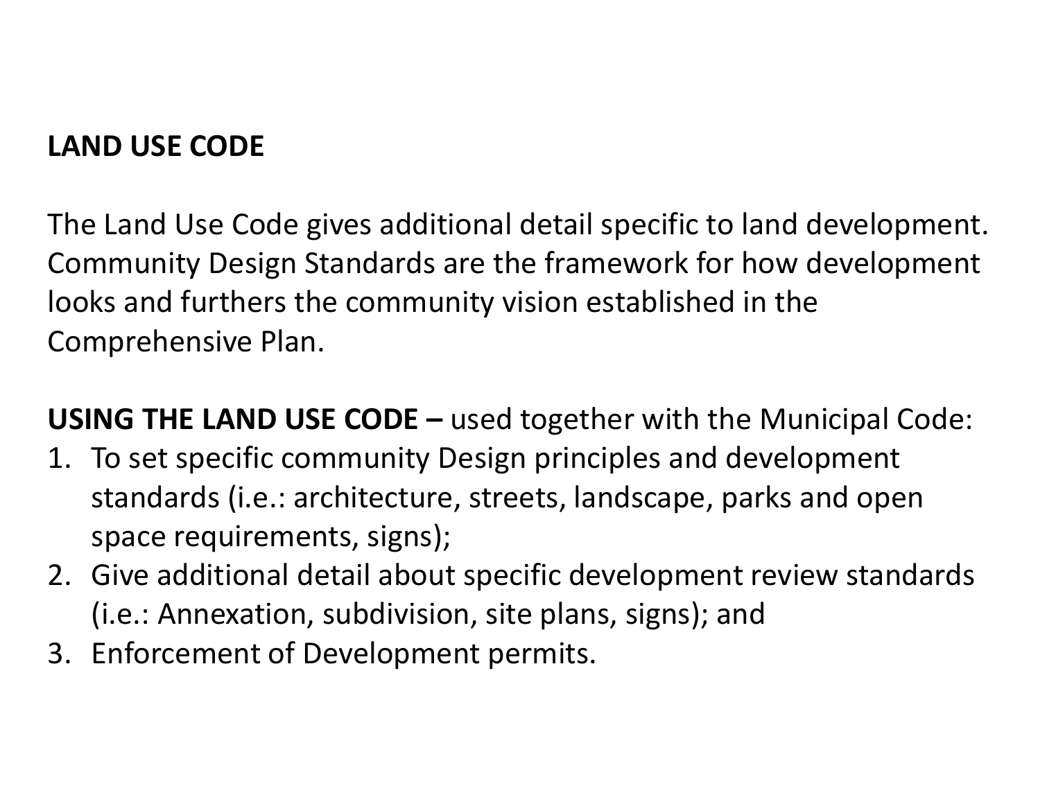## LAND USE CODE

The Land Use Code gives additional detail specific to land development. Community Design Standards are the framework for how development looks and furthers the community vision established in the Comprehensive Plan.

**USING THE LAND USE CODE –** used together with the Municipal Code:

1. To set specific community Design principles and development standards (i.e.: architecture, streets, landscape, parks and open space requirements, signs);
2. Give additional detail about specific development review standards (i.e.: Annexation, subdivision, site plans, signs); and
3. Enforcement of Development permits.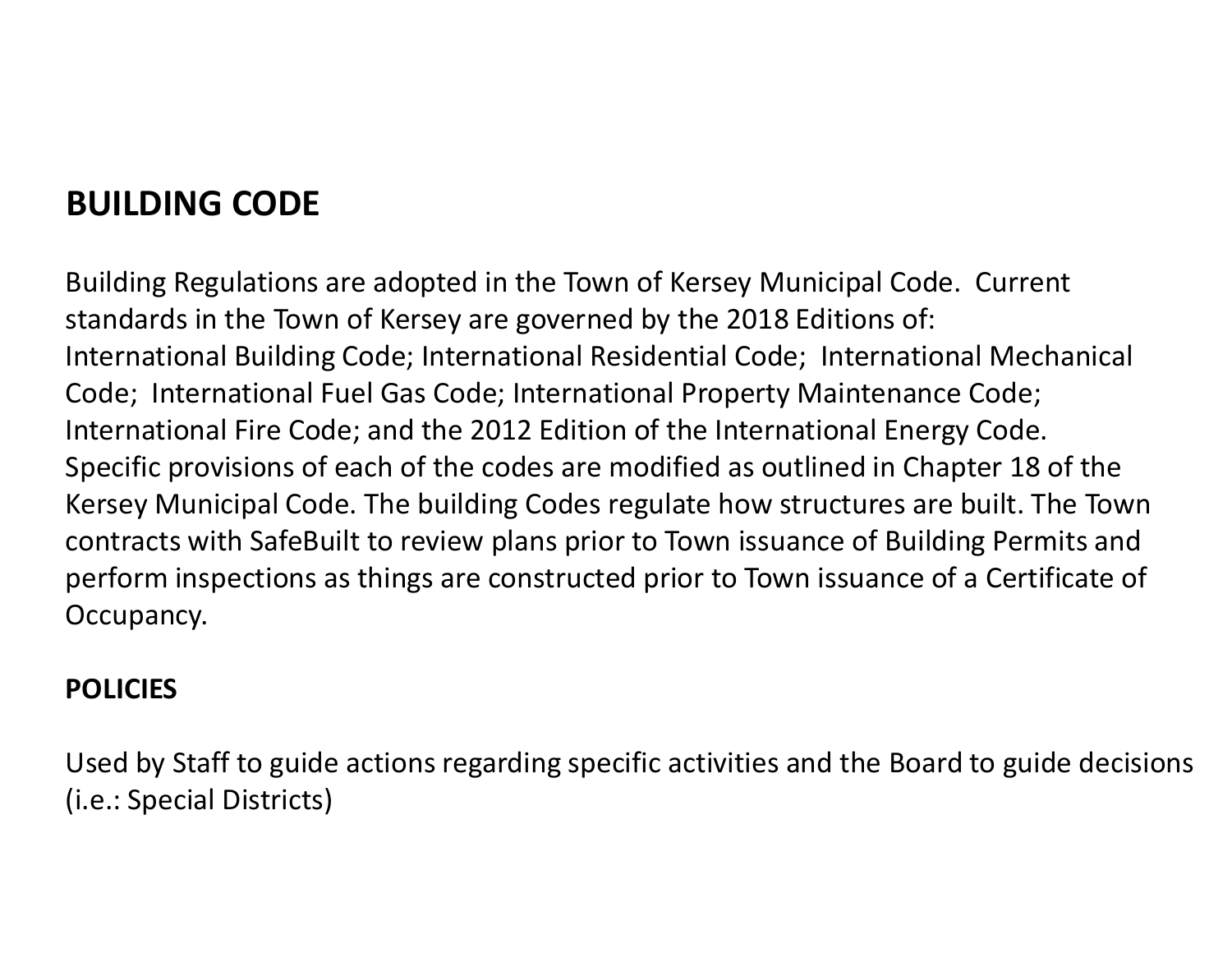## BUILDING CODE

Building Regulations are adopted in the Town of Kersey Municipal Code. Current standards in the Town of Kersey are governed by the 2018 Editions of: International Building Code; International Residential Code; International Mechanical Code; International Fuel Gas Code; International Property Maintenance Code; International Fire Code; and the 2012 Edition of the International Energy Code. Specific provisions of each of the codes are modified as outlined in Chapter 18 of the Kersey Municipal Code. The building Codes regulate how structures are built. The Town contracts with SafeBuilt to review plans prior to Town issuance of Building Permits and perform inspections as things are constructed prior to Town issuance of a Certificate of Occupancy.

### POLICIES

Used by Staff to guide actions regarding specific activities and the Board to guide decisions (i.e.: Special Districts)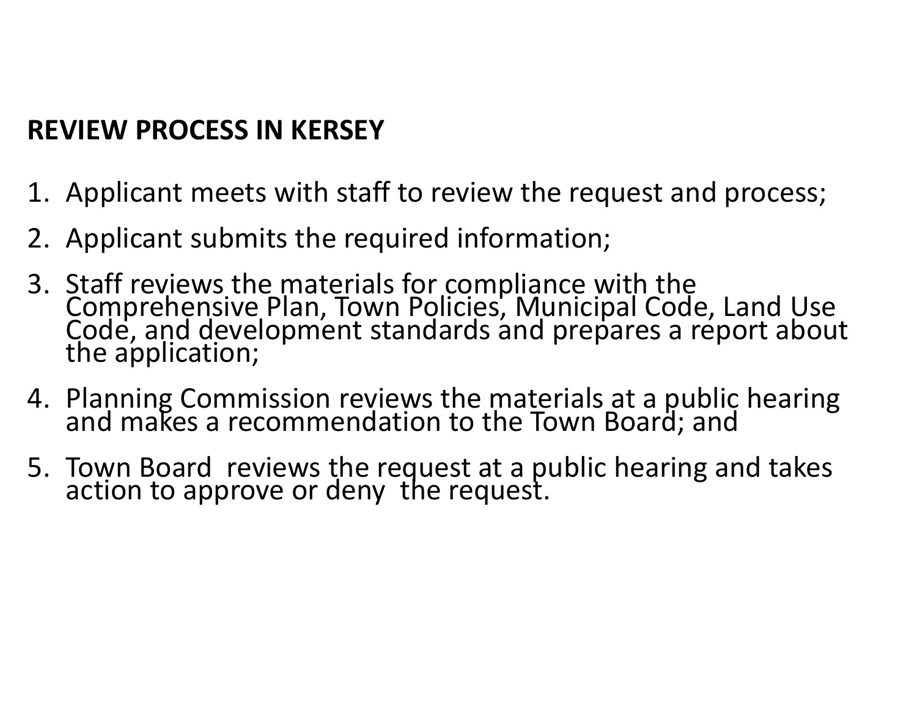**REVIEW PROCESS IN KERSEY**

1. Applicant meets with staff to review the request and process;
2. Applicant submits the required information;
3. Staff reviews the materials for compliance with the Comprehensive Plan, Town Policies, Municipal Code, Land Use Code, and development standards and prepares a report about the application;
4. Planning Commission reviews the materials at a public hearing and makes a recommendation to the Town Board; and
5. Town Board reviews the request at a public hearing and takes action to approve or deny the request.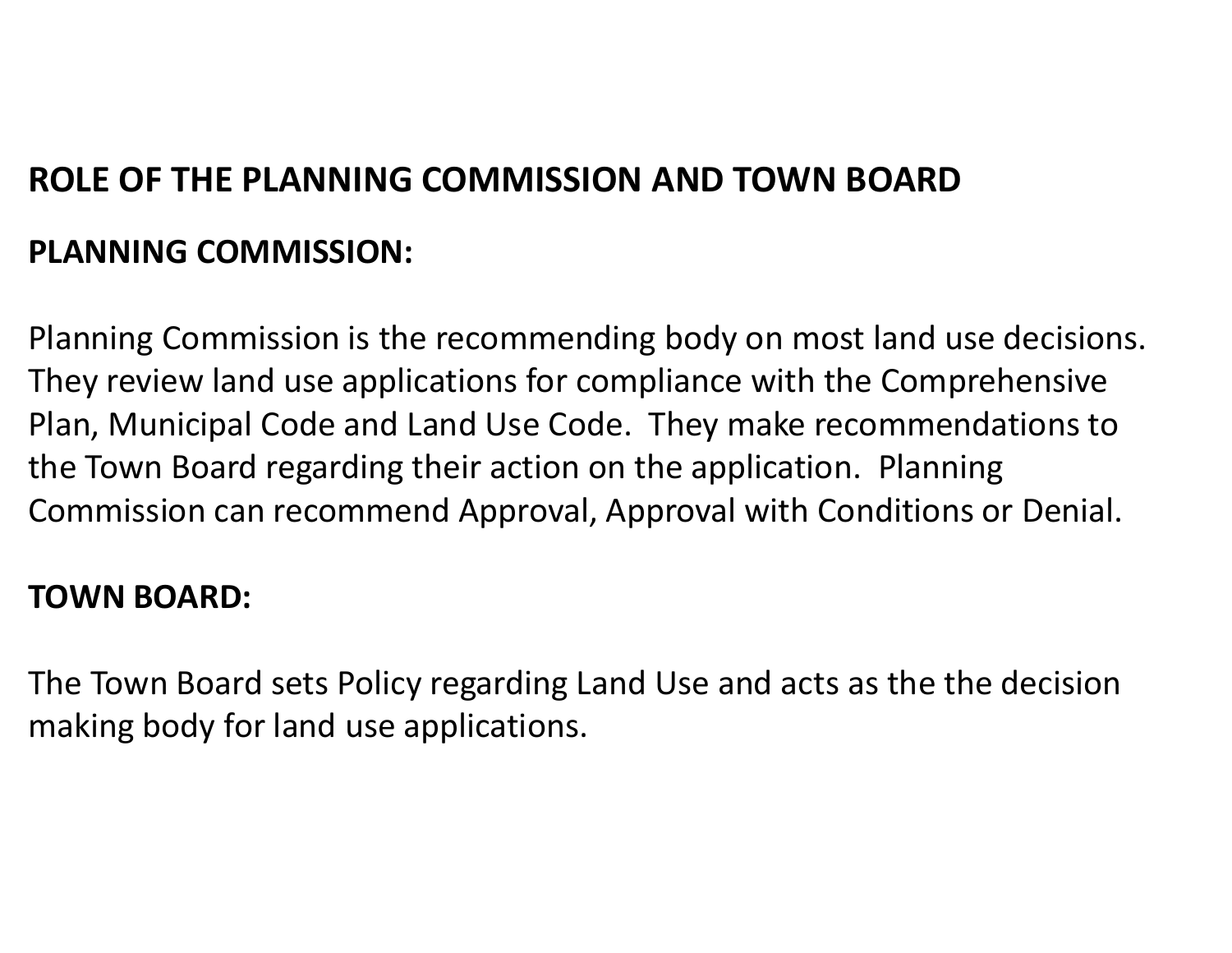# ROLE OF THE PLANNING COMMISSION AND TOWN BOARD

## PLANNING COMMISSION:

Planning Commission is the recommending body on most land use decisions. They review land use applications for compliance with the Comprehensive Plan, Municipal Code and Land Use Code. They make recommendations to the Town Board regarding their action on the application. Planning Commission can recommend Approval, Approval with Conditions or Denial.

## TOWN BOARD:

The Town Board sets Policy regarding Land Use and acts as the the decision making body for land use applications.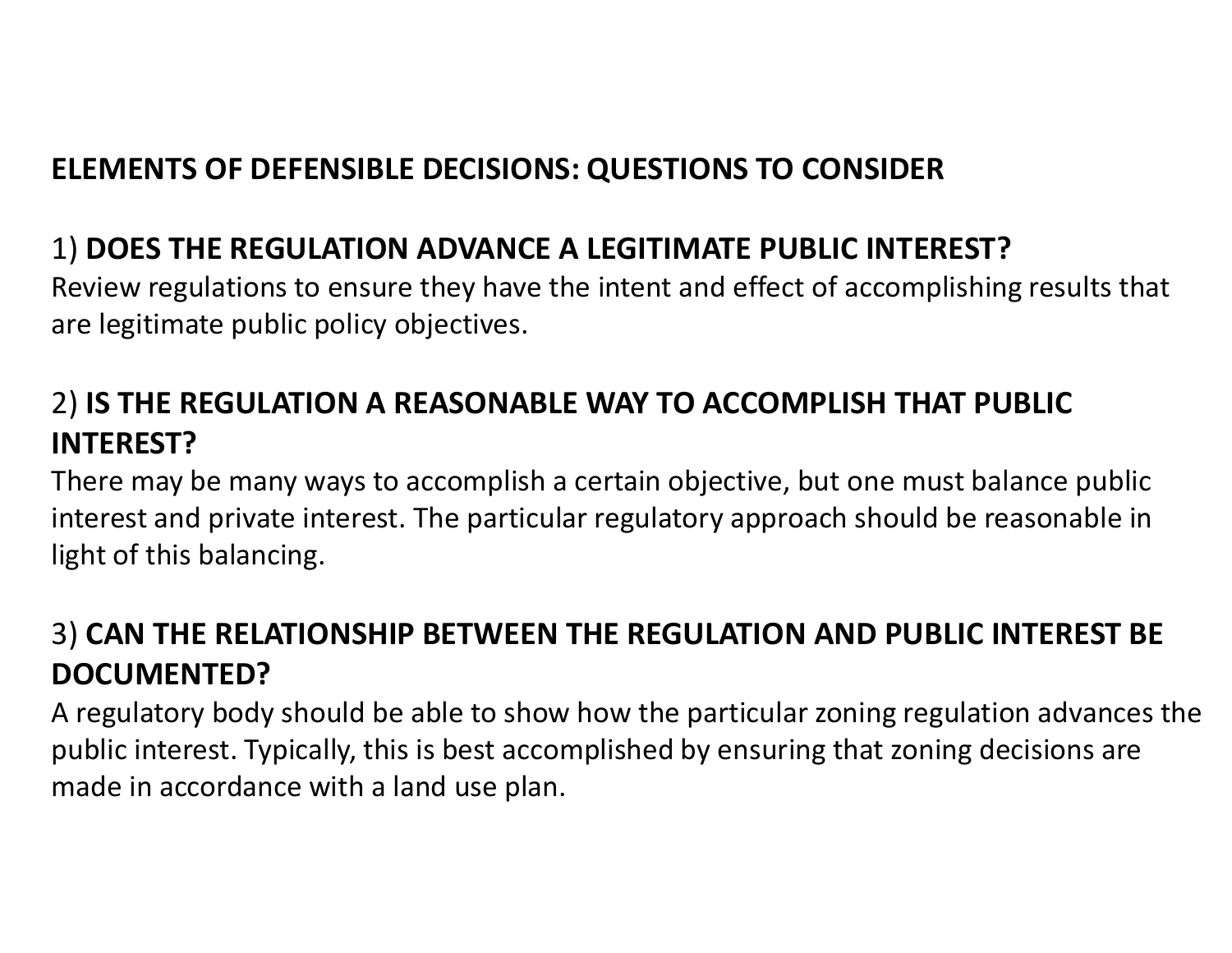## ELEMENTS OF DEFENSIBLE DECISIONS: QUESTIONS TO CONSIDER

1) **DOES THE REGULATION ADVANCE A LEGITIMATE PUBLIC INTEREST?**
Review regulations to ensure they have the intent and effect of accomplishing results that are legitimate public policy objectives.

2) **IS THE REGULATION A REASONABLE WAY TO ACCOMPLISH THAT PUBLIC INTEREST?**
There may be many ways to accomplish a certain objective, but one must balance public interest and private interest. The particular regulatory approach should be reasonable in light of this balancing.

3) **CAN THE RELATIONSHIP BETWEEN THE REGULATION AND PUBLIC INTEREST BE DOCUMENTED?**
A regulatory body should be able to show how the particular zoning regulation advances the public interest. Typically, this is best accomplished by ensuring that zoning decisions are made in accordance with a land use plan.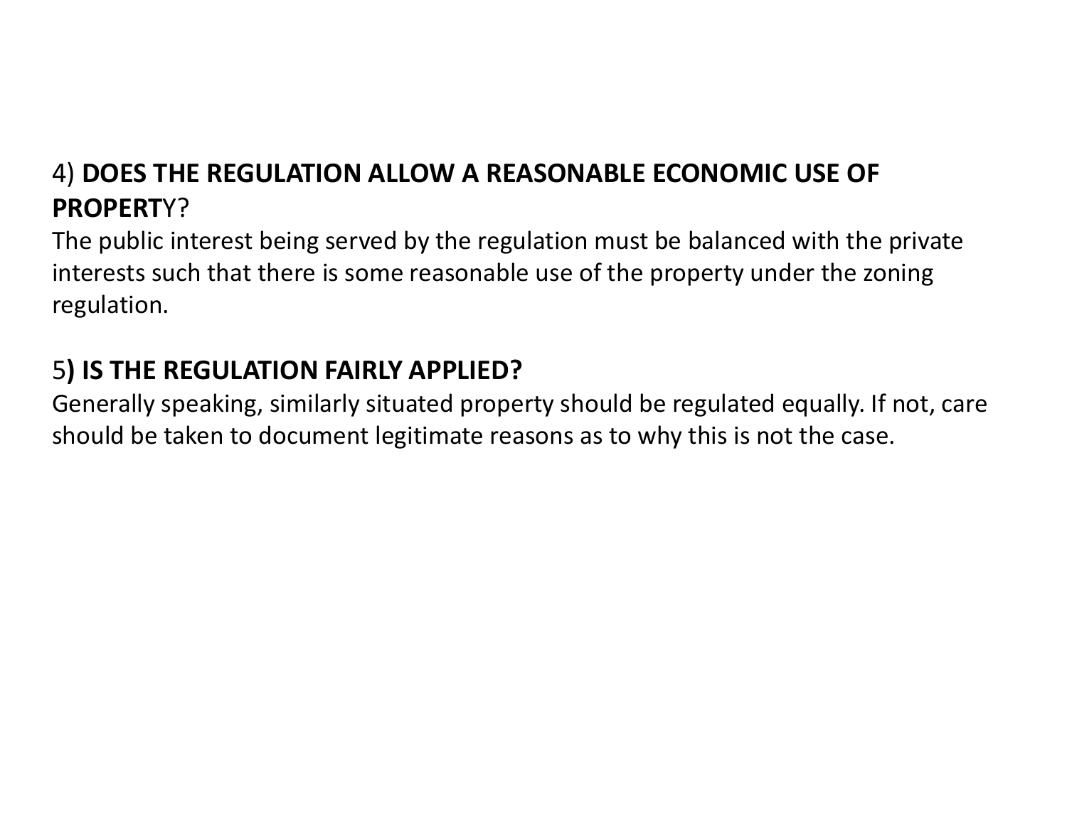4) **DOES THE REGULATION ALLOW A REASONABLE ECONOMIC USE OF PROPERT**Y?

The public interest being served by the regulation must be balanced with the private interests such that there is some reasonable use of the property under the zoning regulation.

5**) IS THE REGULATION FAIRLY APPLIED?**

Generally speaking, similarly situated property should be regulated equally. If not, care should be taken to document legitimate reasons as to why this is not the case.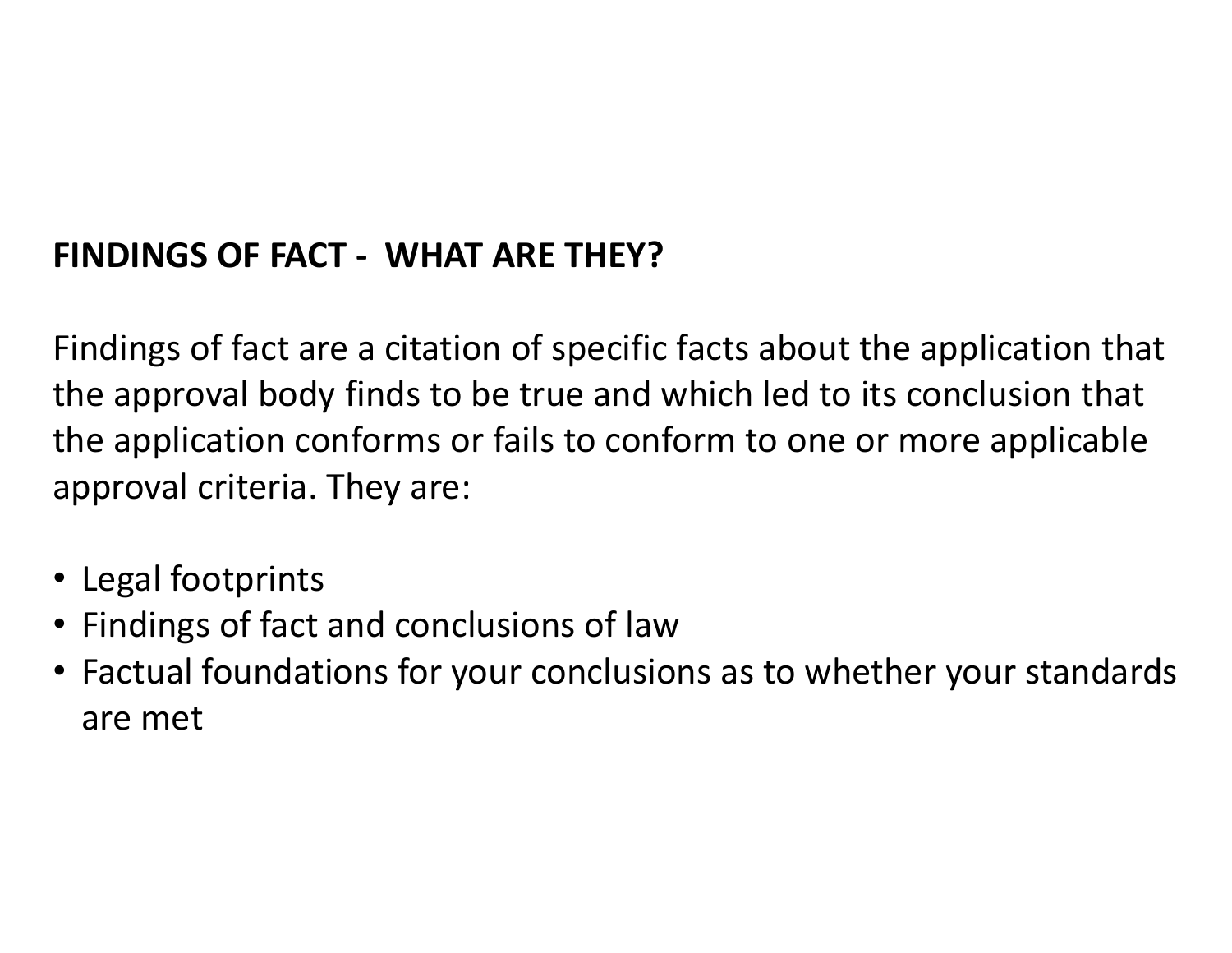**FINDINGS OF FACT - WHAT ARE THEY?**

Findings of fact are a citation of specific facts about the application that the approval body finds to be true and which led to its conclusion that the application conforms or fails to conform to one or more applicable approval criteria. They are:

- Legal footprints
- Findings of fact and conclusions of law
- Factual foundations for your conclusions as to whether your standards are met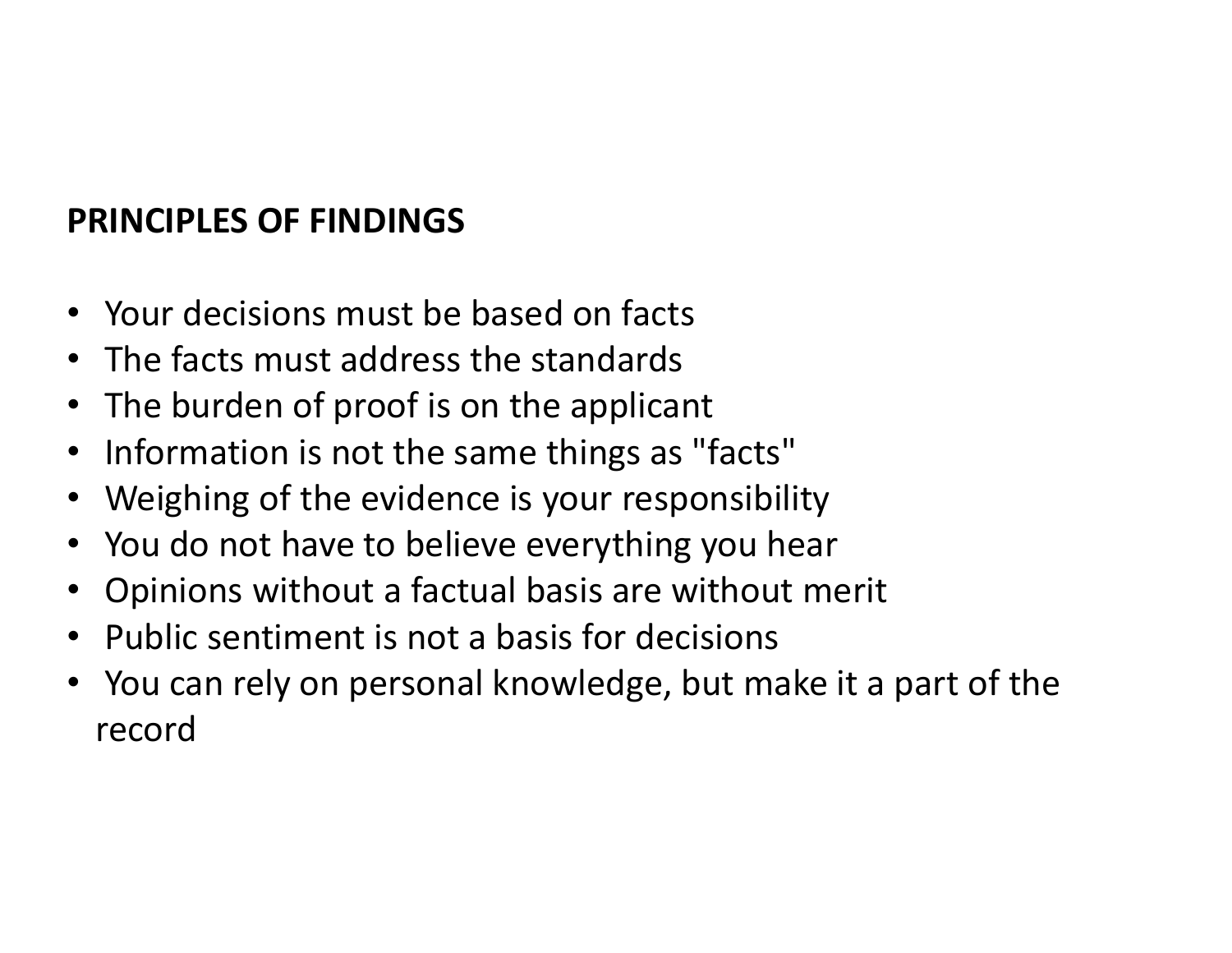## PRINCIPLES OF FINDINGS

- Your decisions must be based on facts
- The facts must address the standards
- The burden of proof is on the applicant
- Information is not the same things as "facts"
- Weighing of the evidence is your responsibility
- You do not have to believe everything you hear
- Opinions without a factual basis are without merit
- Public sentiment is not a basis for decisions
- You can rely on personal knowledge, but make it a part of the record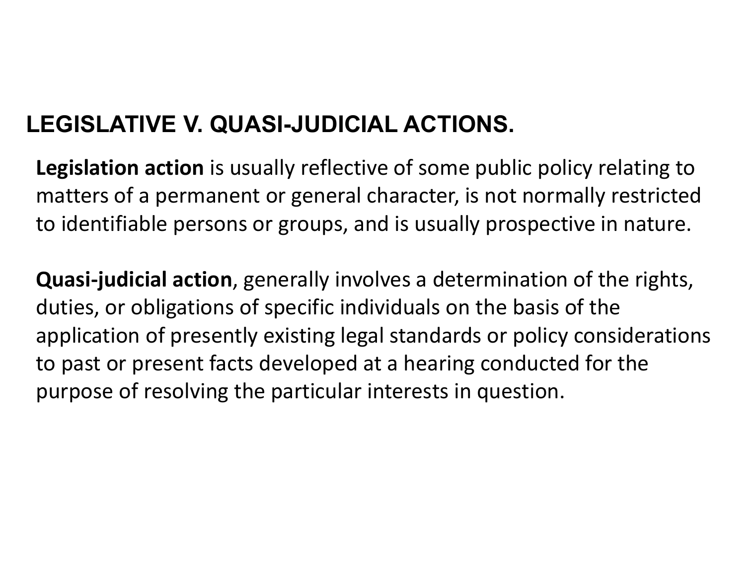## LEGISLATIVE V. QUASI-JUDICIAL ACTIONS.

**Legislation action** is usually reflective of some public policy relating to matters of a permanent or general character, is not normally restricted to identifiable persons or groups, and is usually prospective in nature.

**Quasi-judicial action**, generally involves a determination of the rights, duties, or obligations of specific individuals on the basis of the application of presently existing legal standards or policy considerations to past or present facts developed at a hearing conducted for the purpose of resolving the particular interests in question.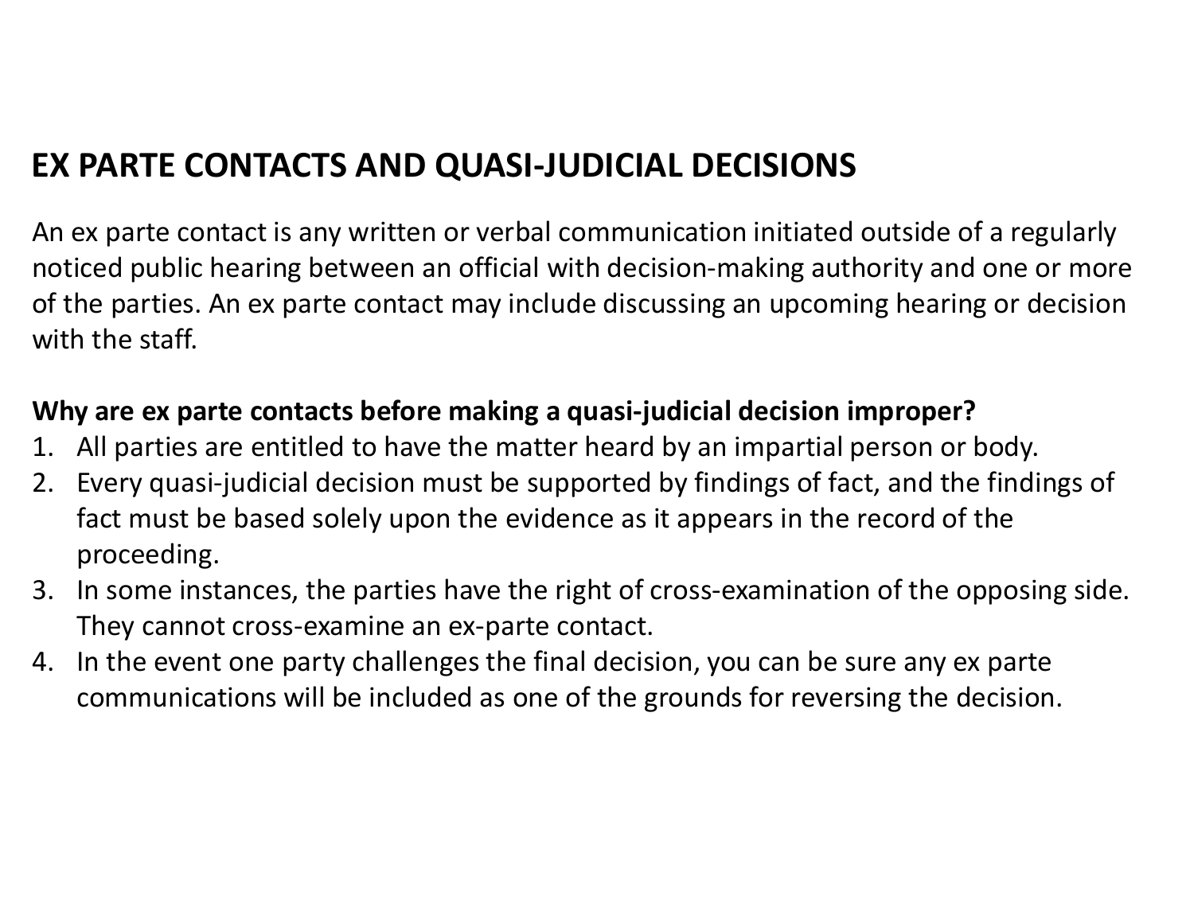## EX PARTE CONTACTS AND QUASI-JUDICIAL DECISIONS

An ex parte contact is any written or verbal communication initiated outside of a regularly noticed public hearing between an official with decision-making authority and one or more of the parties. An ex parte contact may include discussing an upcoming hearing or decision with the staff.

**Why are ex parte contacts before making a quasi-judicial decision improper?**

1. All parties are entitled to have the matter heard by an impartial person or body.
2. Every quasi-judicial decision must be supported by findings of fact, and the findings of fact must be based solely upon the evidence as it appears in the record of the proceeding.
3. In some instances, the parties have the right of cross-examination of the opposing side. They cannot cross-examine an ex-parte contact.
4. In the event one party challenges the final decision, you can be sure any ex parte communications will be included as one of the grounds for reversing the decision.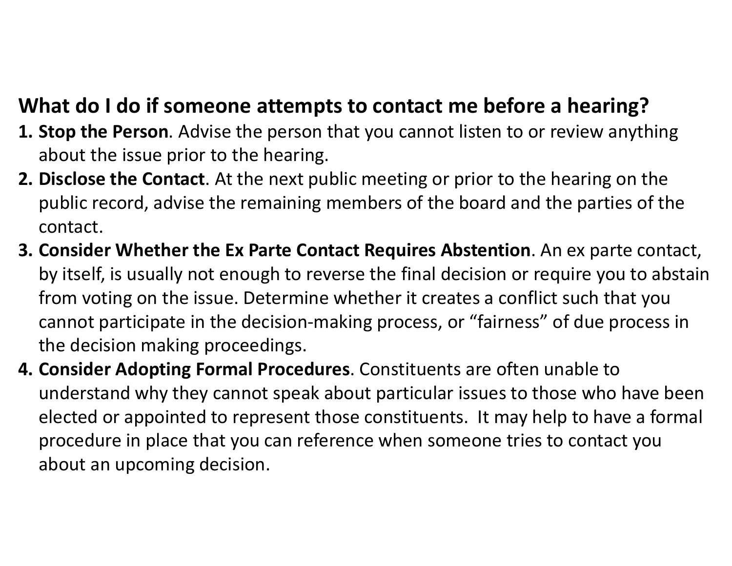## What do I do if someone attempts to contact me before a hearing?

1. **Stop the Person**. Advise the person that you cannot listen to or review anything about the issue prior to the hearing.
2. **Disclose the Contact**. At the next public meeting or prior to the hearing on the public record, advise the remaining members of the board and the parties of the contact.
3. **Consider Whether the Ex Parte Contact Requires Abstention**. An ex parte contact, by itself, is usually not enough to reverse the final decision or require you to abstain from voting on the issue. Determine whether it creates a conflict such that you cannot participate in the decision-making process, or "fairness" of due process in the decision making proceedings.
4. **Consider Adopting Formal Procedures**. Constituents are often unable to understand why they cannot speak about particular issues to those who have been elected or appointed to represent those constituents. It may help to have a formal procedure in place that you can reference when someone tries to contact you about an upcoming decision.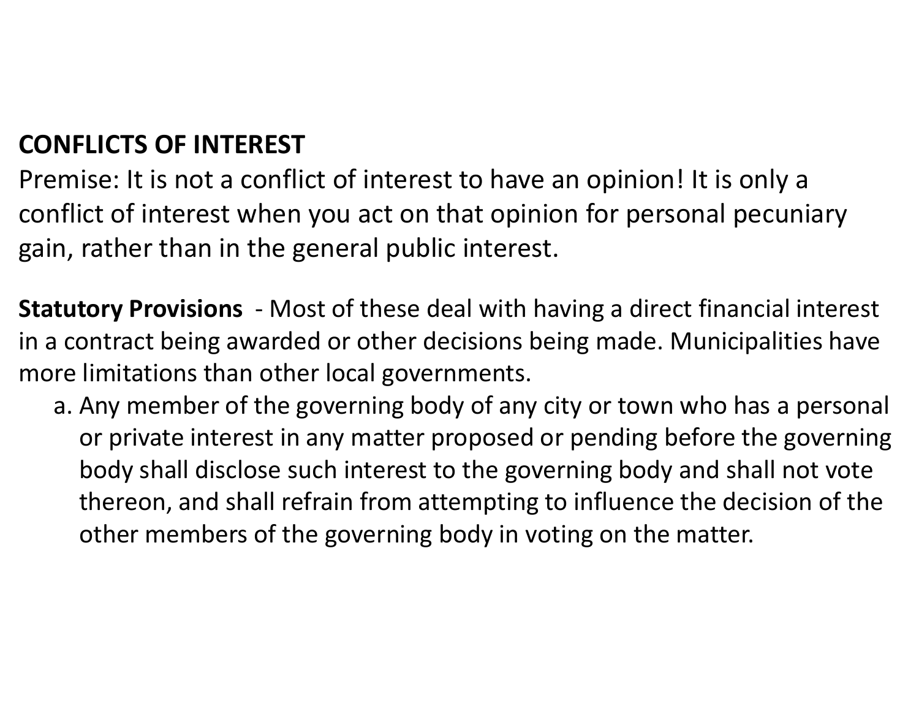**CONFLICTS OF INTEREST**

Premise: It is not a conflict of interest to have an opinion! It is only a conflict of interest when you act on that opinion for personal pecuniary gain, rather than in the general public interest.

**Statutory Provisions** - Most of these deal with having a direct financial interest in a contract being awarded or other decisions being made. Municipalities have more limitations than other local governments.

a. Any member of the governing body of any city or town who has a personal or private interest in any matter proposed or pending before the governing body shall disclose such interest to the governing body and shall not vote thereon, and shall refrain from attempting to influence the decision of the other members of the governing body in voting on the matter.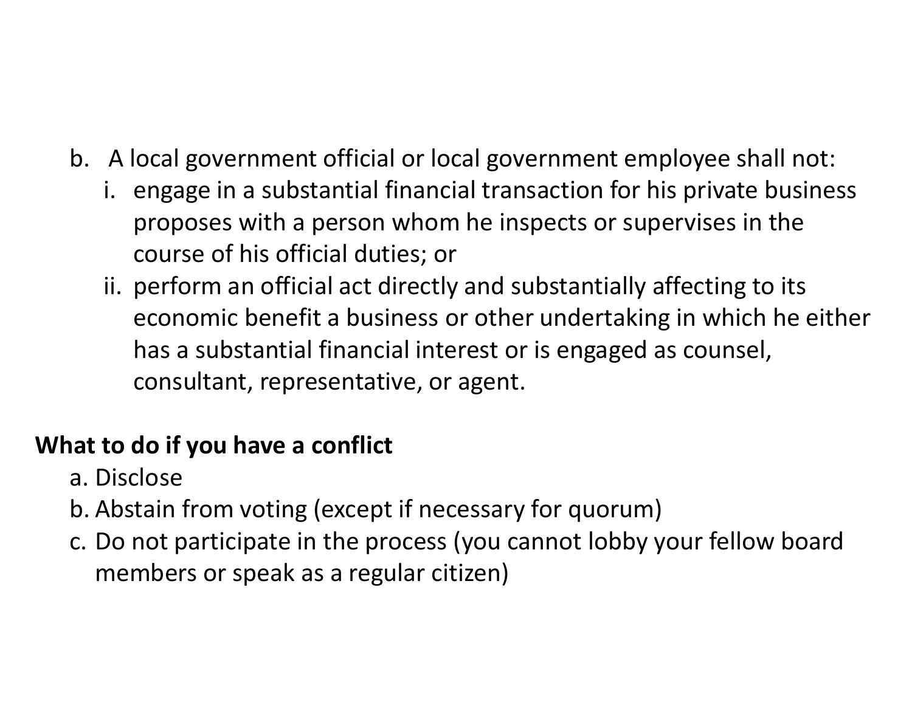b. A local government official or local government employee shall not:
   i. engage in a substantial financial transaction for his private business proposes with a person whom he inspects or supervises in the course of his official duties; or
   ii. perform an official act directly and substantially affecting to its economic benefit a business or other undertaking in which he either has a substantial financial interest or is engaged as counsel, consultant, representative, or agent.

**What to do if you have a conflict**

a. Disclose
b. Abstain from voting (except if necessary for quorum)
c. Do not participate in the process (you cannot lobby your fellow board members or speak as a regular citizen)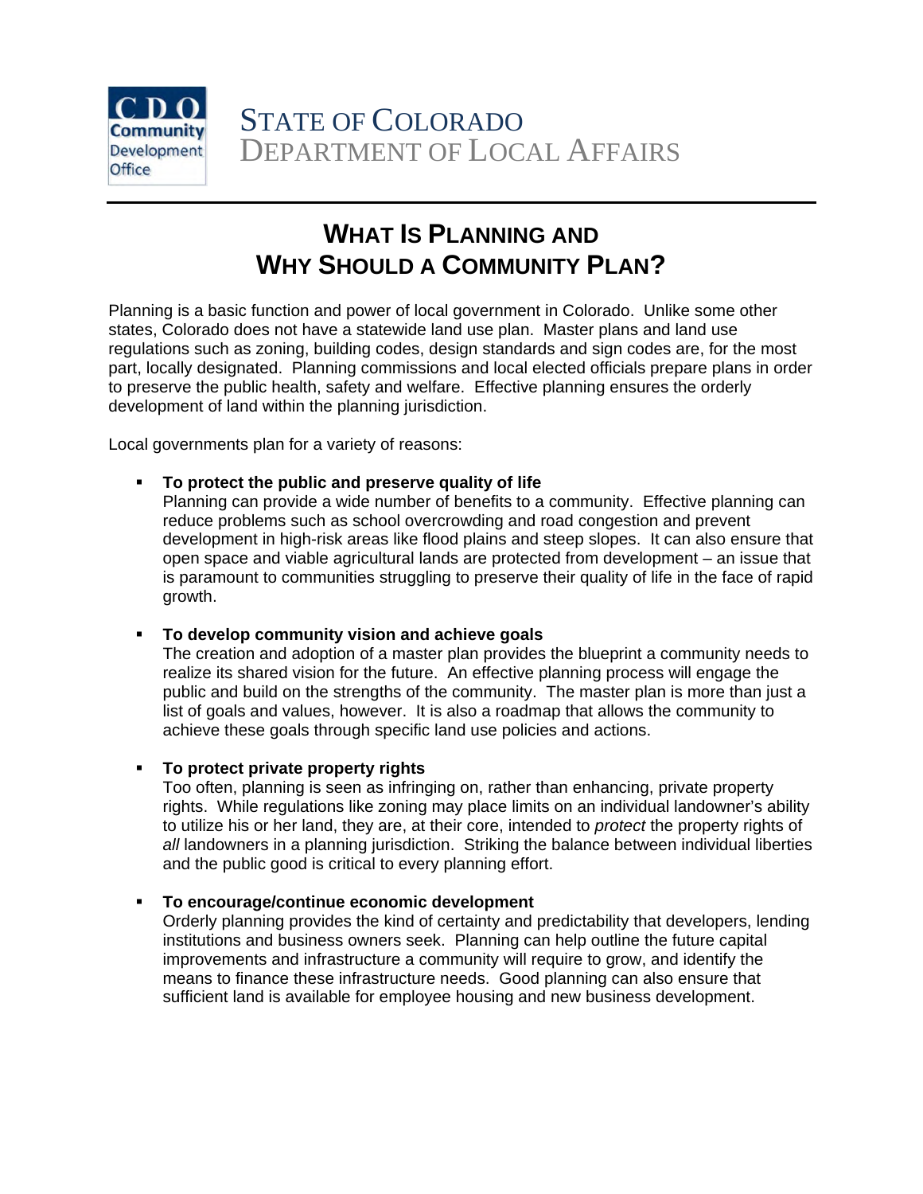STATE OF COLORADO
DEPARTMENT OF LOCAL AFFAIRS

# WHAT IS PLANNING AND WHY SHOULD A COMMUNITY PLAN?

Planning is a basic function and power of local government in Colorado. Unlike some other states, Colorado does not have a statewide land use plan. Master plans and land use regulations such as zoning, building codes, design standards and sign codes are, for the most part, locally designated. Planning commissions and local elected officials prepare plans in order to preserve the public health, safety and welfare. Effective planning ensures the orderly development of land within the planning jurisdiction.

Local governments plan for a variety of reasons:

- **To protect the public and preserve quality of life**
  Planning can provide a wide number of benefits to a community. Effective planning can reduce problems such as school overcrowding and road congestion and prevent development in high-risk areas like flood plains and steep slopes. It can also ensure that open space and viable agricultural lands are protected from development – an issue that is paramount to communities struggling to preserve their quality of life in the face of rapid growth.

- **To develop community vision and achieve goals**
  The creation and adoption of a master plan provides the blueprint a community needs to realize its shared vision for the future. An effective planning process will engage the public and build on the strengths of the community. The master plan is more than just a list of goals and values, however. It is also a roadmap that allows the community to achieve these goals through specific land use policies and actions.

- **To protect private property rights**
  Too often, planning is seen as infringing on, rather than enhancing, private property rights. While regulations like zoning may place limits on an individual landowner's ability to utilize his or her land, they are, at their core, intended to *protect* the property rights of *all* landowners in a planning jurisdiction. Striking the balance between individual liberties and the public good is critical to every planning effort.

- **To encourage/continue economic development**
  Orderly planning provides the kind of certainty and predictability that developers, lending institutions and business owners seek. Planning can help outline the future capital improvements and infrastructure a community will require to grow, and identify the means to finance these infrastructure needs. Good planning can also ensure that sufficient land is available for employee housing and new business development.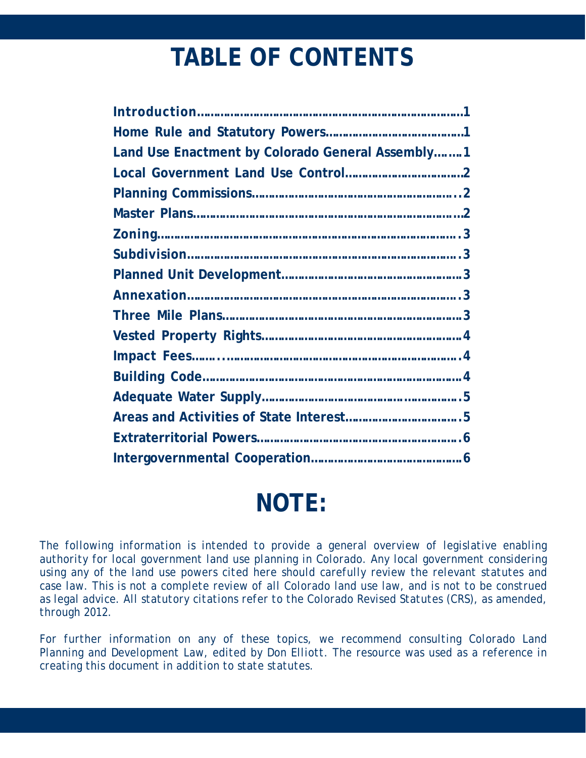# TABLE OF CONTENTS

**Introduction……………………………………………………………………1**
**Home Rule and Statutory Powers…………………………………1**
**Land Use Enactment by Colorado General Assembly……1**
**Local Government Land Use Control……………………………2**
**Planning Commissions………………………………………………..2**
**Master Plans…………………………………………………………………2**
**Zoning…………………………………………………………………………..3**
**Subdivision…………………………………………………………………..3**
**Planned Unit Development……………………………………………3**
**Annexation…………………………………………………………………..3**
**Three Mile Plans……………………………………………………………3**
**Vested Property Rights…………………………………………………4**
**Impact Fees……..…………………………………………………………..4**
**Building Code…………………………………………………………………4**
**Adequate Water Supply…………………………………..…………….5**
**Areas and Activities of State Interest…………………………….5**
**Extraterritorial Powers………………………………………………….6**
**Intergovernmental Cooperation………………………………………6**

# NOTE:

*The following information is intended to provide a general overview of legislative enabling authority for local government land use planning in Colorado. Any local government considering using any of the land use powers cited here should carefully review the relevant statutes and case law. This is not a complete review of all Colorado land use law, and is not to be construed as legal advice. All statutory citations refer to the Colorado Revised Statutes (CRS), as amended, through 2012.*

*For further information on any of these topics, we recommend consulting Colorado Land Planning and Development Law, edited by Don Elliott. The resource was used as a reference in creating this document in addition to state statutes.*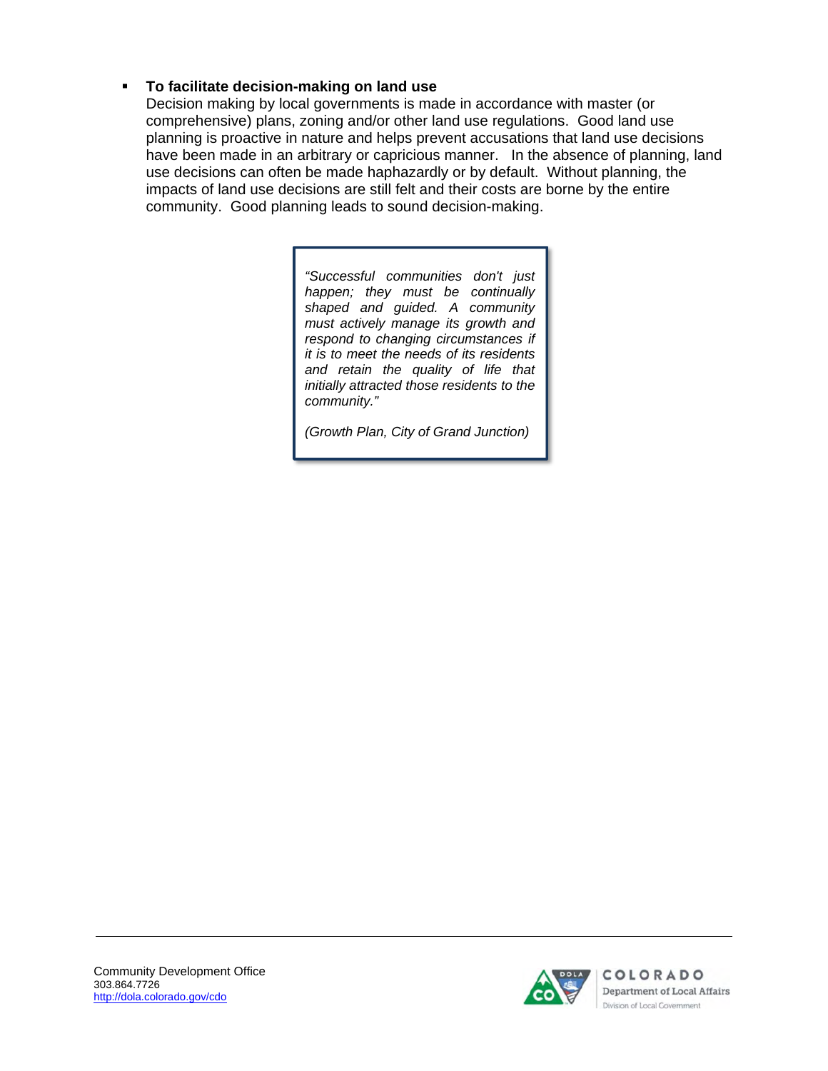- **To facilitate decision-making on land use**
  Decision making by local governments is made in accordance with master (or comprehensive) plans, zoning and/or other land use regulations. Good land use planning is proactive in nature and helps prevent accusations that land use decisions have been made in an arbitrary or capricious manner. In the absence of planning, land use decisions can often be made haphazardly or by default. Without planning, the impacts of land use decisions are still felt and their costs are borne by the entire community. Good planning leads to sound decision-making.

> *"Successful communities don't just happen; they must be continually shaped and guided. A community must actively manage its growth and respond to changing circumstances if it is to meet the needs of its residents and retain the quality of life that initially attracted those residents to the community."*
>
> *(Growth Plan, City of Grand Junction)*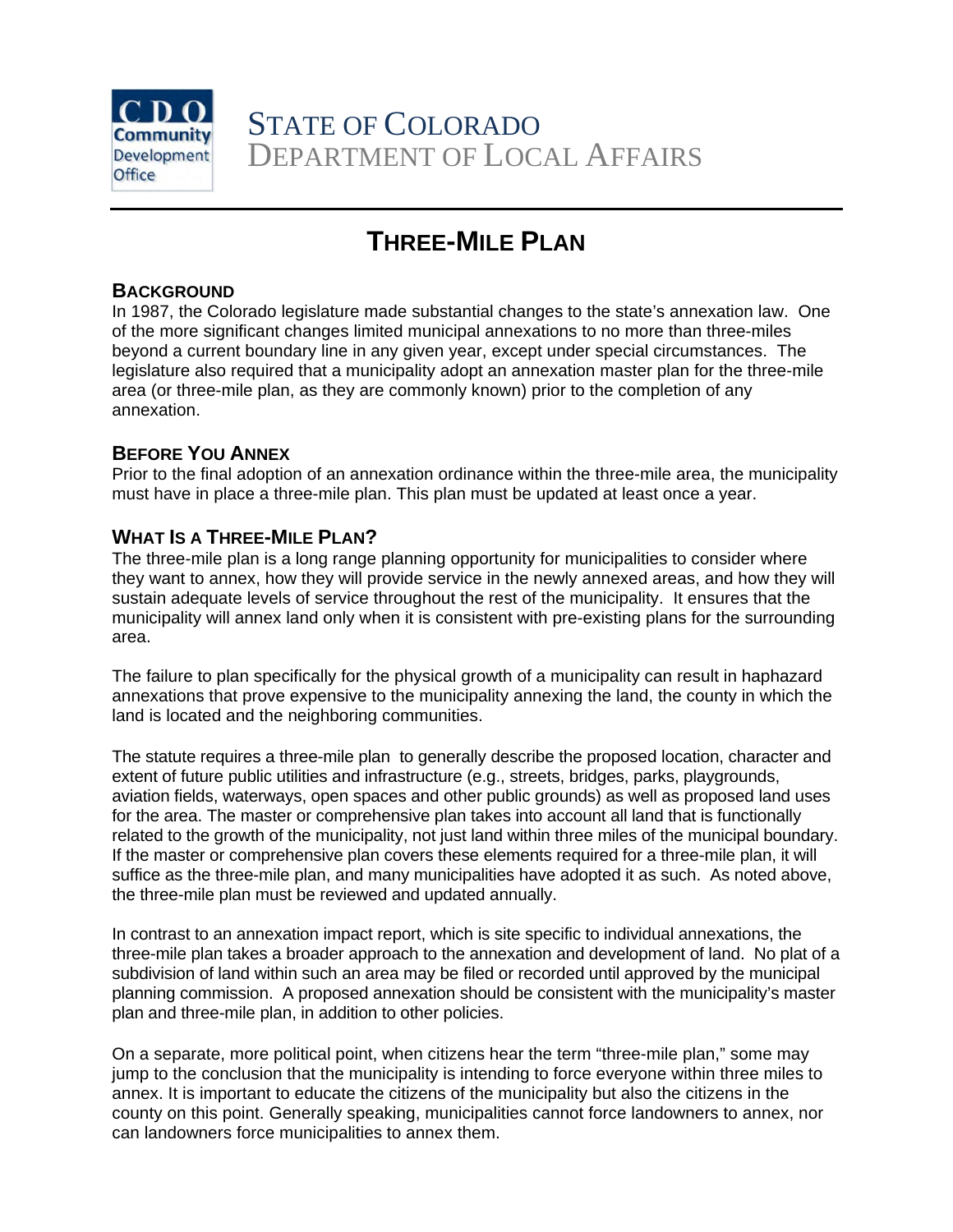STATE OF COLORADO
DEPARTMENT OF LOCAL AFFAIRS

# THREE-MILE PLAN

## BACKGROUND

In 1987, the Colorado legislature made substantial changes to the state's annexation law. One of the more significant changes limited municipal annexations to no more than three-miles beyond a current boundary line in any given year, except under special circumstances. The legislature also required that a municipality adopt an annexation master plan for the three-mile area (or three-mile plan, as they are commonly known) prior to the completion of any annexation.

## BEFORE YOU ANNEX

Prior to the final adoption of an annexation ordinance within the three-mile area, the municipality must have in place a three-mile plan. This plan must be updated at least once a year.

## WHAT IS A THREE-MILE PLAN?

The three-mile plan is a long range planning opportunity for municipalities to consider where they want to annex, how they will provide service in the newly annexed areas, and how they will sustain adequate levels of service throughout the rest of the municipality. It ensures that the municipality will annex land only when it is consistent with pre-existing plans for the surrounding area.

The failure to plan specifically for the physical growth of a municipality can result in haphazard annexations that prove expensive to the municipality annexing the land, the county in which the land is located and the neighboring communities.

The statute requires a three-mile plan to generally describe the proposed location, character and extent of future public utilities and infrastructure (e.g., streets, bridges, parks, playgrounds, aviation fields, waterways, open spaces and other public grounds) as well as proposed land uses for the area. The master or comprehensive plan takes into account all land that is functionally related to the growth of the municipality, not just land within three miles of the municipal boundary. If the master or comprehensive plan covers these elements required for a three-mile plan, it will suffice as the three-mile plan, and many municipalities have adopted it as such. As noted above, the three-mile plan must be reviewed and updated annually.

In contrast to an annexation impact report, which is site specific to individual annexations, the three-mile plan takes a broader approach to the annexation and development of land. No plat of a subdivision of land within such an area may be filed or recorded until approved by the municipal planning commission. A proposed annexation should be consistent with the municipality's master plan and three-mile plan, in addition to other policies.

On a separate, more political point, when citizens hear the term "three-mile plan," some may jump to the conclusion that the municipality is intending to force everyone within three miles to annex. It is important to educate the citizens of the municipality but also the citizens in the county on this point. Generally speaking, municipalities cannot force landowners to annex, nor can landowners force municipalities to annex them.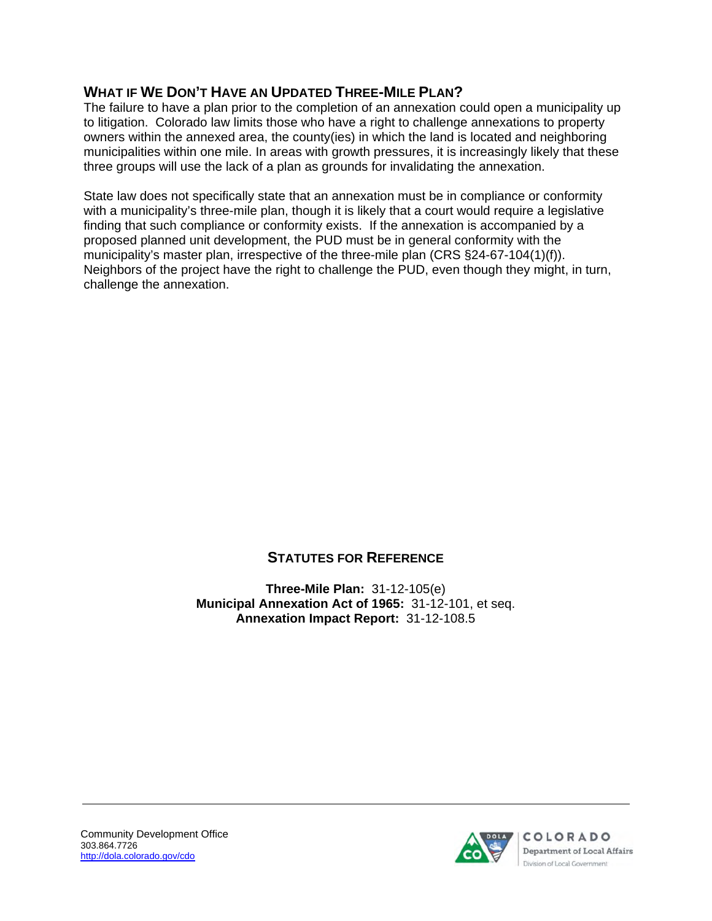## What if We Don't Have an Updated Three-Mile Plan?

The failure to have a plan prior to the completion of an annexation could open a municipality up to litigation. Colorado law limits those who have a right to challenge annexations to property owners within the annexed area, the county(ies) in which the land is located and neighboring municipalities within one mile. In areas with growth pressures, it is increasingly likely that these three groups will use the lack of a plan as grounds for invalidating the annexation.

State law does not specifically state that an annexation must be in compliance or conformity with a municipality's three-mile plan, though it is likely that a court would require a legislative finding that such compliance or conformity exists. If the annexation is accompanied by a proposed planned unit development, the PUD must be in general conformity with the municipality's master plan, irrespective of the three-mile plan (CRS §24-67-104(1)(f)). Neighbors of the project have the right to challenge the PUD, even though they might, in turn, challenge the annexation.

### Statutes for Reference

**Three-Mile Plan:** 31-12-105(e)
**Municipal Annexation Act of 1965:** 31-12-101, et seq.
**Annexation Impact Report:** 31-12-108.5

Community Development Office
303.864.7726
http://dola.colorado.gov/cdo

COLORADO Department of Local Affairs
Division of Local Government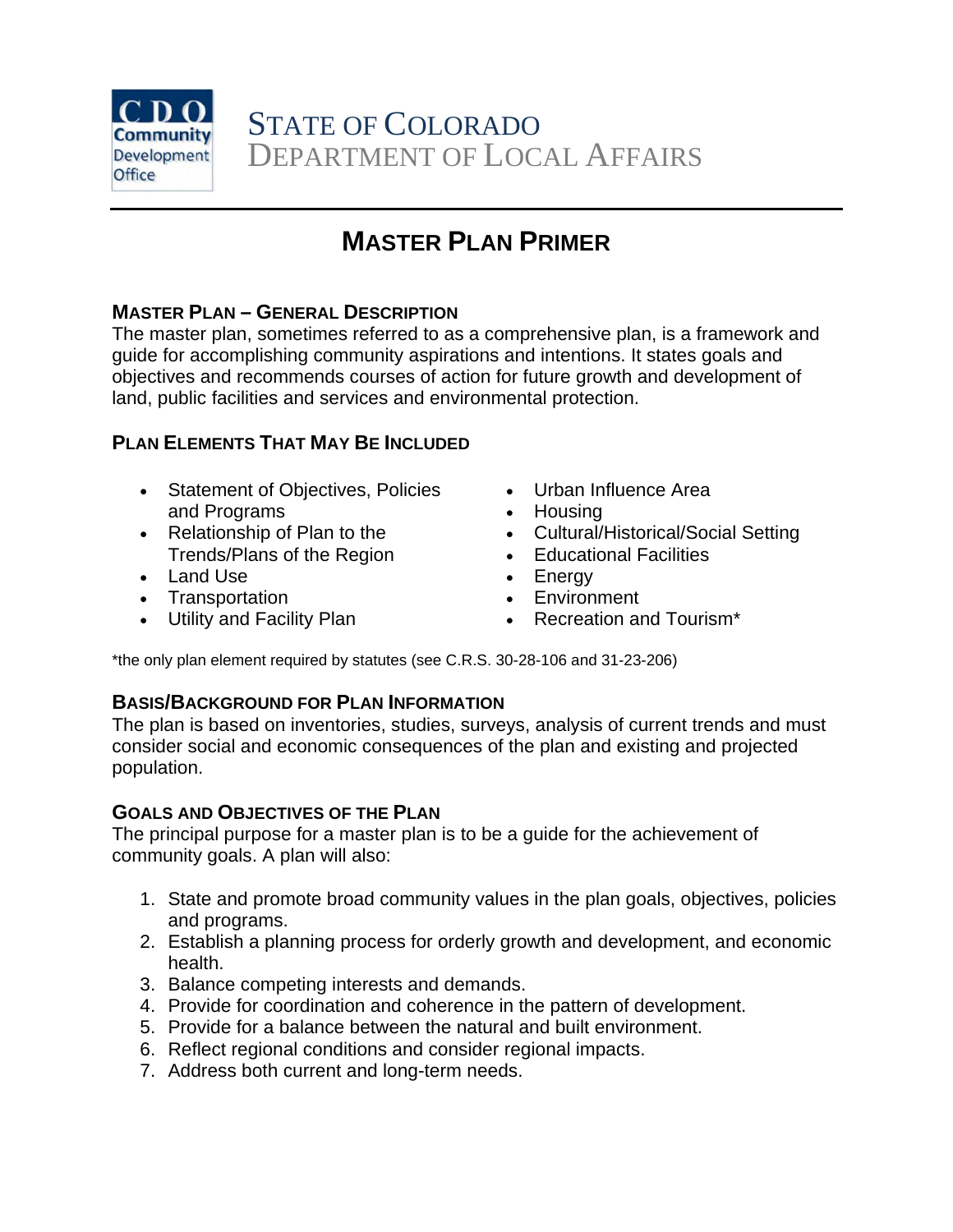STATE OF COLORADO
DEPARTMENT OF LOCAL AFFAIRS

# MASTER PLAN PRIMER

## MASTER PLAN – GENERAL DESCRIPTION

The master plan, sometimes referred to as a comprehensive plan, is a framework and guide for accomplishing community aspirations and intentions. It states goals and objectives and recommends courses of action for future growth and development of land, public facilities and services and environmental protection.

## PLAN ELEMENTS THAT MAY BE INCLUDED

- Statement of Objectives, Policies and Programs
- Relationship of Plan to the Trends/Plans of the Region
- Land Use
- Transportation
- Utility and Facility Plan
- Urban Influence Area
- Housing
- Cultural/Historical/Social Setting
- Educational Facilities
- Energy
- Environment
- Recreation and Tourism*

*the only plan element required by statutes (see C.R.S. 30-28-106 and 31-23-206)

## BASIS/BACKGROUND FOR PLAN INFORMATION

The plan is based on inventories, studies, surveys, analysis of current trends and must consider social and economic consequences of the plan and existing and projected population.

## GOALS AND OBJECTIVES OF THE PLAN

The principal purpose for a master plan is to be a guide for the achievement of community goals. A plan will also:

1. State and promote broad community values in the plan goals, objectives, policies and programs.
2. Establish a planning process for orderly growth and development, and economic health.
3. Balance competing interests and demands.
4. Provide for coordination and coherence in the pattern of development.
5. Provide for a balance between the natural and built environment.
6. Reflect regional conditions and consider regional impacts.
7. Address both current and long-term needs.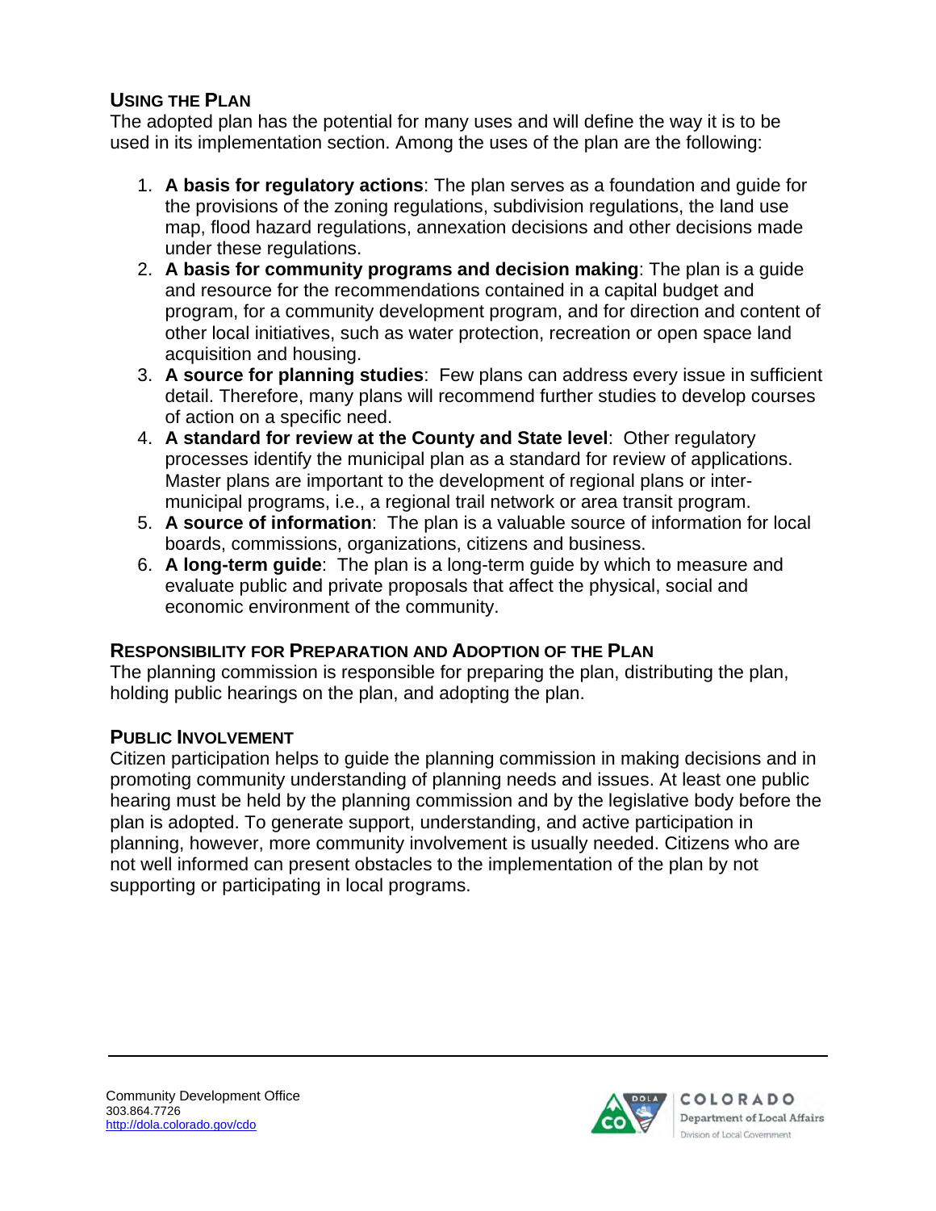## USING THE PLAN

The adopted plan has the potential for many uses and will define the way it is to be used in its implementation section. Among the uses of the plan are the following:

1. **A basis for regulatory actions**: The plan serves as a foundation and guide for the provisions of the zoning regulations, subdivision regulations, the land use map, flood hazard regulations, annexation decisions and other decisions made under these regulations.
2. **A basis for community programs and decision making**: The plan is a guide and resource for the recommendations contained in a capital budget and program, for a community development program, and for direction and content of other local initiatives, such as water protection, recreation or open space land acquisition and housing.
3. **A source for planning studies**: Few plans can address every issue in sufficient detail. Therefore, many plans will recommend further studies to develop courses of action on a specific need.
4. **A standard for review at the County and State level**: Other regulatory processes identify the municipal plan as a standard for review of applications. Master plans are important to the development of regional plans or inter-municipal programs, i.e., a regional trail network or area transit program.
5. **A source of information**: The plan is a valuable source of information for local boards, commissions, organizations, citizens and business.
6. **A long-term guide**: The plan is a long-term guide by which to measure and evaluate public and private proposals that affect the physical, social and economic environment of the community.

## RESPONSIBILITY FOR PREPARATION AND ADOPTION OF THE PLAN

The planning commission is responsible for preparing the plan, distributing the plan, holding public hearings on the plan, and adopting the plan.

## PUBLIC INVOLVEMENT

Citizen participation helps to guide the planning commission in making decisions and in promoting community understanding of planning needs and issues. At least one public hearing must be held by the planning commission and by the legislative body before the plan is adopted. To generate support, understanding, and active participation in planning, however, more community involvement is usually needed. Citizens who are not well informed can present obstacles to the implementation of the plan by not supporting or participating in local programs.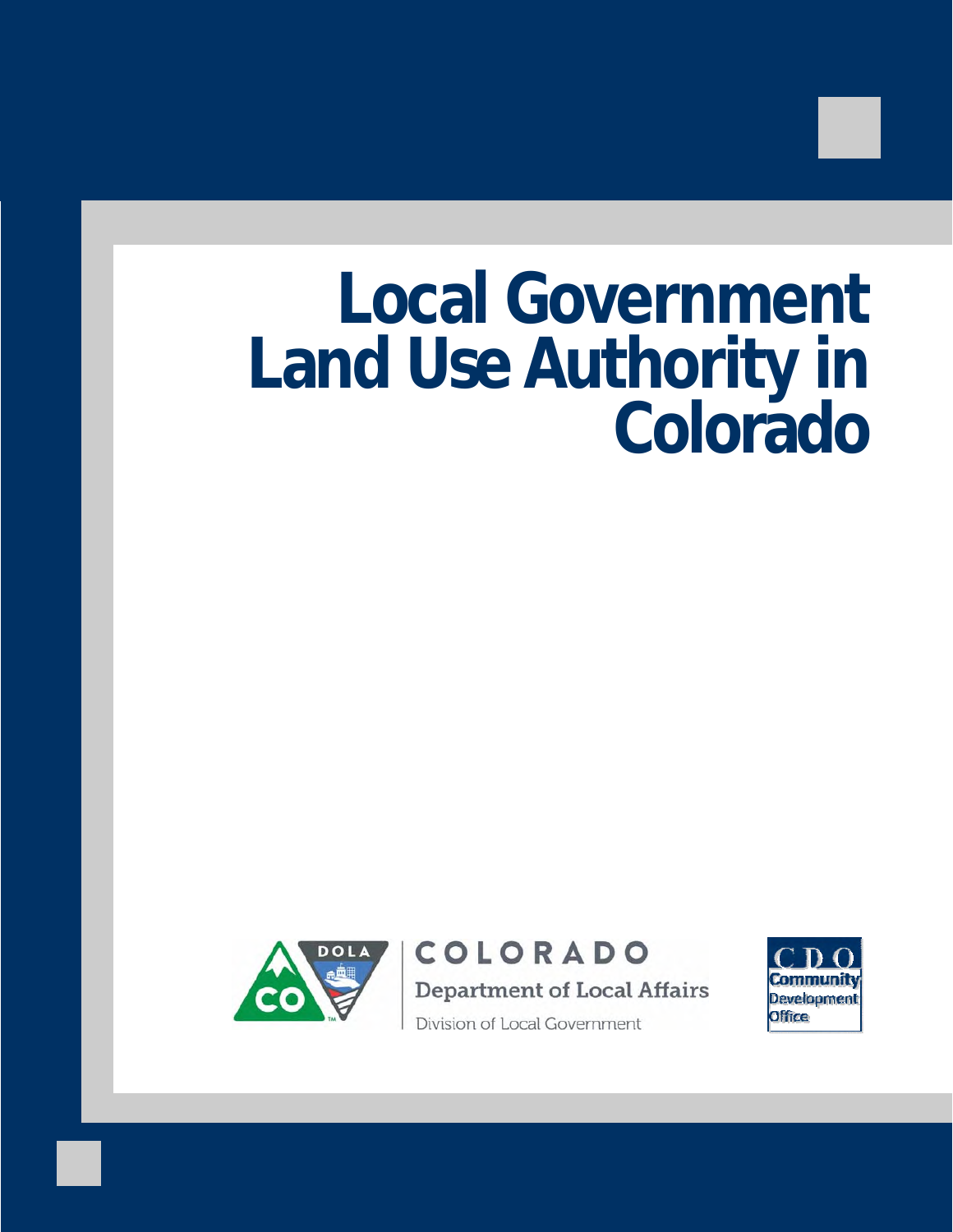# Local Government Land Use Authority in Colorado

COLORADO

Department of Local Affairs

Division of Local Government

CDO

Community Development Office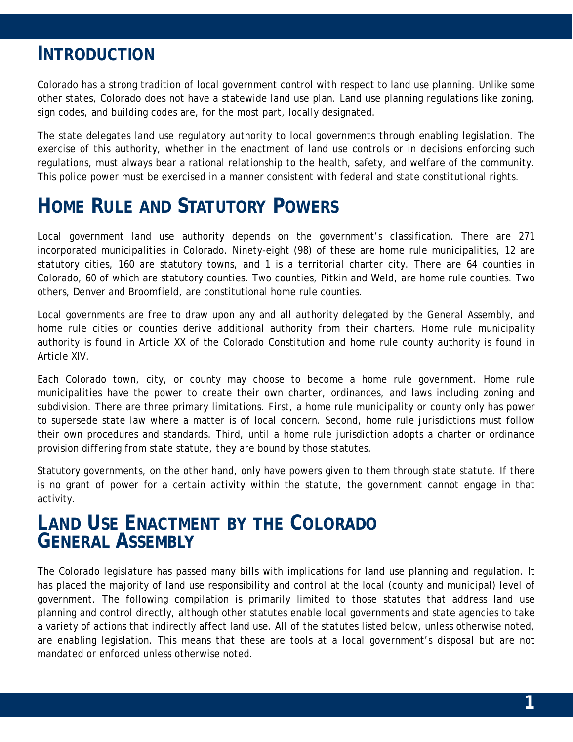# Introduction

Colorado has a strong tradition of local government control with respect to land use planning. Unlike some other states, Colorado does not have a statewide land use plan. Land use planning regulations like zoning, sign codes, and building codes are, for the most part, locally designated.

The state delegates land use regulatory authority to local governments through enabling legislation. The exercise of this authority, whether in the enactment of land use controls or in decisions enforcing such regulations, must always bear a rational relationship to the health, safety, and welfare of the community. This police power must be exercised in a manner consistent with federal and state constitutional rights.

# Home Rule and Statutory Powers

Local government land use authority depends on the government's classification. There are 271 incorporated municipalities in Colorado. Ninety-eight (98) of these are home rule municipalities, 12 are statutory cities, 160 are statutory towns, and 1 is a territorial charter city. There are 64 counties in Colorado, 60 of which are statutory counties. Two counties, Pitkin and Weld, are home rule counties. Two others, Denver and Broomfield, are constitutional home rule counties.

Local governments are free to draw upon any and all authority delegated by the General Assembly, and home rule cities or counties derive additional authority from their charters. Home rule municipality authority is found in Article XX of the Colorado Constitution and home rule county authority is found in Article XIV.

Each Colorado town, city, or county may choose to become a home rule government. Home rule municipalities have the power to create their own charter, ordinances, and laws including zoning and subdivision. There are three primary limitations. First, a home rule municipality or county only has power to supersede state law where a matter is of local concern. Second, home rule jurisdictions must follow their own procedures and standards. Third, until a home rule jurisdiction adopts a charter or ordinance provision differing from state statute, they are bound by those statutes.

Statutory governments, on the other hand, only have powers given to them through state statute. If there is no grant of power for a certain activity within the statute, the government cannot engage in that activity.

# Land Use Enactment by the Colorado General Assembly

The Colorado legislature has passed many bills with implications for land use planning and regulation. It has placed the majority of land use responsibility and control at the local (county and municipal) level of government. The following compilation is primarily limited to those statutes that address land use planning and control directly, although other statutes enable local governments and state agencies to take a variety of actions that indirectly affect land use. All of the statutes listed below, unless otherwise noted, are enabling legislation. This means that these are tools at a local government's disposal but are not mandated or enforced unless otherwise noted.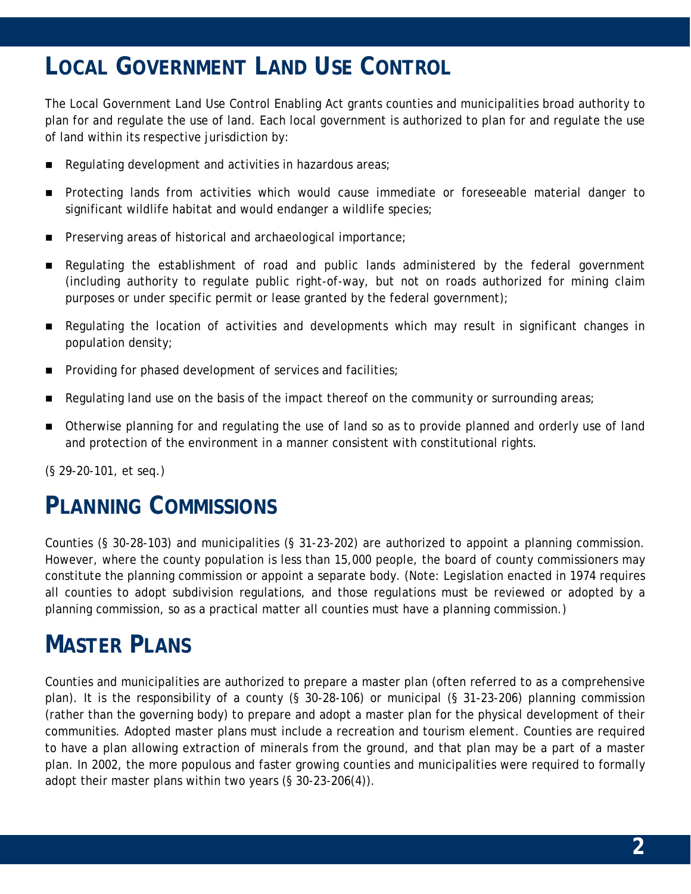## LOCAL GOVERNMENT LAND USE CONTROL

The Local Government Land Use Control Enabling Act grants counties and municipalities broad authority to plan for and regulate the use of land. Each local government is authorized to plan for and regulate the use of land within its respective jurisdiction by:

- Regulating development and activities in hazardous areas;
- Protecting lands from activities which would cause immediate or foreseeable material danger to significant wildlife habitat and would endanger a wildlife species;
- Preserving areas of historical and archaeological importance;
- Regulating the establishment of road and public lands administered by the federal government (including authority to regulate public right-of-way, but not on roads authorized for mining claim purposes or under specific permit or lease granted by the federal government);
- Regulating the location of activities and developments which may result in significant changes in population density;
- Providing for phased development of services and facilities;
- Regulating land use on the basis of the impact thereof on the community or surrounding areas;
- Otherwise planning for and regulating the use of land so as to provide planned and orderly use of land and protection of the environment in a manner consistent with constitutional rights.

(§ 29-20-101, et seq.)

## PLANNING COMMISSIONS

Counties (§ 30-28-103) and municipalities (§ 31-23-202) are authorized to appoint a planning commission. However, where the county population is less than 15,000 people, the board of county commissioners may constitute the planning commission or appoint a separate body. (Note: Legislation enacted in 1974 requires all counties to adopt subdivision regulations, and those regulations must be reviewed or adopted by a planning commission, so as a practical matter all counties must have a planning commission.)

## MASTER PLANS

Counties and municipalities are authorized to prepare a master plan (often referred to as a comprehensive plan). It is the responsibility of a county (§ 30-28-106) or municipal (§ 31-23-206) planning commission (rather than the governing body) to prepare and adopt a master plan for the physical development of their communities. Adopted master plans must include a recreation and tourism element. Counties are required to have a plan allowing extraction of minerals from the ground, and that plan may be a part of a master plan. In 2002, the more populous and faster growing counties and municipalities were required to formally adopt their master plans within two years (§ 30-23-206(4)).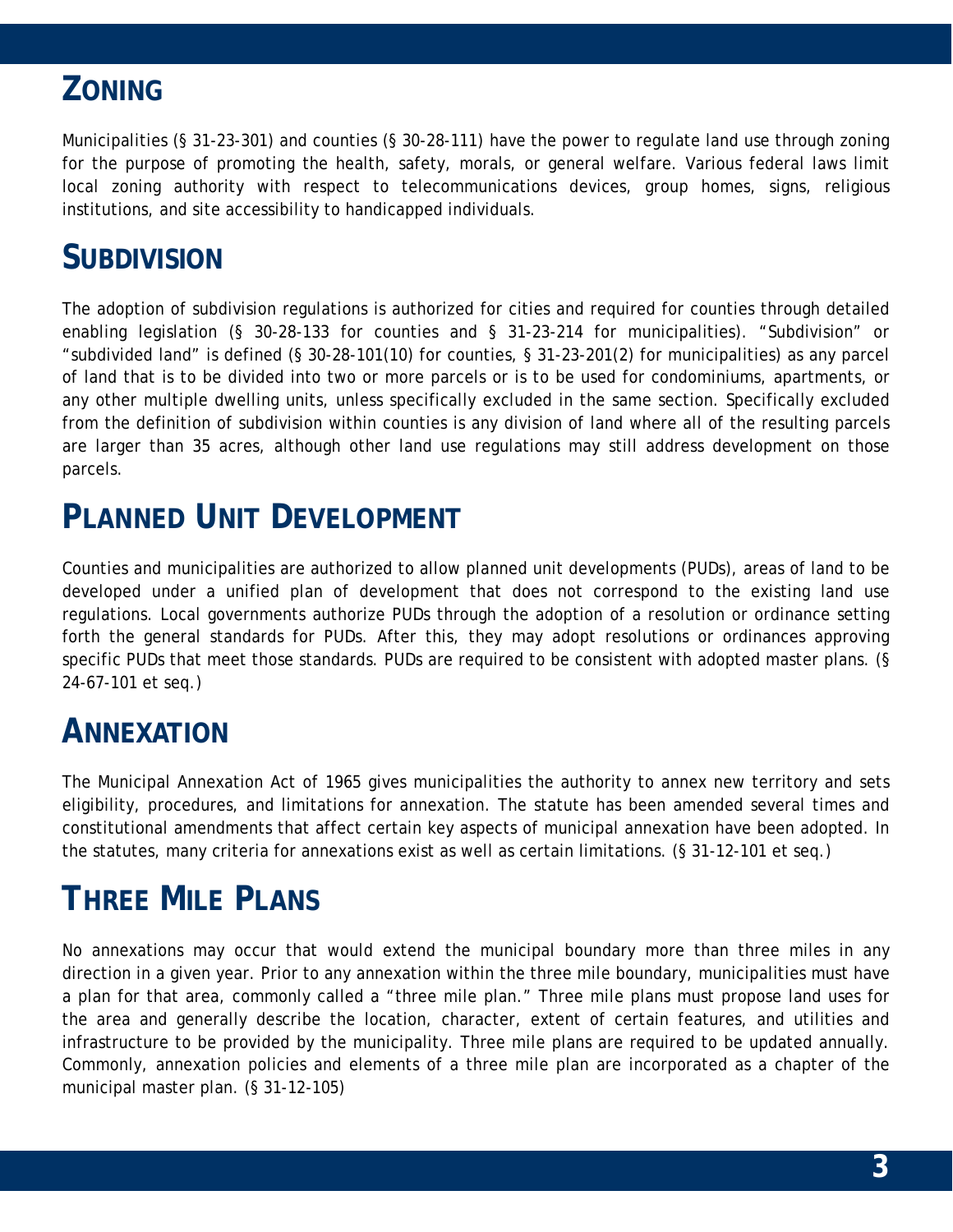## Zoning

Municipalities (§ 31-23-301) and counties (§ 30-28-111) have the power to regulate land use through zoning for the purpose of promoting the health, safety, morals, or general welfare. Various federal laws limit local zoning authority with respect to telecommunications devices, group homes, signs, religious institutions, and site accessibility to handicapped individuals.

## Subdivision

The adoption of subdivision regulations is authorized for cities and required for counties through detailed enabling legislation (§ 30-28-133 for counties and § 31-23-214 for municipalities). "Subdivision" or "subdivided land" is defined (§ 30-28-101(10) for counties, § 31-23-201(2) for municipalities) as any parcel of land that is to be divided into two or more parcels or is to be used for condominiums, apartments, or any other multiple dwelling units, unless specifically excluded in the same section. Specifically excluded from the definition of subdivision within counties is any division of land where all of the resulting parcels are larger than 35 acres, although other land use regulations may still address development on those parcels.

## Planned Unit Development

Counties and municipalities are authorized to allow planned unit developments (PUDs), areas of land to be developed under a unified plan of development that does not correspond to the existing land use regulations. Local governments authorize PUDs through the adoption of a resolution or ordinance setting forth the general standards for PUDs. After this, they may adopt resolutions or ordinances approving specific PUDs that meet those standards. PUDs are required to be consistent with adopted master plans. (§ 24-67-101 et seq.)

## Annexation

The Municipal Annexation Act of 1965 gives municipalities the authority to annex new territory and sets eligibility, procedures, and limitations for annexation. The statute has been amended several times and constitutional amendments that affect certain key aspects of municipal annexation have been adopted. In the statutes, many criteria for annexations exist as well as certain limitations. (§ 31-12-101 et seq.)

## Three Mile Plans

No annexations may occur that would extend the municipal boundary more than three miles in any direction in a given year. Prior to any annexation within the three mile boundary, municipalities must have a plan for that area, commonly called a "three mile plan." Three mile plans must propose land uses for the area and generally describe the location, character, extent of certain features, and utilities and infrastructure to be provided by the municipality. Three mile plans are required to be updated annually. Commonly, annexation policies and elements of a three mile plan are incorporated as a chapter of the municipal master plan. (§ 31-12-105)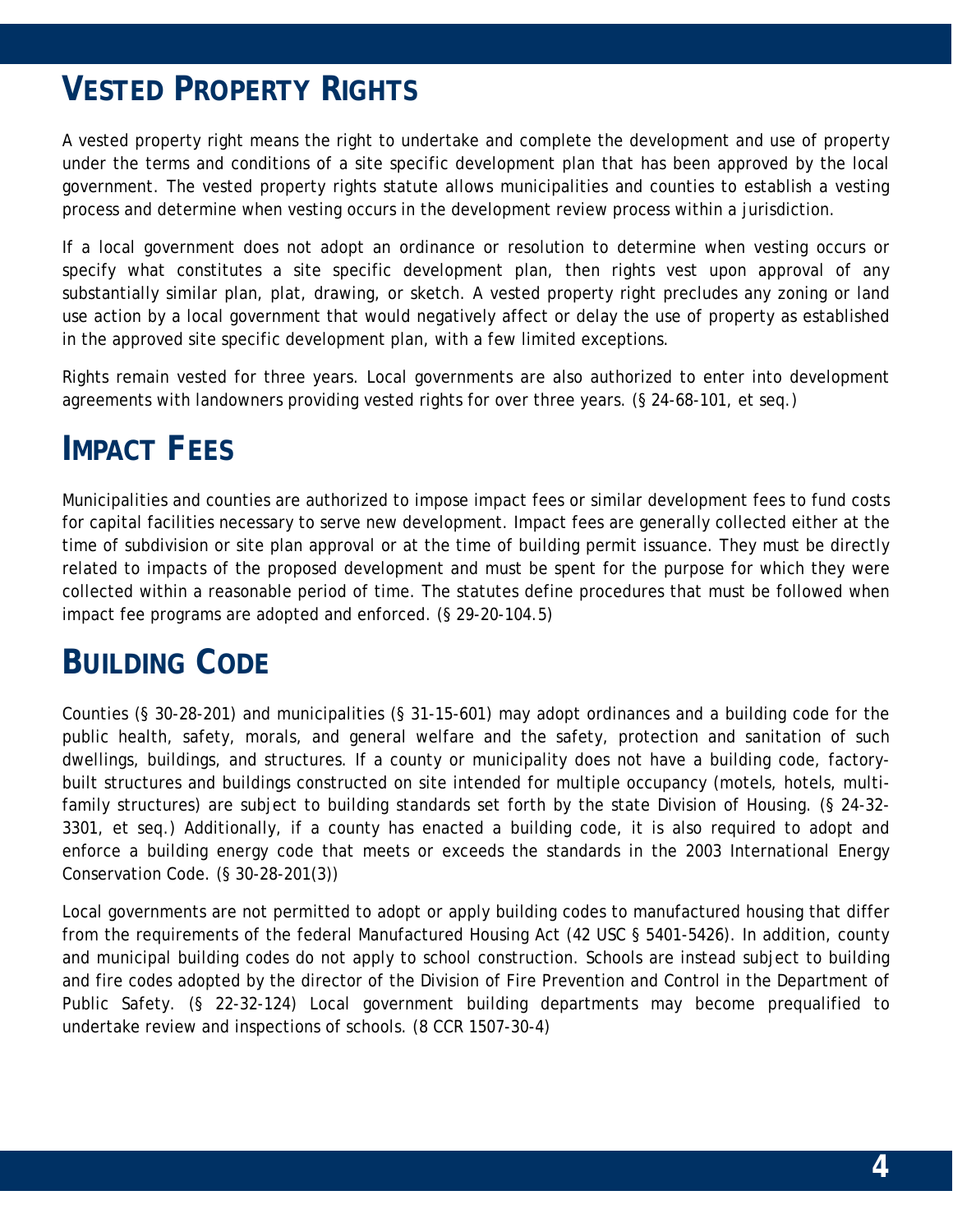## VESTED PROPERTY RIGHTS

A vested property right means the right to undertake and complete the development and use of property under the terms and conditions of a site specific development plan that has been approved by the local government. The vested property rights statute allows municipalities and counties to establish a vesting process and determine when vesting occurs in the development review process within a jurisdiction.

If a local government does not adopt an ordinance or resolution to determine when vesting occurs or specify what constitutes a site specific development plan, then rights vest upon approval of any substantially similar plan, plat, drawing, or sketch. A vested property right precludes any zoning or land use action by a local government that would negatively affect or delay the use of property as established in the approved site specific development plan, with a few limited exceptions.

Rights remain vested for three years. Local governments are also authorized to enter into development agreements with landowners providing vested rights for over three years. (§ 24-68-101, et seq.)

## IMPACT FEES

Municipalities and counties are authorized to impose impact fees or similar development fees to fund costs for capital facilities necessary to serve new development. Impact fees are generally collected either at the time of subdivision or site plan approval or at the time of building permit issuance. They must be directly related to impacts of the proposed development and must be spent for the purpose for which they were collected within a reasonable period of time. The statutes define procedures that must be followed when impact fee programs are adopted and enforced. (§ 29-20-104.5)

## BUILDING CODE

Counties (§ 30-28-201) and municipalities (§ 31-15-601) may adopt ordinances and a building code for the public health, safety, morals, and general welfare and the safety, protection and sanitation of such dwellings, buildings, and structures. If a county or municipality does not have a building code, factory-built structures and buildings constructed on site intended for multiple occupancy (motels, hotels, multi-family structures) are subject to building standards set forth by the state Division of Housing. (§ 24-32-3301, et seq.) Additionally, if a county has enacted a building code, it is also required to adopt and enforce a building energy code that meets or exceeds the standards in the 2003 International Energy Conservation Code. (§ 30-28-201(3))

Local governments are not permitted to adopt or apply building codes to manufactured housing that differ from the requirements of the federal Manufactured Housing Act (42 USC § 5401-5426). In addition, county and municipal building codes do not apply to school construction. Schools are instead subject to building and fire codes adopted by the director of the Division of Fire Prevention and Control in the Department of Public Safety. (§ 22-32-124) Local government building departments may become prequalified to undertake review and inspections of schools. (8 CCR 1507-30-4)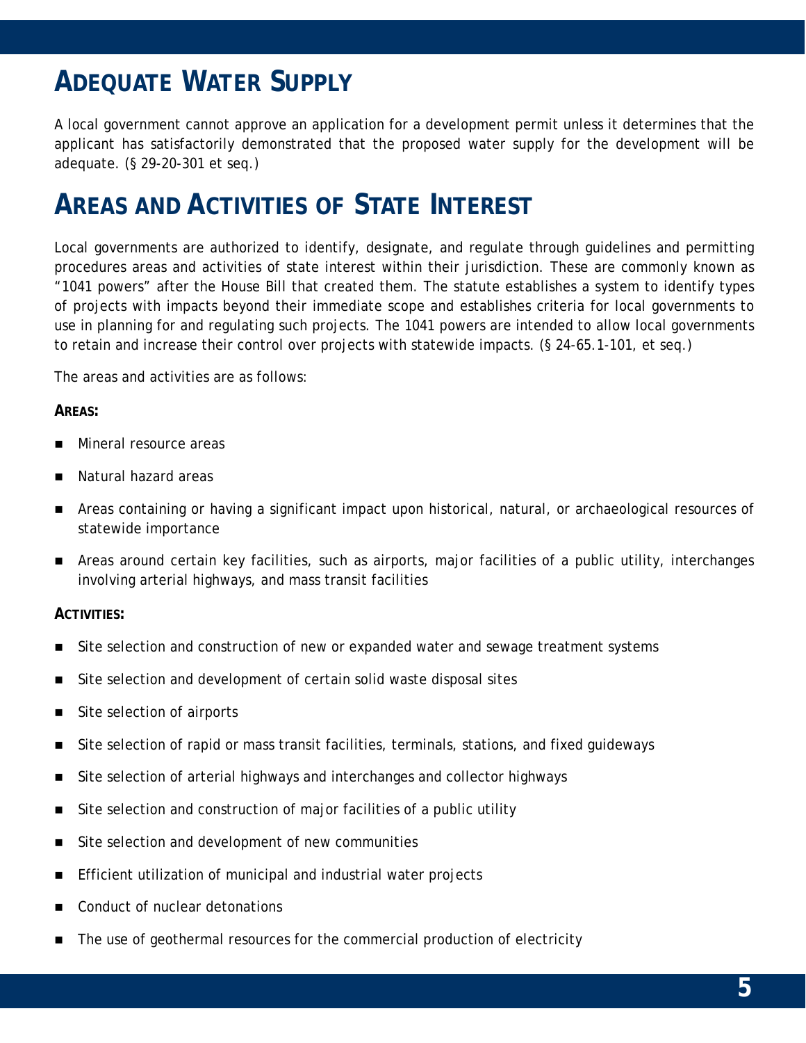## Adequate Water Supply

A local government cannot approve an application for a development permit unless it determines that the applicant has satisfactorily demonstrated that the proposed water supply for the development will be adequate. (§ 29-20-301 et seq.)

## Areas and Activities of State Interest

Local governments are authorized to identify, designate, and regulate through guidelines and permitting procedures areas and activities of state interest within their jurisdiction. These are commonly known as "1041 powers" after the House Bill that created them. The statute establishes a system to identify types of projects with impacts beyond their immediate scope and establishes criteria for local governments to use in planning for and regulating such projects. The 1041 powers are intended to allow local governments to retain and increase their control over projects with statewide impacts. (§ 24-65.1-101, et seq.)

The areas and activities are as follows:

**Areas:**

- Mineral resource areas
- Natural hazard areas
- Areas containing or having a significant impact upon historical, natural, or archaeological resources of statewide importance
- Areas around certain key facilities, such as airports, major facilities of a public utility, interchanges involving arterial highways, and mass transit facilities

**Activities:**

- Site selection and construction of new or expanded water and sewage treatment systems
- Site selection and development of certain solid waste disposal sites
- Site selection of airports
- Site selection of rapid or mass transit facilities, terminals, stations, and fixed guideways
- Site selection of arterial highways and interchanges and collector highways
- Site selection and construction of major facilities of a public utility
- Site selection and development of new communities
- Efficient utilization of municipal and industrial water projects
- Conduct of nuclear detonations
- The use of geothermal resources for the commercial production of electricity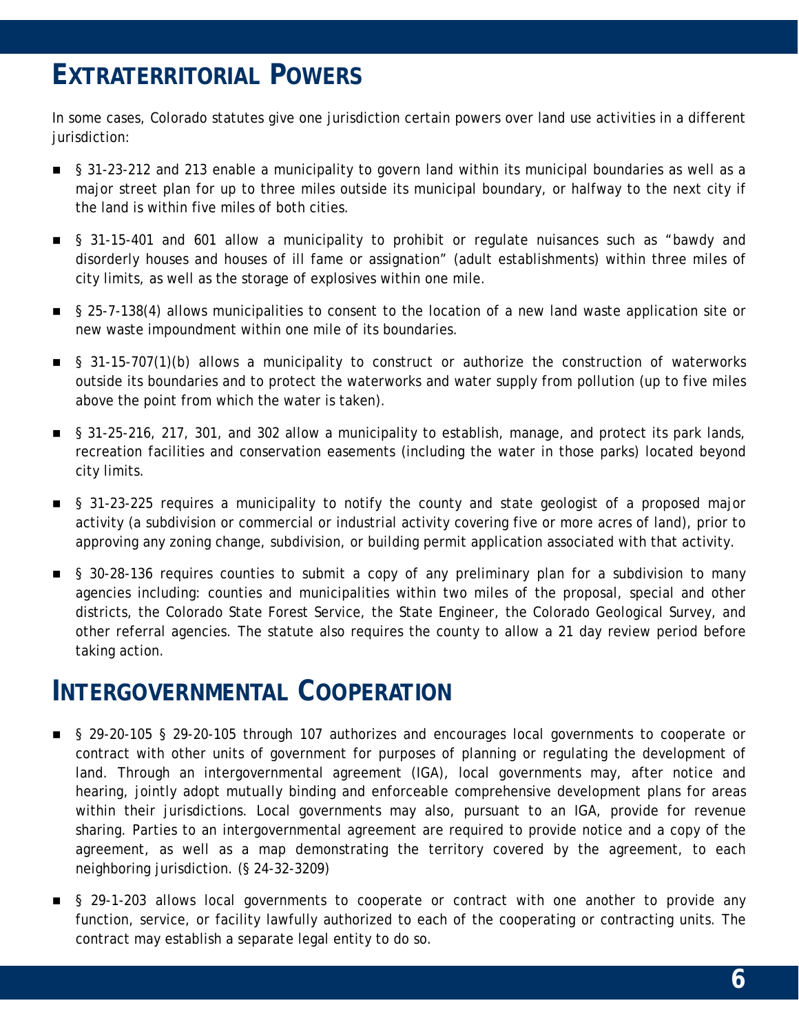## EXTRATERRITORIAL POWERS

In some cases, Colorado statutes give one jurisdiction certain powers over land use activities in a different jurisdiction:

- § 31-23-212 and 213 enable a municipality to govern land within its municipal boundaries as well as a major street plan for up to three miles outside its municipal boundary, or halfway to the next city if the land is within five miles of both cities.
- § 31-15-401 and 601 allow a municipality to prohibit or regulate nuisances such as "bawdy and disorderly houses and houses of ill fame or assignation" (adult establishments) within three miles of city limits, as well as the storage of explosives within one mile.
- § 25-7-138(4) allows municipalities to consent to the location of a new land waste application site or new waste impoundment within one mile of its boundaries.
- § 31-15-707(1)(b) allows a municipality to construct or authorize the construction of waterworks outside its boundaries and to protect the waterworks and water supply from pollution (up to five miles above the point from which the water is taken).
- § 31-25-216, 217, 301, and 302 allow a municipality to establish, manage, and protect its park lands, recreation facilities and conservation easements (including the water in those parks) located beyond city limits.
- § 31-23-225 requires a municipality to notify the county and state geologist of a proposed major activity (a subdivision or commercial or industrial activity covering five or more acres of land), prior to approving any zoning change, subdivision, or building permit application associated with that activity.
- § 30-28-136 requires counties to submit a copy of any preliminary plan for a subdivision to many agencies including: counties and municipalities within two miles of the proposal, special and other districts, the Colorado State Forest Service, the State Engineer, the Colorado Geological Survey, and other referral agencies. The statute also requires the county to allow a 21 day review period before taking action.

## INTERGOVERNMENTAL COOPERATION

- § 29-20-105 § 29-20-105 through 107 authorizes and encourages local governments to cooperate or contract with other units of government for purposes of planning or regulating the development of land. Through an intergovernmental agreement (IGA), local governments may, after notice and hearing, jointly adopt mutually binding and enforceable comprehensive development plans for areas within their jurisdictions. Local governments may also, pursuant to an IGA, provide for revenue sharing. Parties to an intergovernmental agreement are required to provide notice and a copy of the agreement, as well as a map demonstrating the territory covered by the agreement, to each neighboring jurisdiction. (§ 24-32-3209)
- § 29-1-203 allows local governments to cooperate or contract with one another to provide any function, service, or facility lawfully authorized to each of the cooperating or contracting units. The contract may establish a separate legal entity to do so.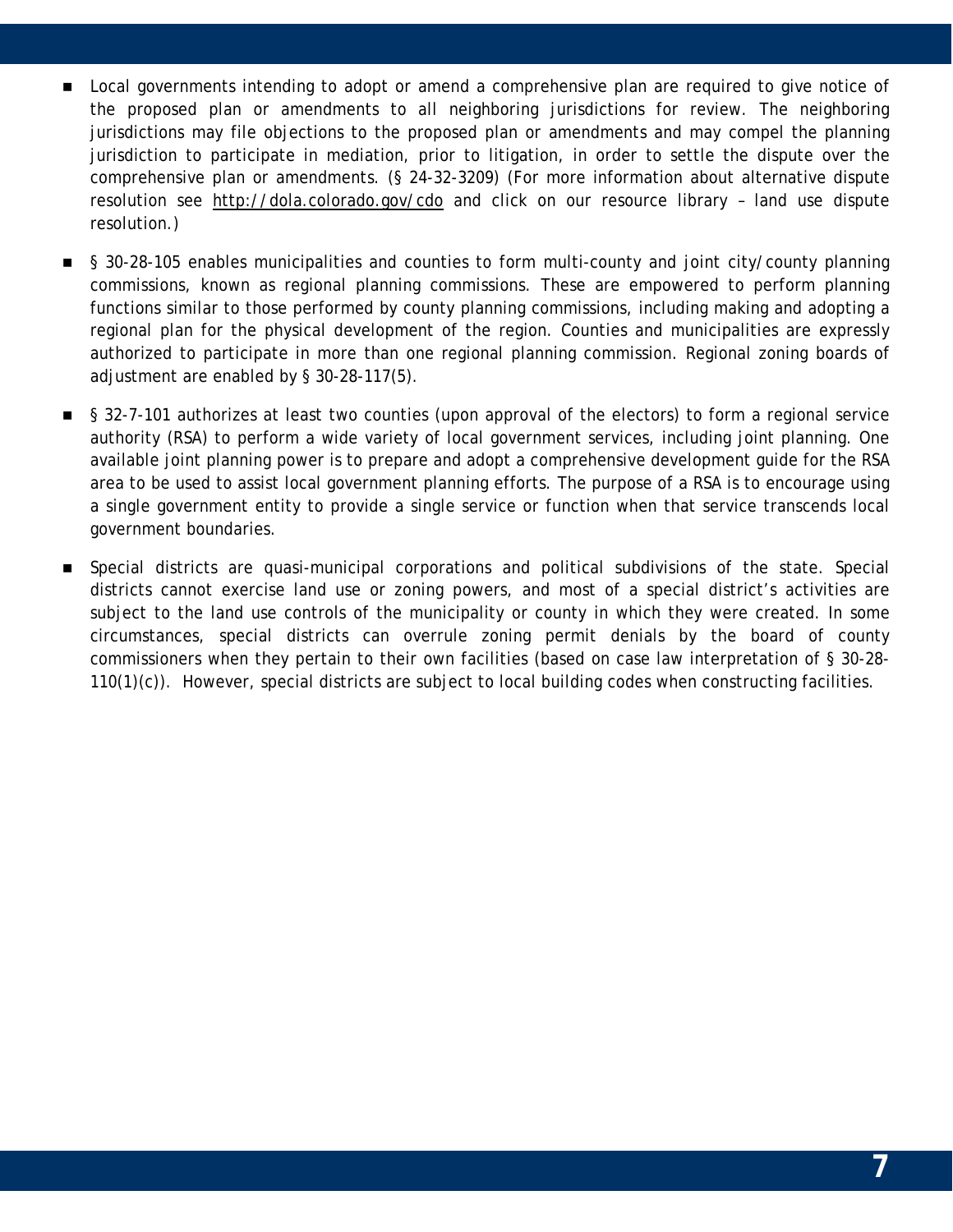- Local governments intending to adopt or amend a comprehensive plan are required to give notice of the proposed plan or amendments to all neighboring jurisdictions for review. The neighboring jurisdictions may file objections to the proposed plan or amendments and may compel the planning jurisdiction to participate in mediation, prior to litigation, in order to settle the dispute over the comprehensive plan or amendments. (§ 24-32-3209) (For more information about alternative dispute resolution see http://dola.colorado.gov/cdo and click on our resource library – land use dispute resolution.)

- § 30-28-105 enables municipalities and counties to form multi-county and joint city/county planning commissions, known as regional planning commissions. These are empowered to perform planning functions similar to those performed by county planning commissions, including making and adopting a regional plan for the physical development of the region. Counties and municipalities are expressly authorized to participate in more than one regional planning commission. Regional zoning boards of adjustment are enabled by § 30-28-117(5).

- § 32-7-101 authorizes at least two counties (upon approval of the electors) to form a regional service authority (RSA) to perform a wide variety of local government services, including joint planning. One available joint planning power is to prepare and adopt a comprehensive development guide for the RSA area to be used to assist local government planning efforts. The purpose of a RSA is to encourage using a single government entity to provide a single service or function when that service transcends local government boundaries.

- Special districts are quasi-municipal corporations and political subdivisions of the state. Special districts cannot exercise land use or zoning powers, and most of a special district's activities are subject to the land use controls of the municipality or county in which they were created. In some circumstances, special districts can overrule zoning permit denials by the board of county commissioners when they pertain to their own facilities (based on case law interpretation of § 30-28-110(1)(c)). However, special districts are subject to local building codes when constructing facilities.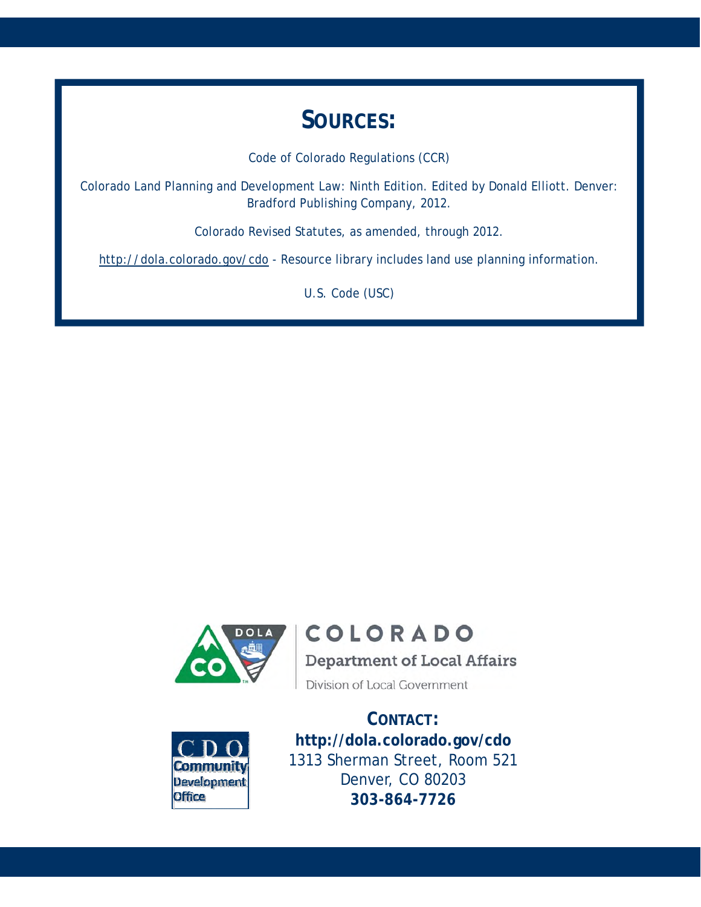## SOURCES:

Code of Colorado Regulations (CCR)

Colorado Land Planning and Development Law: Ninth Edition. Edited by Donald Elliott. Denver: Bradford Publishing Company, 2012.

Colorado Revised Statutes, as amended, through 2012.

http://dola.colorado.gov/cdo - Resource library includes land use planning information.

U.S. Code (USC)

COLORADO
Department of Local Affairs
Division of Local Government

CDO
Community Development Office

**CONTACT:**
**http://dola.colorado.gov/cdo**
1313 Sherman Street, Room 521
Denver, CO 80203
**303-864-7726**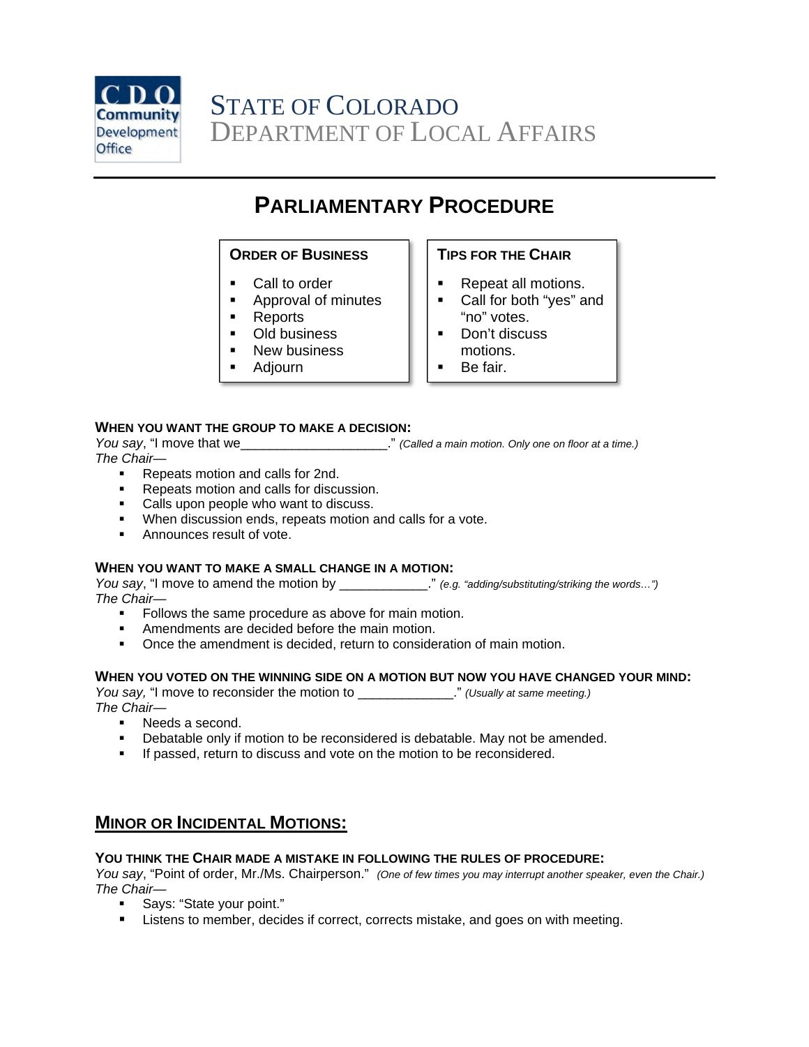STATE OF COLORADO
DEPARTMENT OF LOCAL AFFAIRS

# PARLIAMENTARY PROCEDURE

**ORDER OF BUSINESS**

- Call to order
- Approval of minutes
- Reports
- Old business
- New business
- Adjourn

**TIPS FOR THE CHAIR**

- Repeat all motions.
- Call for both "yes" and "no" votes.
- Don't discuss motions.
- Be fair.

### WHEN YOU WANT THE GROUP TO MAKE A DECISION:

*You say*, "I move that we____________________." *(Called a main motion. Only one on floor at a time.)*
*The Chair—*

- Repeats motion and calls for 2nd.
- Repeats motion and calls for discussion.
- Calls upon people who want to discuss.
- When discussion ends, repeats motion and calls for a vote.
- Announces result of vote.

### WHEN YOU WANT TO MAKE A SMALL CHANGE IN A MOTION:

*You say*, "I move to amend the motion by ____________." *(e.g. "adding/substituting/striking the words…")*
*The Chair—*

- Follows the same procedure as above for main motion.
- Amendments are decided before the main motion.
- Once the amendment is decided, return to consideration of main motion.

### WHEN YOU VOTED ON THE WINNING SIDE ON A MOTION BUT NOW YOU HAVE CHANGED YOUR MIND:

*You say,* "I move to reconsider the motion to _____________." *(Usually at same meeting.)*
*The Chair—*

- Needs a second.
- Debatable only if motion to be reconsidered is debatable. May not be amended.
- If passed, return to discuss and vote on the motion to be reconsidered.

## MINOR OR INCIDENTAL MOTIONS:

### YOU THINK THE CHAIR MADE A MISTAKE IN FOLLOWING THE RULES OF PROCEDURE:

*You say*, "Point of order, Mr./Ms. Chairperson." *(One of few times you may interrupt another speaker, even the Chair.)*
*The Chair—*

- Says: "State your point."
- Listens to member, decides if correct, corrects mistake, and goes on with meeting.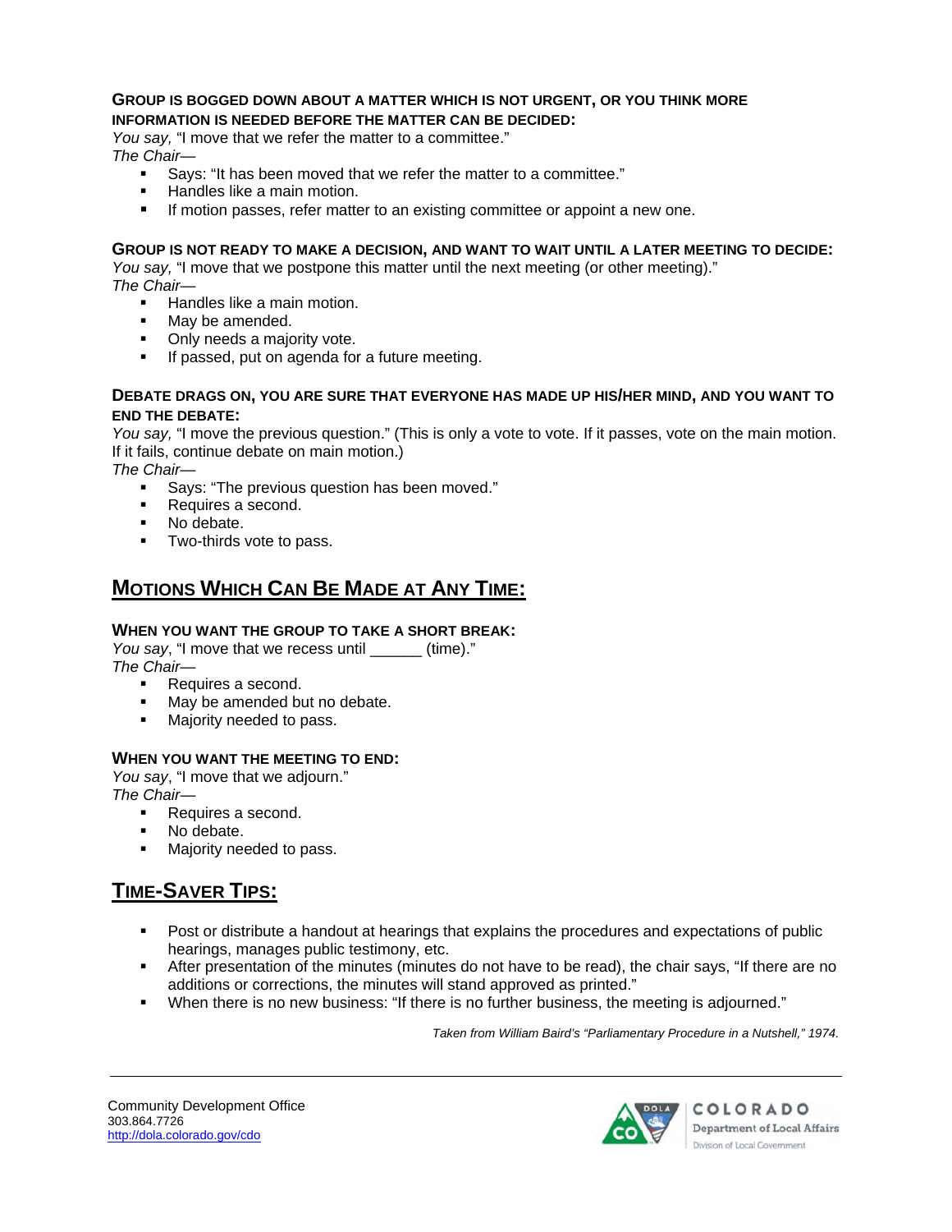#### Group is bogged down about a matter which is not urgent, or you think more information is needed before the matter can be decided:

*You say,* "I move that we refer the matter to a committee."
*The Chair*—

- Says: "It has been moved that we refer the matter to a committee."
- Handles like a main motion.
- If motion passes, refer matter to an existing committee or appoint a new one.

#### Group is not ready to make a decision, and want to wait until a later meeting to decide:

*You say,* "I move that we postpone this matter until the next meeting (or other meeting)."
*The Chair*—

- Handles like a main motion.
- May be amended.
- Only needs a majority vote.
- If passed, put on agenda for a future meeting.

#### Debate drags on, you are sure that everyone has made up his/her mind, and you want to end the debate:

*You say,* "I move the previous question." (This is only a vote to vote. If it passes, vote on the main motion. If it fails, continue debate on main motion.)
*The Chair*—

- Says: "The previous question has been moved."
- Requires a second.
- No debate.
- Two-thirds vote to pass.

## Motions Which Can Be Made at Any Time:

#### When you want the group to take a short break:

*You say*, "I move that we recess until ______ (time)."
*The Chair*—

- Requires a second.
- May be amended but no debate.
- Majority needed to pass.

#### When you want the meeting to end:

*You say*, "I move that we adjourn."
*The Chair*—

- Requires a second.
- No debate.
- Majority needed to pass.

## Time-Saver Tips:

- Post or distribute a handout at hearings that explains the procedures and expectations of public hearings, manages public testimony, etc.
- After presentation of the minutes (minutes do not have to be read), the chair says, "If there are no additions or corrections, the minutes will stand approved as printed."
- When there is no new business: "If there is no further business, the meeting is adjourned."

*Taken from William Baird's "Parliamentary Procedure in a Nutshell," 1974.*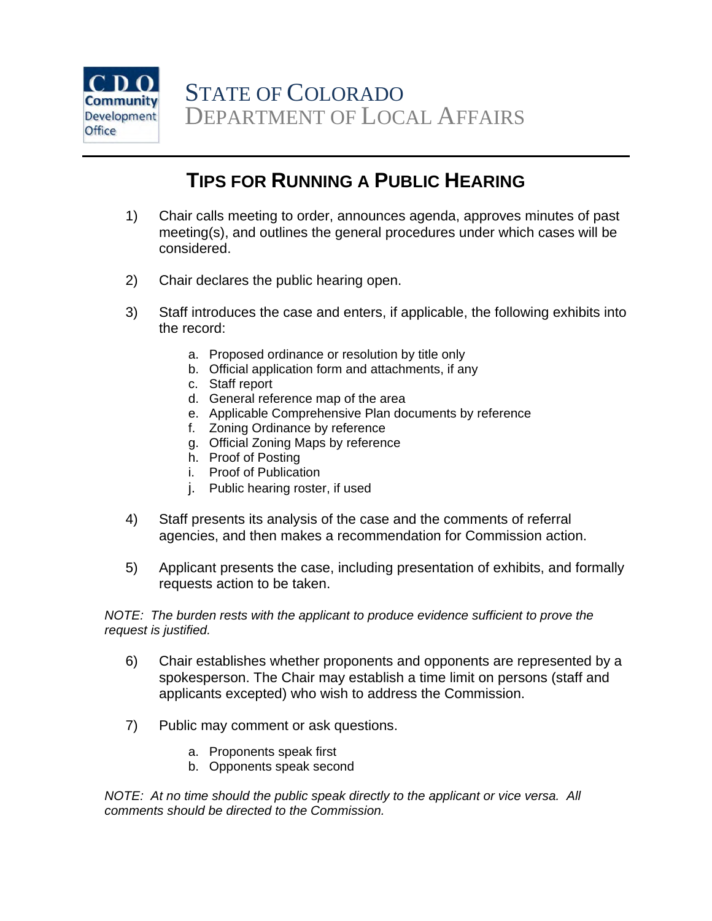STATE OF COLORADO
DEPARTMENT OF LOCAL AFFAIRS

# TIPS FOR RUNNING A PUBLIC HEARING

1) Chair calls meeting to order, announces agenda, approves minutes of past meeting(s), and outlines the general procedures under which cases will be considered.

2) Chair declares the public hearing open.

3) Staff introduces the case and enters, if applicable, the following exhibits into the record:

   a. Proposed ordinance or resolution by title only
   b. Official application form and attachments, if any
   c. Staff report
   d. General reference map of the area
   e. Applicable Comprehensive Plan documents by reference
   f. Zoning Ordinance by reference
   g. Official Zoning Maps by reference
   h. Proof of Posting
   i. Proof of Publication
   j. Public hearing roster, if used

4) Staff presents its analysis of the case and the comments of referral agencies, and then makes a recommendation for Commission action.

5) Applicant presents the case, including presentation of exhibits, and formally requests action to be taken.

*NOTE: The burden rests with the applicant to produce evidence sufficient to prove the request is justified.*

6) Chair establishes whether proponents and opponents are represented by a spokesperson. The Chair may establish a time limit on persons (staff and applicants excepted) who wish to address the Commission.

7) Public may comment or ask questions.

   a. Proponents speak first
   b. Opponents speak second

*NOTE: At no time should the public speak directly to the applicant or vice versa. All comments should be directed to the Commission.*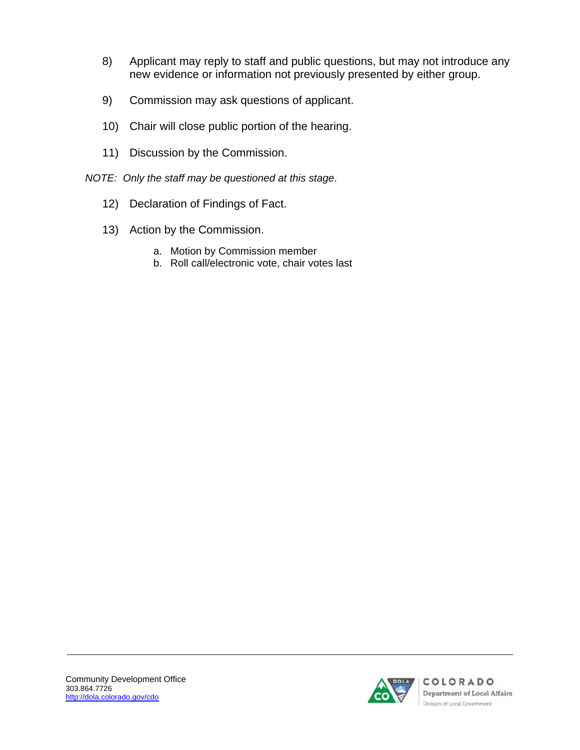8) Applicant may reply to staff and public questions, but may not introduce any new evidence or information not previously presented by either group.

9) Commission may ask questions of applicant.

10) Chair will close public portion of the hearing.

11) Discussion by the Commission.

*NOTE: Only the staff may be questioned at this stage.*

12) Declaration of Findings of Fact.

13) Action by the Commission.

    a. Motion by Commission member
    b. Roll call/electronic vote, chair votes last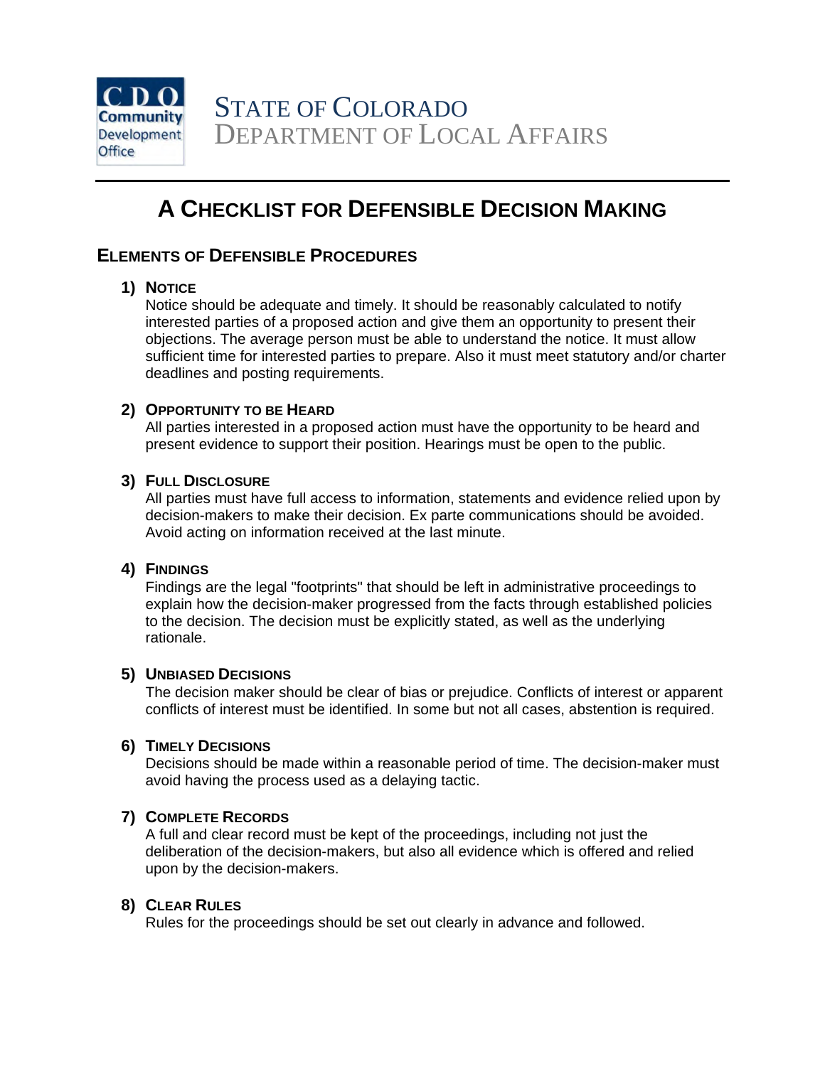CDO Community Development Office

STATE OF COLORADO
DEPARTMENT OF LOCAL AFFAIRS

# A CHECKLIST FOR DEFENSIBLE DECISION MAKING

## ELEMENTS OF DEFENSIBLE PROCEDURES

1) **NOTICE**
   Notice should be adequate and timely. It should be reasonably calculated to notify interested parties of a proposed action and give them an opportunity to present their objections. The average person must be able to understand the notice. It must allow sufficient time for interested parties to prepare. Also it must meet statutory and/or charter deadlines and posting requirements.

2) **OPPORTUNITY TO BE HEARD**
   All parties interested in a proposed action must have the opportunity to be heard and present evidence to support their position. Hearings must be open to the public.

3) **FULL DISCLOSURE**
   All parties must have full access to information, statements and evidence relied upon by decision-makers to make their decision. Ex parte communications should be avoided. Avoid acting on information received at the last minute.

4) **FINDINGS**
   Findings are the legal "footprints" that should be left in administrative proceedings to explain how the decision-maker progressed from the facts through established policies to the decision. The decision must be explicitly stated, as well as the underlying rationale.

5) **UNBIASED DECISIONS**
   The decision maker should be clear of bias or prejudice. Conflicts of interest or apparent conflicts of interest must be identified. In some but not all cases, abstention is required.

6) **TIMELY DECISIONS**
   Decisions should be made within a reasonable period of time. The decision-maker must avoid having the process used as a delaying tactic.

7) **COMPLETE RECORDS**
   A full and clear record must be kept of the proceedings, including not just the deliberation of the decision-makers, but also all evidence which is offered and relied upon by the decision-makers.

8) **CLEAR RULES**
   Rules for the proceedings should be set out clearly in advance and followed.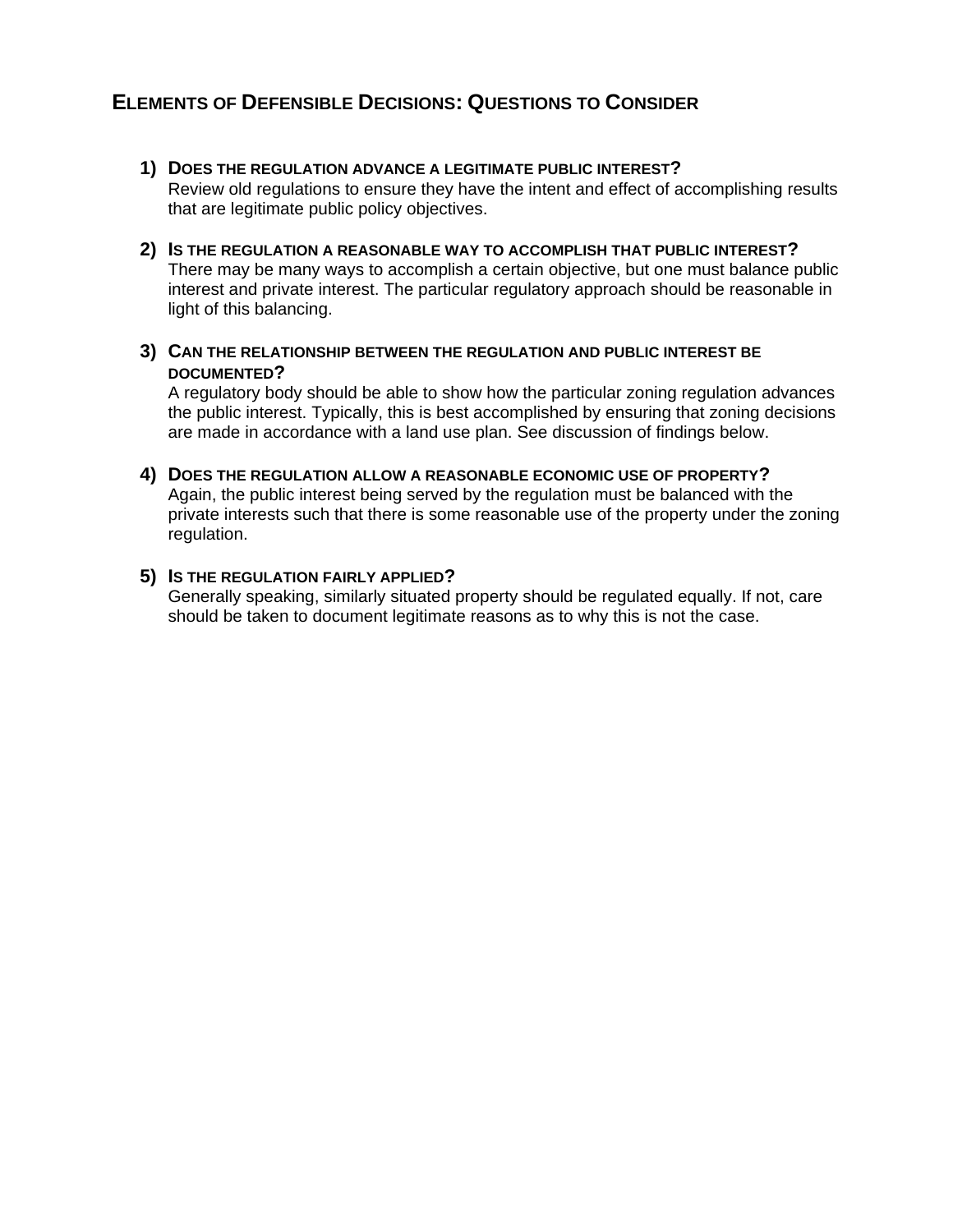## Elements of Defensible Decisions: Questions to Consider

1) **Does the regulation advance a legitimate public interest?**
   Review old regulations to ensure they have the intent and effect of accomplishing results that are legitimate public policy objectives.

2) **Is the regulation a reasonable way to accomplish that public interest?**
   There may be many ways to accomplish a certain objective, but one must balance public interest and private interest. The particular regulatory approach should be reasonable in light of this balancing.

3) **Can the relationship between the regulation and public interest be documented?**
   A regulatory body should be able to show how the particular zoning regulation advances the public interest. Typically, this is best accomplished by ensuring that zoning decisions are made in accordance with a land use plan. See discussion of findings below.

4) **Does the regulation allow a reasonable economic use of property?**
   Again, the public interest being served by the regulation must be balanced with the private interests such that there is some reasonable use of the property under the zoning regulation.

5) **Is the regulation fairly applied?**
   Generally speaking, similarly situated property should be regulated equally. If not, care should be taken to document legitimate reasons as to why this is not the case.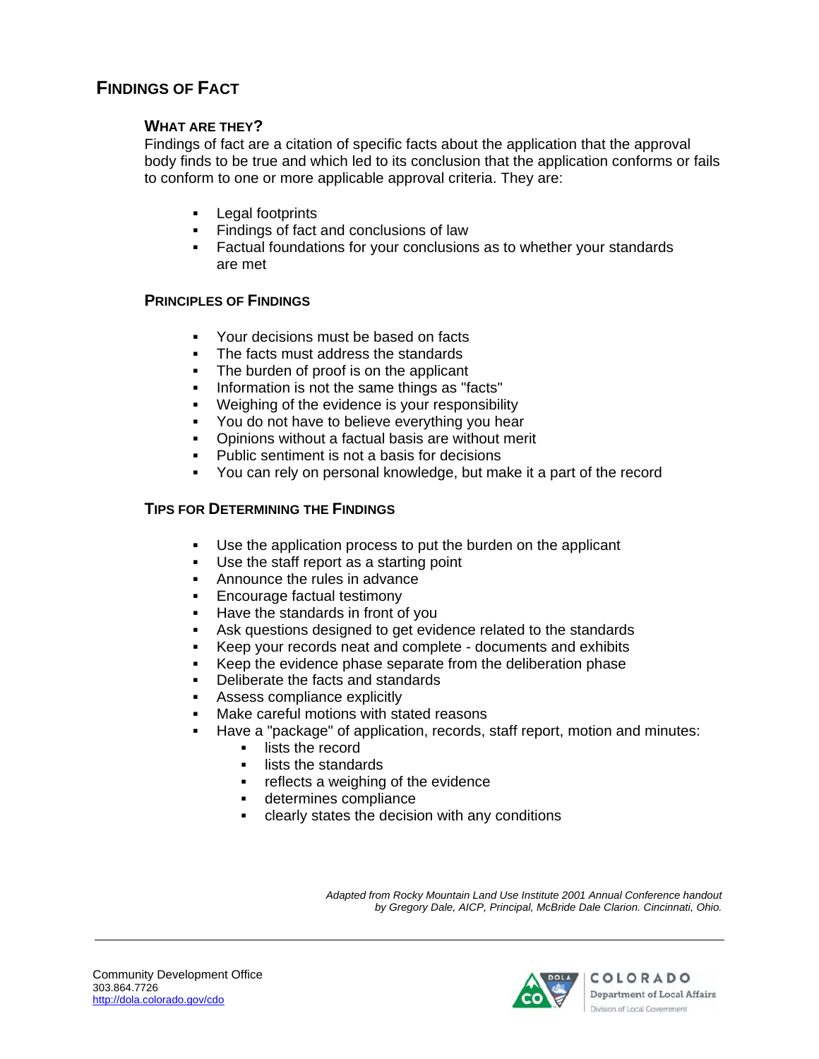## Findings of Fact

### What are they?

Findings of fact are a citation of specific facts about the application that the approval body finds to be true and which led to its conclusion that the application conforms or fails to conform to one or more applicable approval criteria. They are:

- Legal footprints
- Findings of fact and conclusions of law
- Factual foundations for your conclusions as to whether your standards are met

### Principles of Findings

- Your decisions must be based on facts
- The facts must address the standards
- The burden of proof is on the applicant
- Information is not the same things as "facts"
- Weighing of the evidence is your responsibility
- You do not have to believe everything you hear
- Opinions without a factual basis are without merit
- Public sentiment is not a basis for decisions
- You can rely on personal knowledge, but make it a part of the record

### Tips for Determining the Findings

- Use the application process to put the burden on the applicant
- Use the staff report as a starting point
- Announce the rules in advance
- Encourage factual testimony
- Have the standards in front of you
- Ask questions designed to get evidence related to the standards
- Keep your records neat and complete - documents and exhibits
- Keep the evidence phase separate from the deliberation phase
- Deliberate the facts and standards
- Assess compliance explicitly
- Make careful motions with stated reasons
- Have a "package" of application, records, staff report, motion and minutes:
  - lists the record
  - lists the standards
  - reflects a weighing of the evidence
  - determines compliance
  - clearly states the decision with any conditions

*Adapted from Rocky Mountain Land Use Institute 2001 Annual Conference handout by Gregory Dale, AICP, Principal, McBride Dale Clarion. Cincinnati, Ohio.*

Community Development Office
303.864.7726
http://dola.colorado.gov/cdo

COLORADO
Department of Local Affairs
Division of Local Government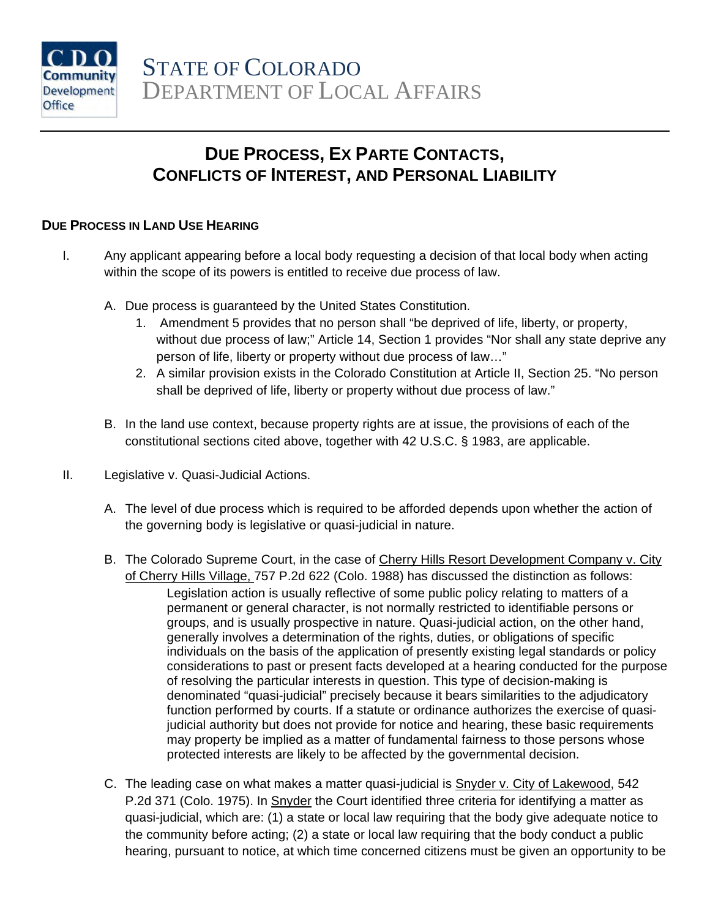**CDO Community Development Office**

# STATE OF COLORADO
DEPARTMENT OF LOCAL AFFAIRS

---

## DUE PROCESS, EX PARTE CONTACTS, CONFLICTS OF INTEREST, AND PERSONAL LIABILITY

### DUE PROCESS IN LAND USE HEARING

I. Any applicant appearing before a local body requesting a decision of that local body when acting within the scope of its powers is entitled to receive due process of law.

   A. Due process is guaranteed by the United States Constitution.
      1. Amendment 5 provides that no person shall "be deprived of life, liberty, or property, without due process of law;" Article 14, Section 1 provides "Nor shall any state deprive any person of life, liberty or property without due process of law…"
      2. A similar provision exists in the Colorado Constitution at Article II, Section 25. "No person shall be deprived of life, liberty or property without due process of law."

   B. In the land use context, because property rights are at issue, the provisions of each of the constitutional sections cited above, together with 42 U.S.C. § 1983, are applicable.

II. Legislative v. Quasi-Judicial Actions.

   A. The level of due process which is required to be afforded depends upon whether the action of the governing body is legislative or quasi-judicial in nature.

   B. The Colorado Supreme Court, in the case of Cherry Hills Resort Development Company v. City of Cherry Hills Village, 757 P.2d 622 (Colo. 1988) has discussed the distinction as follows:

   > Legislation action is usually reflective of some public policy relating to matters of a permanent or general character, is not normally restricted to identifiable persons or groups, and is usually prospective in nature. Quasi-judicial action, on the other hand, generally involves a determination of the rights, duties, or obligations of specific individuals on the basis of the application of presently existing legal standards or policy considerations to past or present facts developed at a hearing conducted for the purpose of resolving the particular interests in question. This type of decision-making is denominated "quasi-judicial" precisely because it bears similarities to the adjudicatory function performed by courts. If a statute or ordinance authorizes the exercise of quasi-judicial authority but does not provide for notice and hearing, these basic requirements may property be implied as a matter of fundamental fairness to those persons whose protected interests are likely to be affected by the governmental decision.

   C. The leading case on what makes a matter quasi-judicial is Snyder v. City of Lakewood, 542 P.2d 371 (Colo. 1975). In Snyder the Court identified three criteria for identifying a matter as quasi-judicial, which are: (1) a state or local law requiring that the body give adequate notice to the community before acting; (2) a state or local law requiring that the body conduct a public hearing, pursuant to notice, at which time concerned citizens must be given an opportunity to be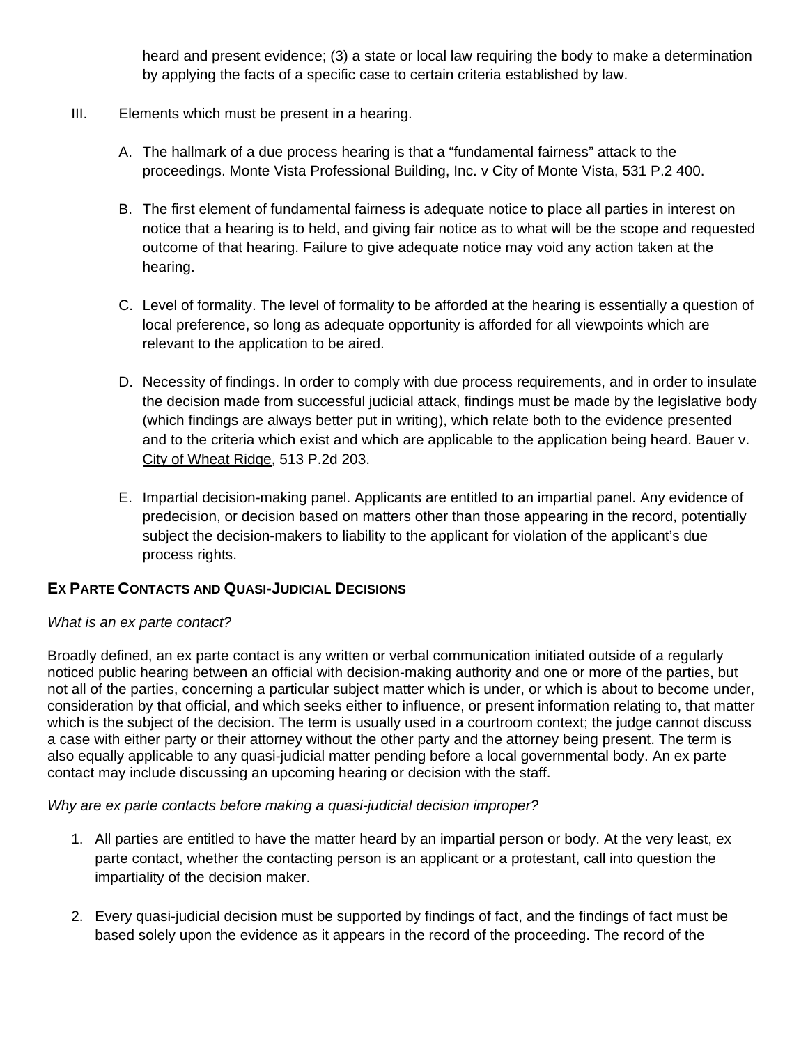heard and present evidence; (3) a state or local law requiring the body to make a determination by applying the facts of a specific case to certain criteria established by law.

III. Elements which must be present in a hearing.

A. The hallmark of a due process hearing is that a "fundamental fairness" attack to the proceedings. Monte Vista Professional Building, Inc. v City of Monte Vista, 531 P.2 400.

B. The first element of fundamental fairness is adequate notice to place all parties in interest on notice that a hearing is to held, and giving fair notice as to what will be the scope and requested outcome of that hearing. Failure to give adequate notice may void any action taken at the hearing.

C. Level of formality. The level of formality to be afforded at the hearing is essentially a question of local preference, so long as adequate opportunity is afforded for all viewpoints which are relevant to the application to be aired.

D. Necessity of findings. In order to comply with due process requirements, and in order to insulate the decision made from successful judicial attack, findings must be made by the legislative body (which findings are always better put in writing), which relate both to the evidence presented and to the criteria which exist and which are applicable to the application being heard. Bauer v. City of Wheat Ridge, 513 P.2d 203.

E. Impartial decision-making panel. Applicants are entitled to an impartial panel. Any evidence of predecision, or decision based on matters other than those appearing in the record, potentially subject the decision-makers to liability to the applicant for violation of the applicant's due process rights.

## Ex Parte Contacts and Quasi-Judicial Decisions

*What is an ex parte contact?*

Broadly defined, an ex parte contact is any written or verbal communication initiated outside of a regularly noticed public hearing between an official with decision-making authority and one or more of the parties, but not all of the parties, concerning a particular subject matter which is under, or which is about to become under, consideration by that official, and which seeks either to influence, or present information relating to, that matter which is the subject of the decision. The term is usually used in a courtroom context; the judge cannot discuss a case with either party or their attorney without the other party and the attorney being present. The term is also equally applicable to any quasi-judicial matter pending before a local governmental body. An ex parte contact may include discussing an upcoming hearing or decision with the staff.

*Why are ex parte contacts before making a quasi-judicial decision improper?*

1. All parties are entitled to have the matter heard by an impartial person or body. At the very least, ex parte contact, whether the contacting person is an applicant or a protestant, call into question the impartiality of the decision maker.

2. Every quasi-judicial decision must be supported by findings of fact, and the findings of fact must be based solely upon the evidence as it appears in the record of the proceeding. The record of the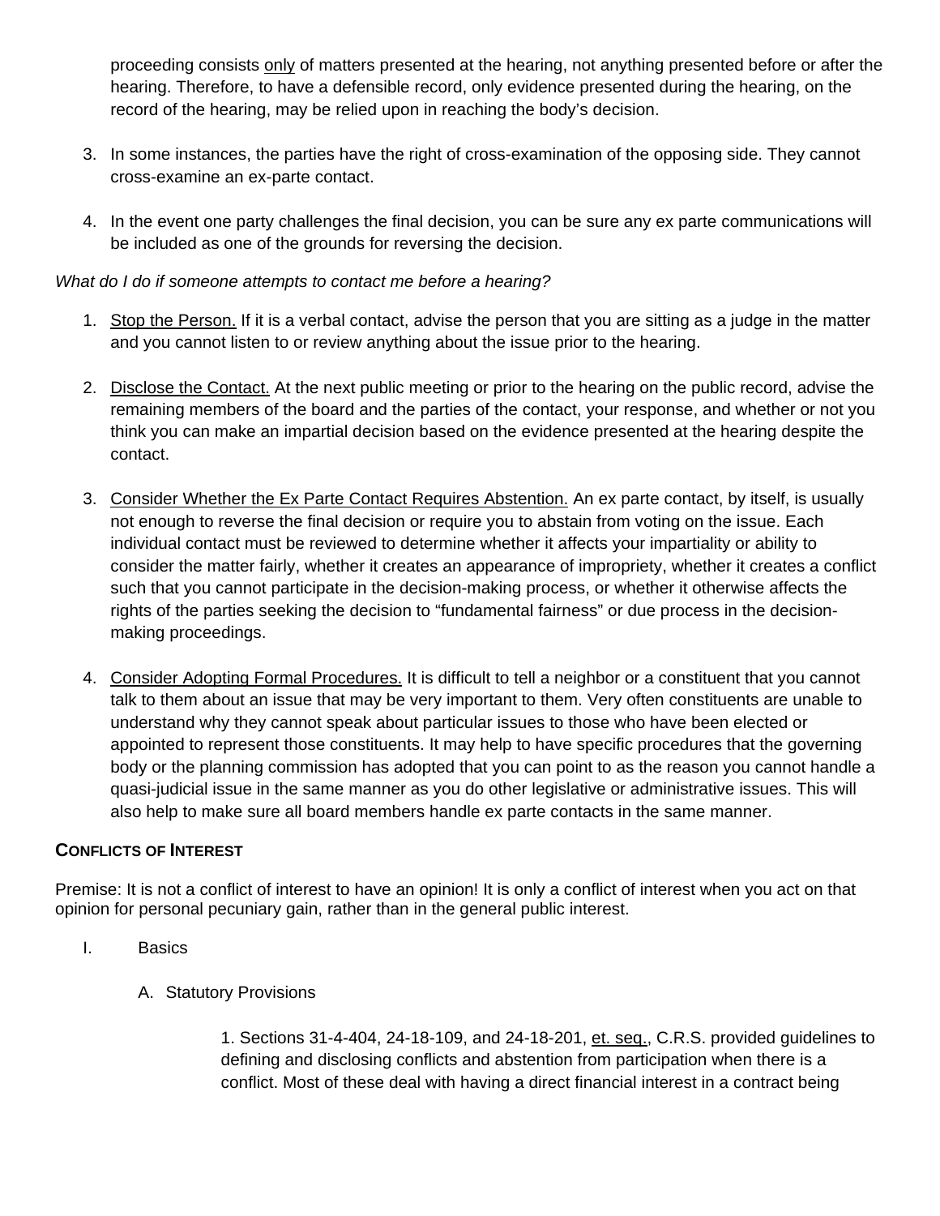proceeding consists only of matters presented at the hearing, not anything presented before or after the hearing. Therefore, to have a defensible record, only evidence presented during the hearing, on the record of the hearing, may be relied upon in reaching the body's decision.

3. In some instances, the parties have the right of cross-examination of the opposing side. They cannot cross-examine an ex-parte contact.

4. In the event one party challenges the final decision, you can be sure any ex parte communications will be included as one of the grounds for reversing the decision.

*What do I do if someone attempts to contact me before a hearing?*

1. Stop the Person. If it is a verbal contact, advise the person that you are sitting as a judge in the matter and you cannot listen to or review anything about the issue prior to the hearing.

2. Disclose the Contact. At the next public meeting or prior to the hearing on the public record, advise the remaining members of the board and the parties of the contact, your response, and whether or not you think you can make an impartial decision based on the evidence presented at the hearing despite the contact.

3. Consider Whether the Ex Parte Contact Requires Abstention. An ex parte contact, by itself, is usually not enough to reverse the final decision or require you to abstain from voting on the issue. Each individual contact must be reviewed to determine whether it affects your impartiality or ability to consider the matter fairly, whether it creates an appearance of impropriety, whether it creates a conflict such that you cannot participate in the decision-making process, or whether it otherwise affects the rights of the parties seeking the decision to "fundamental fairness" or due process in the decision-making proceedings.

4. Consider Adopting Formal Procedures. It is difficult to tell a neighbor or a constituent that you cannot talk to them about an issue that may be very important to them. Very often constituents are unable to understand why they cannot speak about particular issues to those who have been elected or appointed to represent those constituents. It may help to have specific procedures that the governing body or the planning commission has adopted that you can point to as the reason you cannot handle a quasi-judicial issue in the same manner as you do other legislative or administrative issues. This will also help to make sure all board members handle ex parte contacts in the same manner.

## CONFLICTS OF INTEREST

Premise: It is not a conflict of interest to have an opinion! It is only a conflict of interest when you act on that opinion for personal pecuniary gain, rather than in the general public interest.

I. Basics

A. Statutory Provisions

1. Sections 31-4-404, 24-18-109, and 24-18-201, et. seq., C.R.S. provided guidelines to defining and disclosing conflicts and abstention from participation when there is a conflict. Most of these deal with having a direct financial interest in a contract being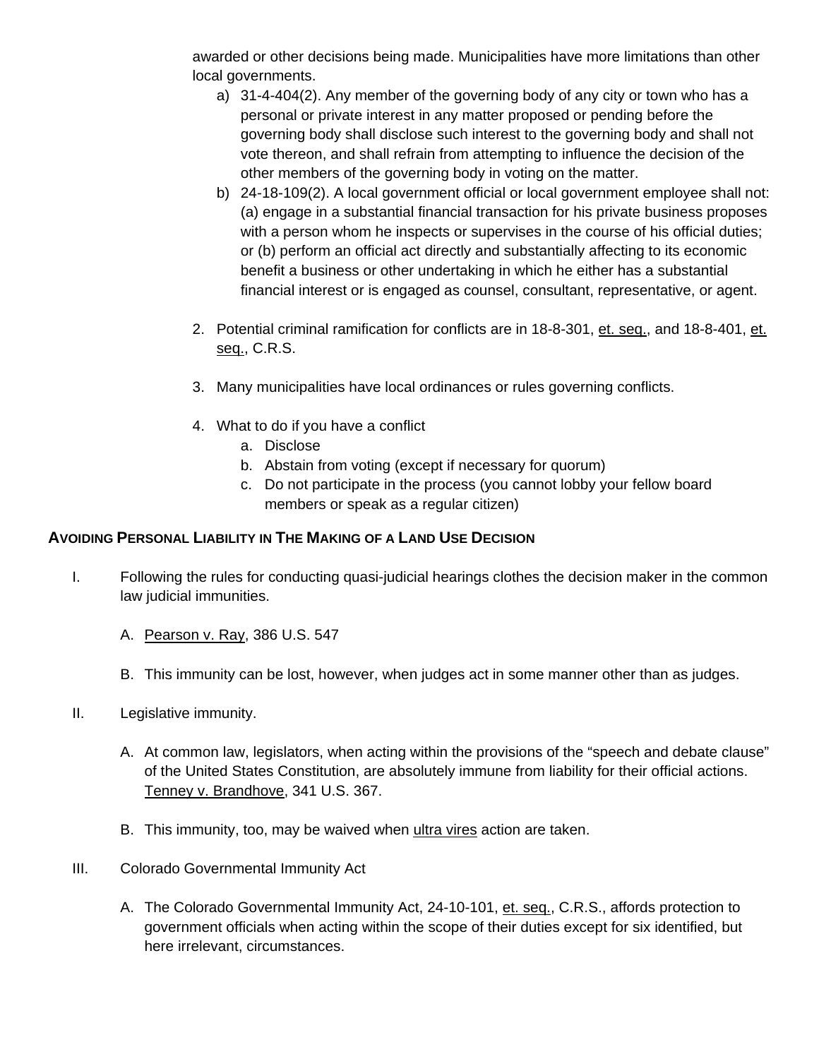awarded or other decisions being made. Municipalities have more limitations than other local governments.

a) 31-4-404(2). Any member of the governing body of any city or town who has a personal or private interest in any matter proposed or pending before the governing body shall disclose such interest to the governing body and shall not vote thereon, and shall refrain from attempting to influence the decision of the other members of the governing body in voting on the matter.
b) 24-18-109(2). A local government official or local government employee shall not: (a) engage in a substantial financial transaction for his private business proposes with a person whom he inspects or supervises in the course of his official duties; or (b) perform an official act directly and substantially affecting to its economic benefit a business or other undertaking in which he either has a substantial financial interest or is engaged as counsel, consultant, representative, or agent.

2. Potential criminal ramification for conflicts are in 18-8-301, et. seq., and 18-8-401, et. seq., C.R.S.

3. Many municipalities have local ordinances or rules governing conflicts.

4. What to do if you have a conflict
   a. Disclose
   b. Abstain from voting (except if necessary for quorum)
   c. Do not participate in the process (you cannot lobby your fellow board members or speak as a regular citizen)

## AVOIDING PERSONAL LIABILITY IN THE MAKING OF A LAND USE DECISION

I. Following the rules for conducting quasi-judicial hearings clothes the decision maker in the common law judicial immunities.

   A. Pearson v. Ray, 386 U.S. 547

   B. This immunity can be lost, however, when judges act in some manner other than as judges.

II. Legislative immunity.

   A. At common law, legislators, when acting within the provisions of the "speech and debate clause" of the United States Constitution, are absolutely immune from liability for their official actions. Tenney v. Brandhove, 341 U.S. 367.

   B. This immunity, too, may be waived when ultra vires action are taken.

III. Colorado Governmental Immunity Act

   A. The Colorado Governmental Immunity Act, 24-10-101, et. seq., C.R.S., affords protection to government officials when acting within the scope of their duties except for six identified, but here irrelevant, circumstances.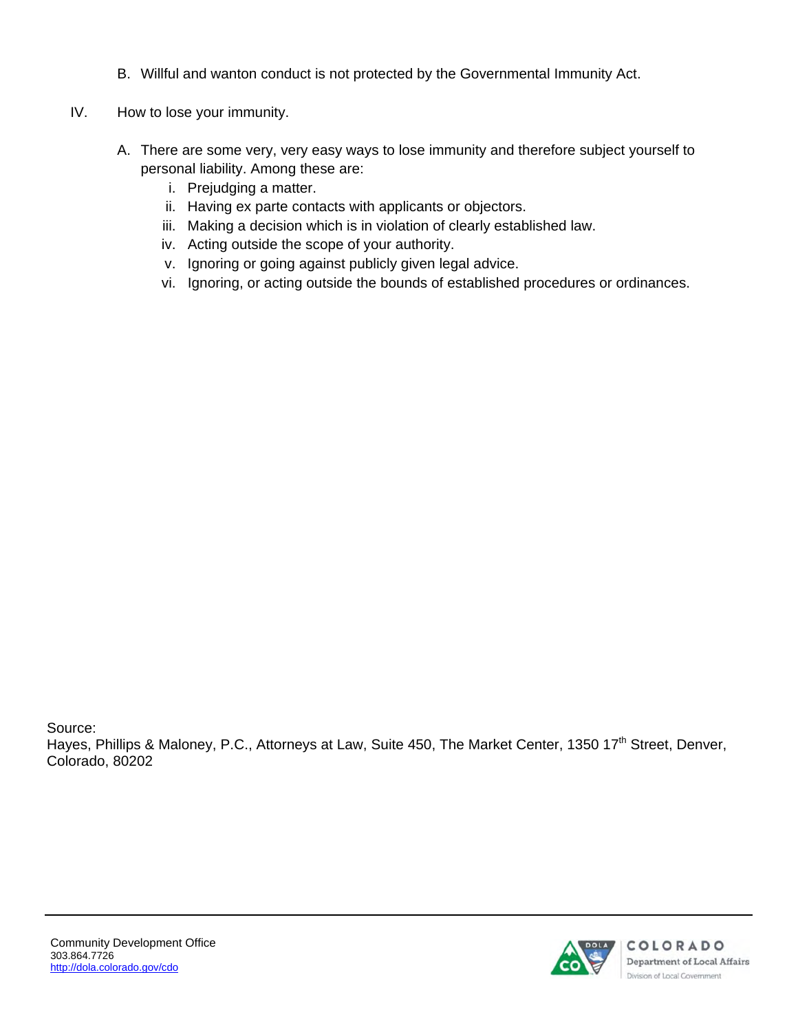B. Willful and wanton conduct is not protected by the Governmental Immunity Act.

IV. How to lose your immunity.

A. There are some very, very easy ways to lose immunity and therefore subject yourself to personal liability. Among these are:

   i. Prejudging a matter.
   ii. Having ex parte contacts with applicants or objectors.
   iii. Making a decision which is in violation of clearly established law.
   iv. Acting outside the scope of your authority.
   v. Ignoring or going against publicly given legal advice.
   vi. Ignoring, or acting outside the bounds of established procedures or ordinances.

Source:
Hayes, Phillips & Maloney, P.C., Attorneys at Law, Suite 450, The Market Center, 1350 17th Street, Denver, Colorado, 80202

Community Development Office
303.864.7726
http://dola.colorado.gov/cdo

COLORADO
Department of Local Affairs
Division of Local Government